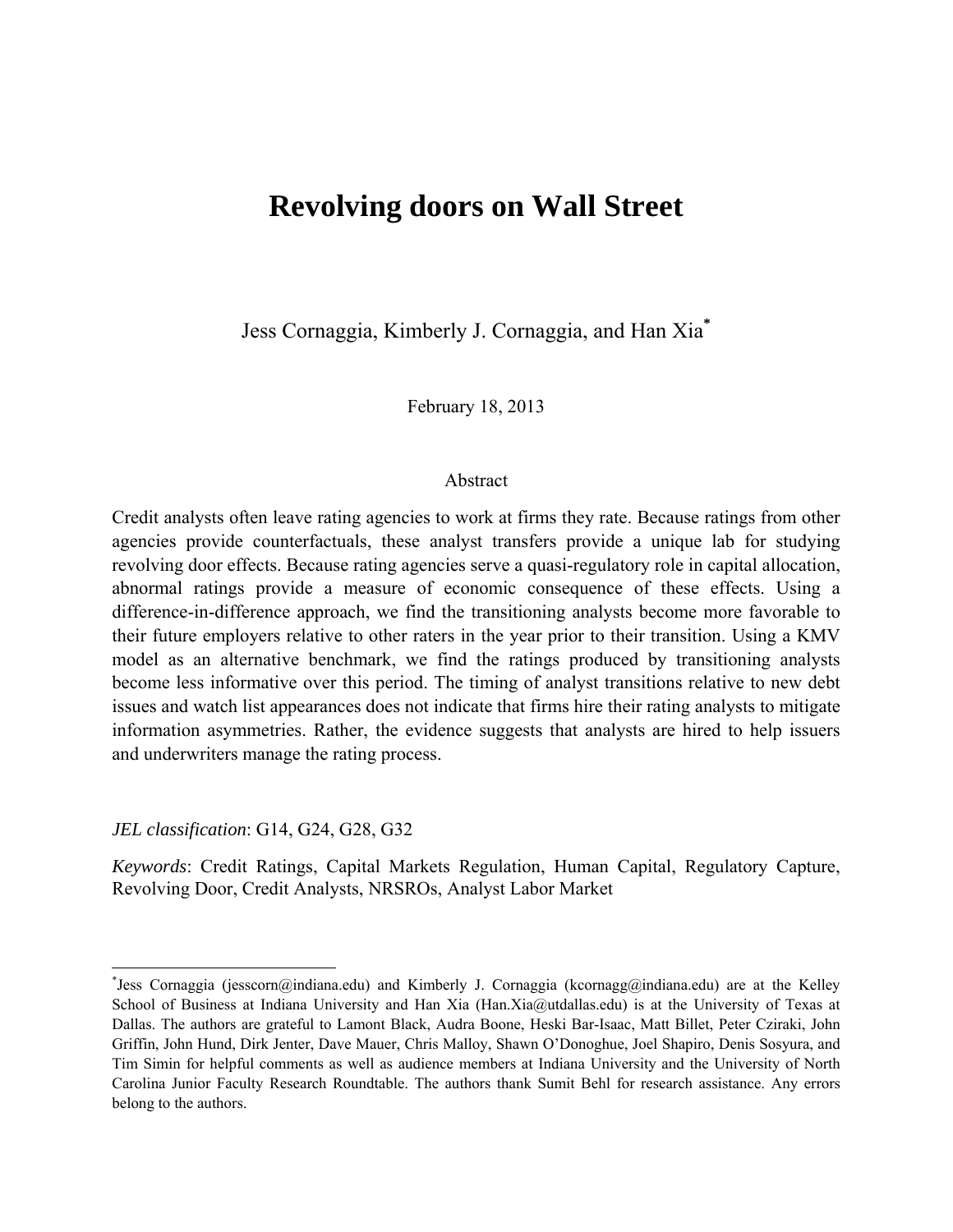# Revolving doors on Wall Street

Jess Cornaggia, Kimberly J. Cornaggia, and Han Xia[*]

February 18, 2013

## Abstract

Credit analysts often leave rating agencies to work at firms they rate. Because ratings from other agencies provide counterfactuals, these analyst transfers provide a unique lab for studying revolving door effects. Because rating agencies serve a quasi-regulatory role in capital allocation, abnormal ratings provide a measure of economic consequence of these effects. Using a difference-in-difference approach, we find the transitioning analysts become more favorable to their future employers relative to other raters in the year prior to their transition. Using a KMV model as an alternative benchmark, we find the ratings produced by transitioning analysts become less informative over this period. The timing of analyst transitions relative to new debt issues and watch list appearances does not indicate that firms hire their rating analysts to mitigate information asymmetries. Rather, the evidence suggests that analysts are hired to help issuers and underwriters manage the rating process.

*JEL classification*: G14, G24, G28, G32

*Keywords*: Credit Ratings, Capital Markets Regulation, Human Capital, Regulatory Capture, Revolving Door, Credit Analysts, NRSROs, Analyst Labor Market

---

[*] Jess Cornaggia (jesscorn@indiana.edu) and Kimberly J. Cornaggia (kcornagg@indiana.edu) are at the Kelley School of Business at Indiana University and Han Xia (Han.Xia@utdallas.edu) is at the University of Texas at Dallas. The authors are grateful to Lamont Black, Audra Boone, Heski Bar-Isaac, Matt Billet, Peter Cziraki, John Griffin, John Hund, Dirk Jenter, Dave Mauer, Chris Malloy, Shawn O'Donoghue, Joel Shapiro, Denis Sosyura, and Tim Simin for helpful comments as well as audience members at Indiana University and the University of North Carolina Junior Faculty Research Roundtable. The authors thank Sumit Behl for research assistance. Any errors belong to the authors.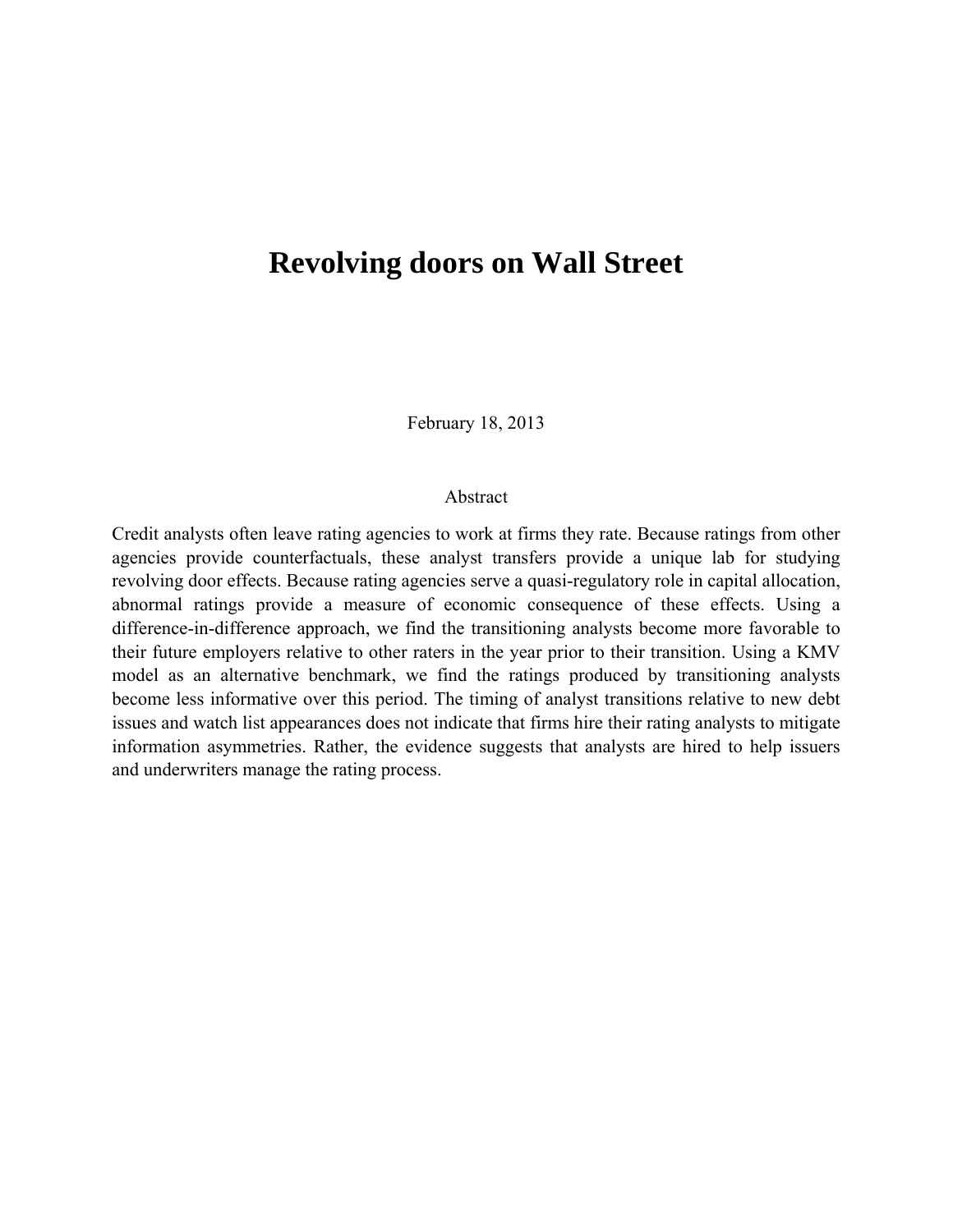# Revolving doors on Wall Street

February 18, 2013

Abstract

Credit analysts often leave rating agencies to work at firms they rate. Because ratings from other agencies provide counterfactuals, these analyst transfers provide a unique lab for studying revolving door effects. Because rating agencies serve a quasi-regulatory role in capital allocation, abnormal ratings provide a measure of economic consequence of these effects. Using a difference-in-difference approach, we find the transitioning analysts become more favorable to their future employers relative to other raters in the year prior to their transition. Using a KMV model as an alternative benchmark, we find the ratings produced by transitioning analysts become less informative over this period. The timing of analyst transitions relative to new debt issues and watch list appearances does not indicate that firms hire their rating analysts to mitigate information asymmetries. Rather, the evidence suggests that analysts are hired to help issuers and underwriters manage the rating process.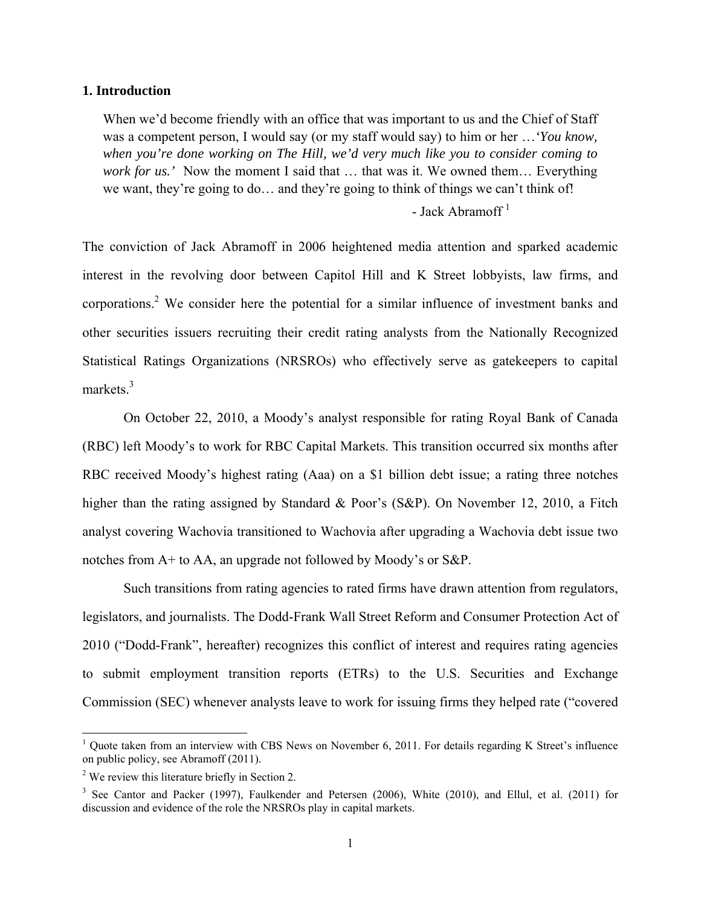## 1. Introduction

> When we'd become friendly with an office that was important to us and the Chief of Staff was a competent person, I would say (or my staff would say) to him or her …*'You know, when you're done working on The Hill, we'd very much like you to consider coming to work for us.'* Now the moment I said that … that was it. We owned them… Everything we want, they're going to do… and they're going to think of things we can't think of!
>
> \- Jack Abramoff [1]

The conviction of Jack Abramoff in 2006 heightened media attention and sparked academic interest in the revolving door between Capitol Hill and K Street lobbyists, law firms, and corporations.[2] We consider here the potential for a similar influence of investment banks and other securities issuers recruiting their credit rating analysts from the Nationally Recognized Statistical Ratings Organizations (NRSROs) who effectively serve as gatekeepers to capital markets.[3]

On October 22, 2010, a Moody's analyst responsible for rating Royal Bank of Canada (RBC) left Moody's to work for RBC Capital Markets. This transition occurred six months after RBC received Moody's highest rating (Aaa) on a $1 billion debt issue; a rating three notches higher than the rating assigned by Standard & Poor's (S&P). On November 12, 2010, a Fitch analyst covering Wachovia transitioned to Wachovia after upgrading a Wachovia debt issue two notches from A+ to AA, an upgrade not followed by Moody's or S&P.

Such transitions from rating agencies to rated firms have drawn attention from regulators, legislators, and journalists. The Dodd-Frank Wall Street Reform and Consumer Protection Act of 2010 ("Dodd-Frank", hereafter) recognizes this conflict of interest and requires rating agencies to submit employment transition reports (ETRs) to the U.S. Securities and Exchange Commission (SEC) whenever analysts leave to work for issuing firms they helped rate ("covered

---

[1] Quote taken from an interview with CBS News on November 6, 2011. For details regarding K Street's influence on public policy, see Abramoff (2011).

[2] We review this literature briefly in Section 2.

[3] See Cantor and Packer (1997), Faulkender and Petersen (2006), White (2010), and Ellul, et al. (2011) for discussion and evidence of the role the NRSROs play in capital markets.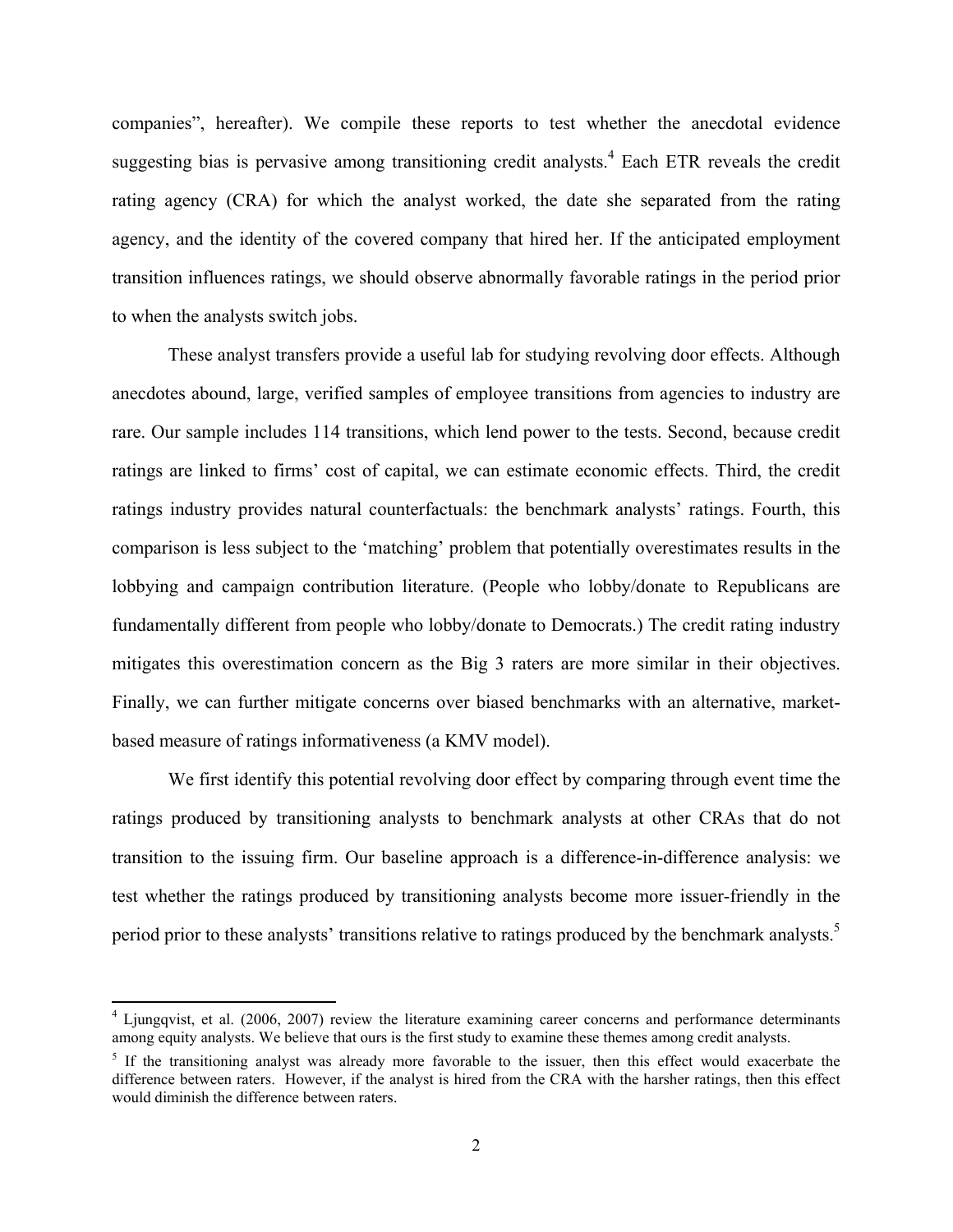companies", hereafter). We compile these reports to test whether the anecdotal evidence suggesting bias is pervasive among transitioning credit analysts.[4] Each ETR reveals the credit rating agency (CRA) for which the analyst worked, the date she separated from the rating agency, and the identity of the covered company that hired her. If the anticipated employment transition influences ratings, we should observe abnormally favorable ratings in the period prior to when the analysts switch jobs.

These analyst transfers provide a useful lab for studying revolving door effects. Although anecdotes abound, large, verified samples of employee transitions from agencies to industry are rare. Our sample includes 114 transitions, which lend power to the tests. Second, because credit ratings are linked to firms' cost of capital, we can estimate economic effects. Third, the credit ratings industry provides natural counterfactuals: the benchmark analysts' ratings. Fourth, this comparison is less subject to the 'matching' problem that potentially overestimates results in the lobbying and campaign contribution literature. (People who lobby/donate to Republicans are fundamentally different from people who lobby/donate to Democrats.) The credit rating industry mitigates this overestimation concern as the Big 3 raters are more similar in their objectives. Finally, we can further mitigate concerns over biased benchmarks with an alternative, market-based measure of ratings informativeness (a KMV model).

We first identify this potential revolving door effect by comparing through event time the ratings produced by transitioning analysts to benchmark analysts at other CRAs that do not transition to the issuing firm. Our baseline approach is a difference-in-difference analysis: we test whether the ratings produced by transitioning analysts become more issuer-friendly in the period prior to these analysts' transitions relative to ratings produced by the benchmark analysts.[5]

---

[4] Ljungqvist, et al. (2006, 2007) review the literature examining career concerns and performance determinants among equity analysts. We believe that ours is the first study to examine these themes among credit analysts.

[5] If the transitioning analyst was already more favorable to the issuer, then this effect would exacerbate the difference between raters. However, if the analyst is hired from the CRA with the harsher ratings, then this effect would diminish the difference between raters.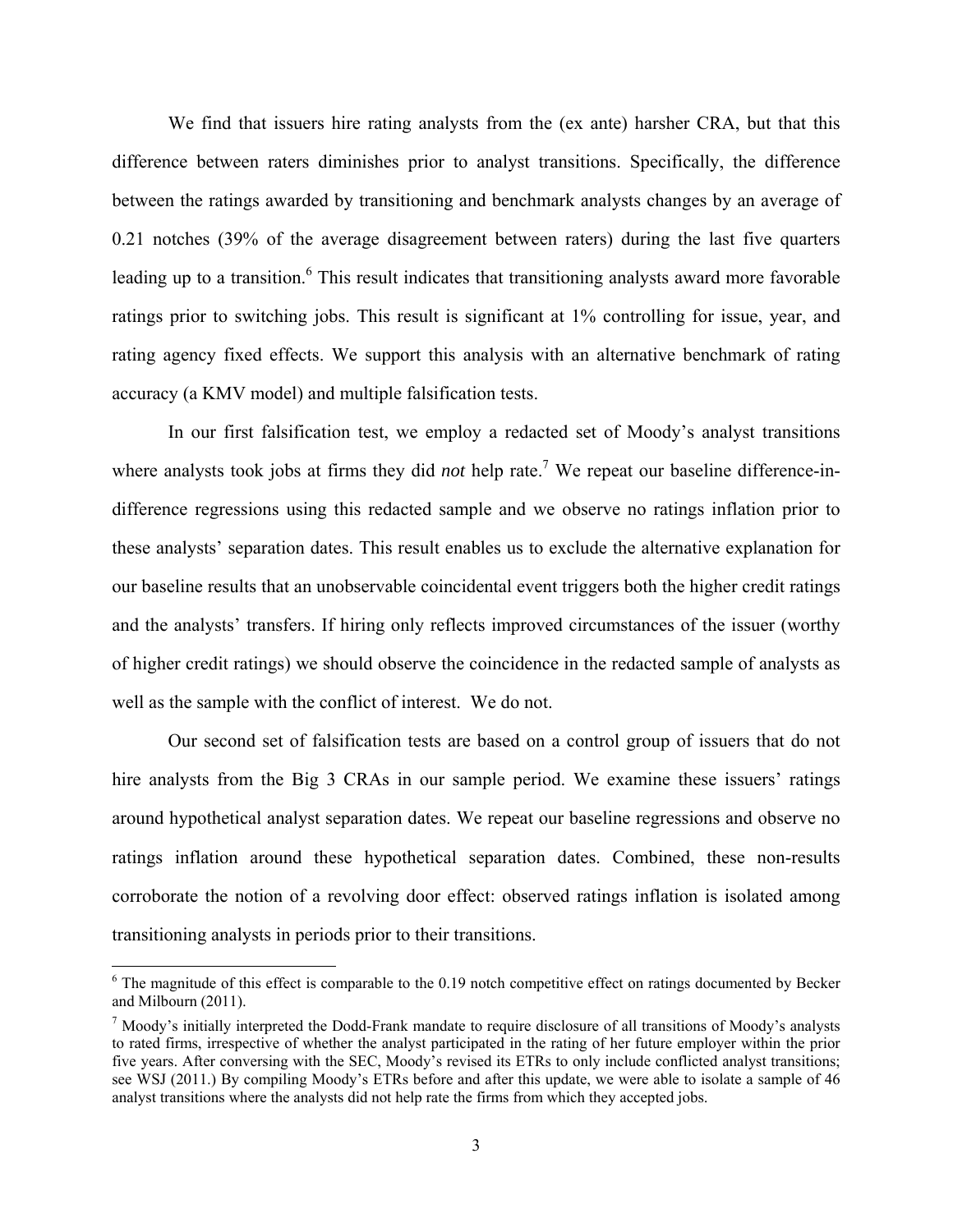We find that issuers hire rating analysts from the (ex ante) harsher CRA, but that this difference between raters diminishes prior to analyst transitions. Specifically, the difference between the ratings awarded by transitioning and benchmark analysts changes by an average of 0.21 notches (39% of the average disagreement between raters) during the last five quarters leading up to a transition.[6] This result indicates that transitioning analysts award more favorable ratings prior to switching jobs. This result is significant at 1% controlling for issue, year, and rating agency fixed effects. We support this analysis with an alternative benchmark of rating accuracy (a KMV model) and multiple falsification tests.

In our first falsification test, we employ a redacted set of Moody's analyst transitions where analysts took jobs at firms they did *not* help rate.[7] We repeat our baseline difference-in-difference regressions using this redacted sample and we observe no ratings inflation prior to these analysts' separation dates. This result enables us to exclude the alternative explanation for our baseline results that an unobservable coincidental event triggers both the higher credit ratings and the analysts' transfers. If hiring only reflects improved circumstances of the issuer (worthy of higher credit ratings) we should observe the coincidence in the redacted sample of analysts as well as the sample with the conflict of interest. We do not.

Our second set of falsification tests are based on a control group of issuers that do not hire analysts from the Big 3 CRAs in our sample period. We examine these issuers' ratings around hypothetical analyst separation dates. We repeat our baseline regressions and observe no ratings inflation around these hypothetical separation dates. Combined, these non-results corroborate the notion of a revolving door effect: observed ratings inflation is isolated among transitioning analysts in periods prior to their transitions.

---

[6] The magnitude of this effect is comparable to the 0.19 notch competitive effect on ratings documented by Becker and Milbourn (2011).

[7] Moody's initially interpreted the Dodd-Frank mandate to require disclosure of all transitions of Moody's analysts to rated firms, irrespective of whether the analyst participated in the rating of her future employer within the prior five years. After conversing with the SEC, Moody's revised its ETRs to only include conflicted analyst transitions; see WSJ (2011.) By compiling Moody's ETRs before and after this update, we were able to isolate a sample of 46 analyst transitions where the analysts did not help rate the firms from which they accepted jobs.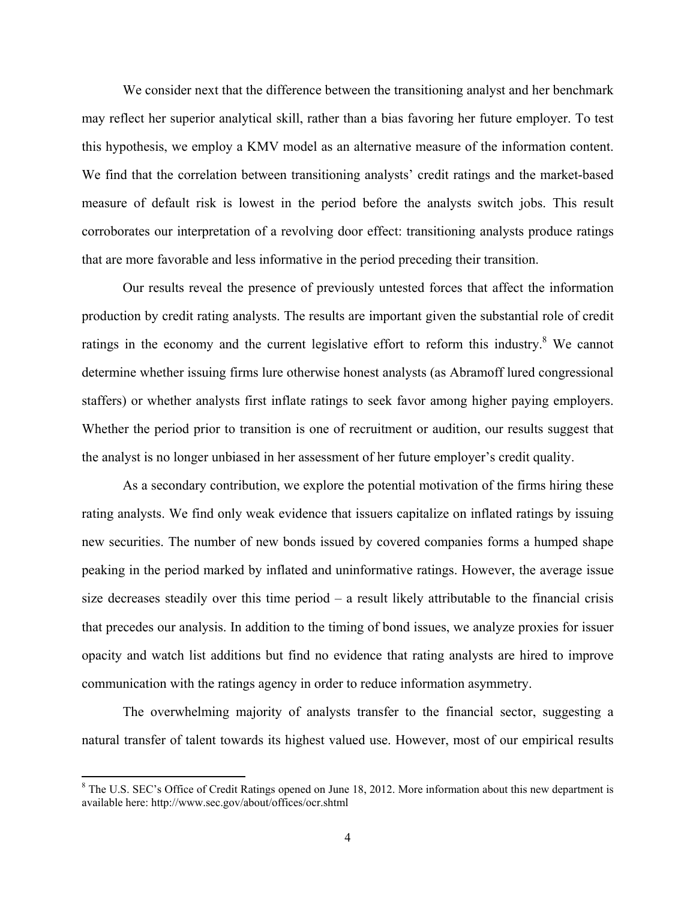We consider next that the difference between the transitioning analyst and her benchmark may reflect her superior analytical skill, rather than a bias favoring her future employer. To test this hypothesis, we employ a KMV model as an alternative measure of the information content. We find that the correlation between transitioning analysts' credit ratings and the market-based measure of default risk is lowest in the period before the analysts switch jobs. This result corroborates our interpretation of a revolving door effect: transitioning analysts produce ratings that are more favorable and less informative in the period preceding their transition.

Our results reveal the presence of previously untested forces that affect the information production by credit rating analysts. The results are important given the substantial role of credit ratings in the economy and the current legislative effort to reform this industry.[8] We cannot determine whether issuing firms lure otherwise honest analysts (as Abramoff lured congressional staffers) or whether analysts first inflate ratings to seek favor among higher paying employers. Whether the period prior to transition is one of recruitment or audition, our results suggest that the analyst is no longer unbiased in her assessment of her future employer's credit quality.

As a secondary contribution, we explore the potential motivation of the firms hiring these rating analysts. We find only weak evidence that issuers capitalize on inflated ratings by issuing new securities. The number of new bonds issued by covered companies forms a humped shape peaking in the period marked by inflated and uninformative ratings. However, the average issue size decreases steadily over this time period – a result likely attributable to the financial crisis that precedes our analysis. In addition to the timing of bond issues, we analyze proxies for issuer opacity and watch list additions but find no evidence that rating analysts are hired to improve communication with the ratings agency in order to reduce information asymmetry.

The overwhelming majority of analysts transfer to the financial sector, suggesting a natural transfer of talent towards its highest valued use. However, most of our empirical results

[8] The U.S. SEC's Office of Credit Ratings opened on June 18, 2012. More information about this new department is available here: http://www.sec.gov/about/offices/ocr.shtml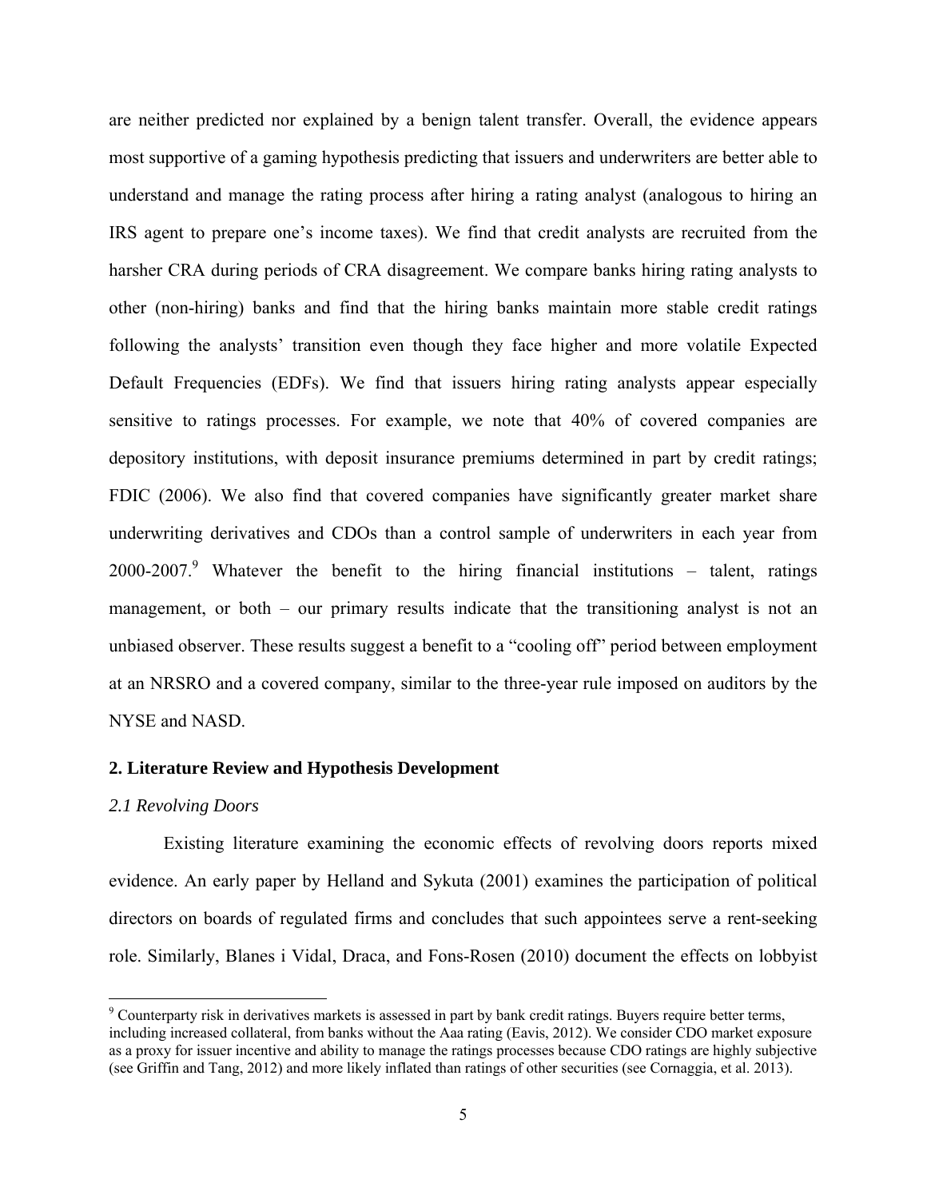are neither predicted nor explained by a benign talent transfer. Overall, the evidence appears most supportive of a gaming hypothesis predicting that issuers and underwriters are better able to understand and manage the rating process after hiring a rating analyst (analogous to hiring an IRS agent to prepare one's income taxes). We find that credit analysts are recruited from the harsher CRA during periods of CRA disagreement. We compare banks hiring rating analysts to other (non-hiring) banks and find that the hiring banks maintain more stable credit ratings following the analysts' transition even though they face higher and more volatile Expected Default Frequencies (EDFs). We find that issuers hiring rating analysts appear especially sensitive to ratings processes. For example, we note that 40% of covered companies are depository institutions, with deposit insurance premiums determined in part by credit ratings; FDIC (2006). We also find that covered companies have significantly greater market share underwriting derivatives and CDOs than a control sample of underwriters in each year from 2000-2007.[9] Whatever the benefit to the hiring financial institutions – talent, ratings management, or both – our primary results indicate that the transitioning analyst is not an unbiased observer. These results suggest a benefit to a "cooling off" period between employment at an NRSRO and a covered company, similar to the three-year rule imposed on auditors by the NYSE and NASD.

## 2. Literature Review and Hypothesis Development

### *2.1 Revolving Doors*

Existing literature examining the economic effects of revolving doors reports mixed evidence. An early paper by Helland and Sykuta (2001) examines the participation of political directors on boards of regulated firms and concludes that such appointees serve a rent-seeking role. Similarly, Blanes i Vidal, Draca, and Fons-Rosen (2010) document the effects on lobbyist

[9] Counterparty risk in derivatives markets is assessed in part by bank credit ratings. Buyers require better terms, including increased collateral, from banks without the Aaa rating (Eavis, 2012). We consider CDO market exposure as a proxy for issuer incentive and ability to manage the ratings processes because CDO ratings are highly subjective (see Griffin and Tang, 2012) and more likely inflated than ratings of other securities (see Cornaggia, et al. 2013).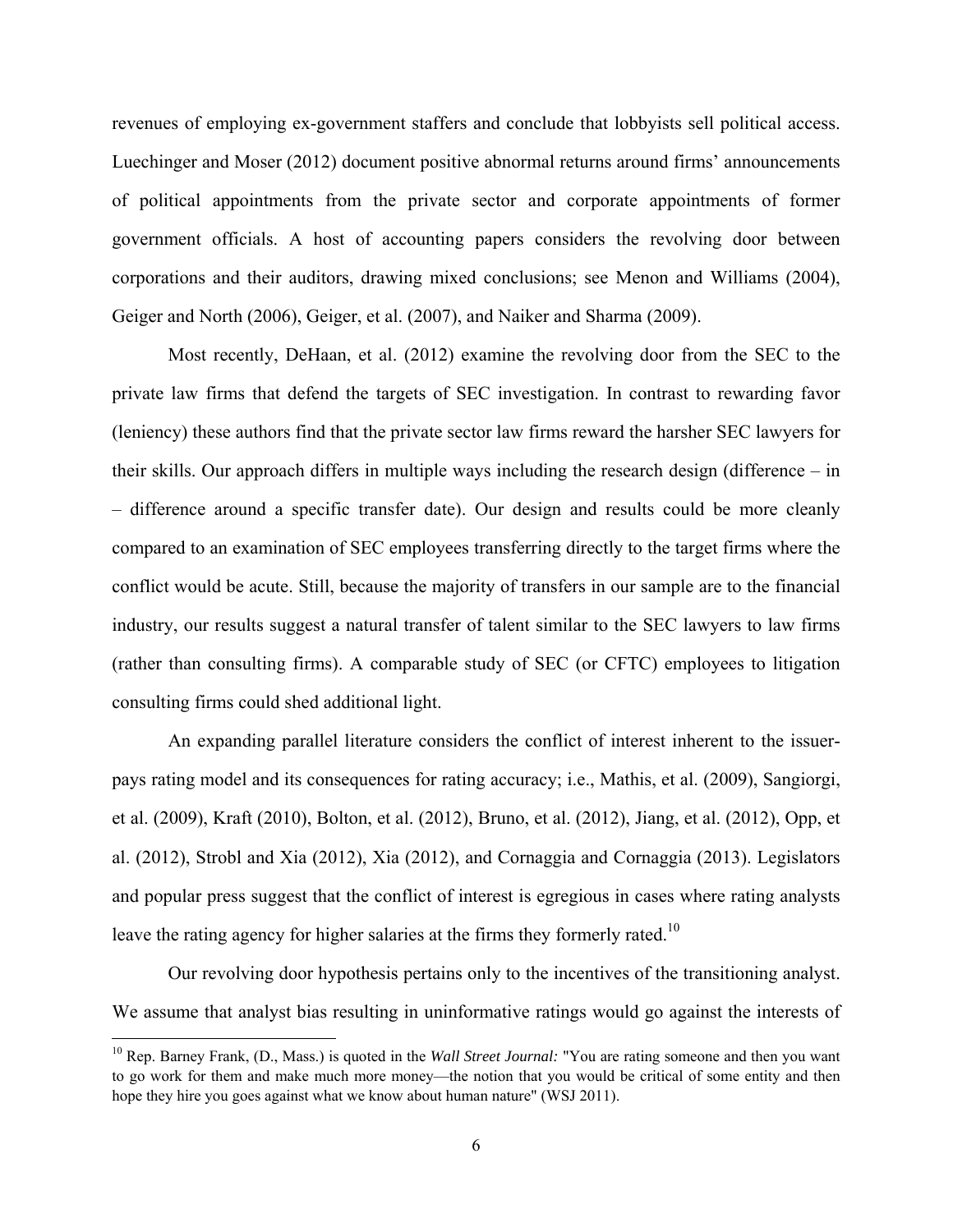revenues of employing ex-government staffers and conclude that lobbyists sell political access. Luechinger and Moser (2012) document positive abnormal returns around firms' announcements of political appointments from the private sector and corporate appointments of former government officials. A host of accounting papers considers the revolving door between corporations and their auditors, drawing mixed conclusions; see Menon and Williams (2004), Geiger and North (2006), Geiger, et al. (2007), and Naiker and Sharma (2009).

Most recently, DeHaan, et al. (2012) examine the revolving door from the SEC to the private law firms that defend the targets of SEC investigation. In contrast to rewarding favor (leniency) these authors find that the private sector law firms reward the harsher SEC lawyers for their skills. Our approach differs in multiple ways including the research design (difference – in – difference around a specific transfer date). Our design and results could be more cleanly compared to an examination of SEC employees transferring directly to the target firms where the conflict would be acute. Still, because the majority of transfers in our sample are to the financial industry, our results suggest a natural transfer of talent similar to the SEC lawyers to law firms (rather than consulting firms). A comparable study of SEC (or CFTC) employees to litigation consulting firms could shed additional light.

An expanding parallel literature considers the conflict of interest inherent to the issuer-pays rating model and its consequences for rating accuracy; i.e., Mathis, et al. (2009), Sangiorgi, et al. (2009), Kraft (2010), Bolton, et al. (2012), Bruno, et al. (2012), Jiang, et al. (2012), Opp, et al. (2012), Strobl and Xia (2012), Xia (2012), and Cornaggia and Cornaggia (2013). Legislators and popular press suggest that the conflict of interest is egregious in cases where rating analysts leave the rating agency for higher salaries at the firms they formerly rated.[10]

Our revolving door hypothesis pertains only to the incentives of the transitioning analyst. We assume that analyst bias resulting in uninformative ratings would go against the interests of

[10] Rep. Barney Frank, (D., Mass.) is quoted in the *Wall Street Journal:* "You are rating someone and then you want to go work for them and make much more money—the notion that you would be critical of some entity and then hope they hire you goes against what we know about human nature" (WSJ 2011).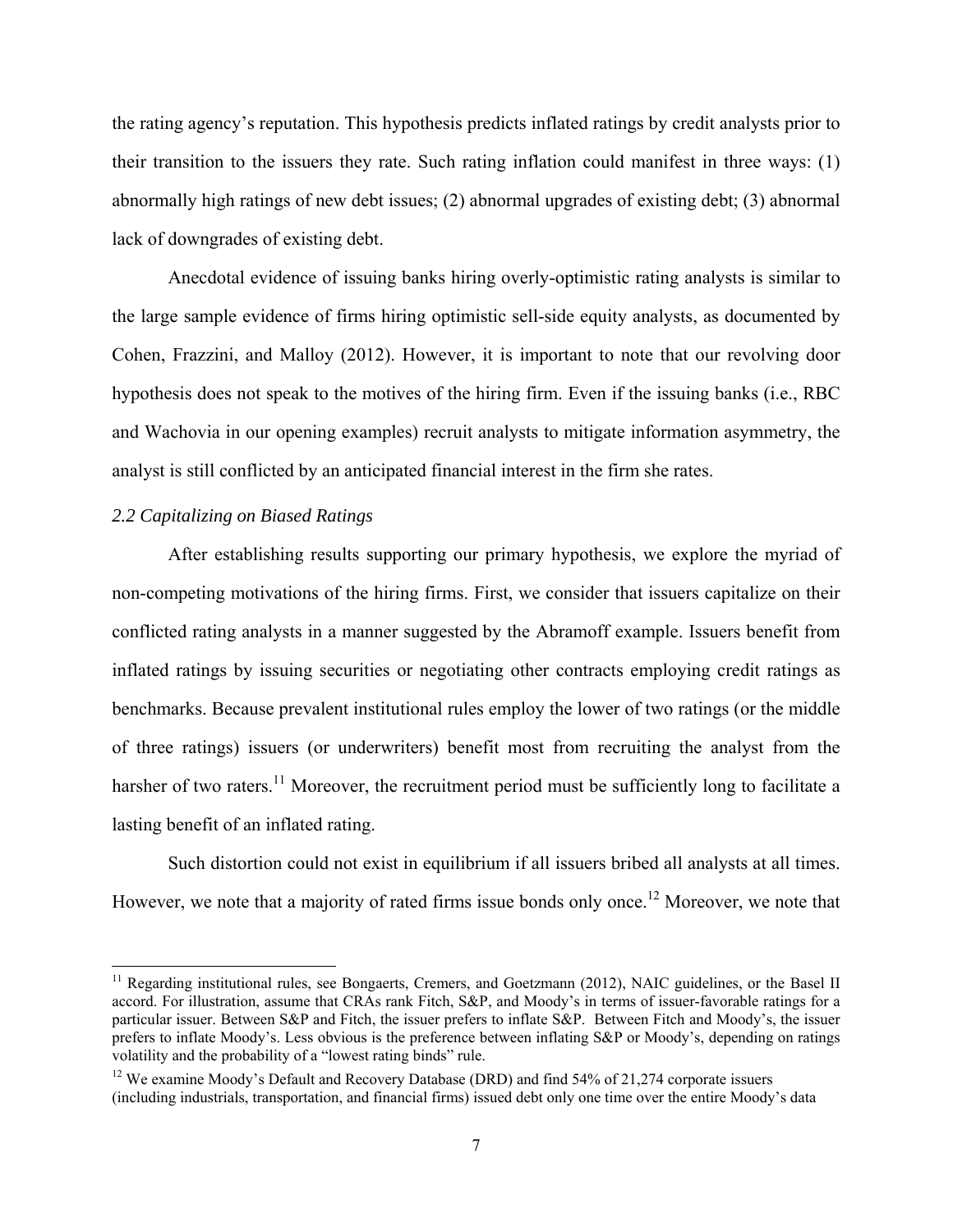the rating agency's reputation. This hypothesis predicts inflated ratings by credit analysts prior to their transition to the issuers they rate. Such rating inflation could manifest in three ways: (1) abnormally high ratings of new debt issues; (2) abnormal upgrades of existing debt; (3) abnormal lack of downgrades of existing debt.

Anecdotal evidence of issuing banks hiring overly-optimistic rating analysts is similar to the large sample evidence of firms hiring optimistic sell-side equity analysts, as documented by Cohen, Frazzini, and Malloy (2012). However, it is important to note that our revolving door hypothesis does not speak to the motives of the hiring firm. Even if the issuing banks (i.e., RBC and Wachovia in our opening examples) recruit analysts to mitigate information asymmetry, the analyst is still conflicted by an anticipated financial interest in the firm she rates.

### *2.2 Capitalizing on Biased Ratings*

After establishing results supporting our primary hypothesis, we explore the myriad of non-competing motivations of the hiring firms. First, we consider that issuers capitalize on their conflicted rating analysts in a manner suggested by the Abramoff example. Issuers benefit from inflated ratings by issuing securities or negotiating other contracts employing credit ratings as benchmarks. Because prevalent institutional rules employ the lower of two ratings (or the middle of three ratings) issuers (or underwriters) benefit most from recruiting the analyst from the harsher of two raters.[11] Moreover, the recruitment period must be sufficiently long to facilitate a lasting benefit of an inflated rating.

Such distortion could not exist in equilibrium if all issuers bribed all analysts at all times. However, we note that a majority of rated firms issue bonds only once.[12] Moreover, we note that

---

[11] Regarding institutional rules, see Bongaerts, Cremers, and Goetzmann (2012), NAIC guidelines, or the Basel II accord. For illustration, assume that CRAs rank Fitch, S&P, and Moody's in terms of issuer-favorable ratings for a particular issuer. Between S&P and Fitch, the issuer prefers to inflate S&P. Between Fitch and Moody's, the issuer prefers to inflate Moody's. Less obvious is the preference between inflating S&P or Moody's, depending on ratings volatility and the probability of a "lowest rating binds" rule.

[12] We examine Moody's Default and Recovery Database (DRD) and find 54% of 21,274 corporate issuers (including industrials, transportation, and financial firms) issued debt only one time over the entire Moody's data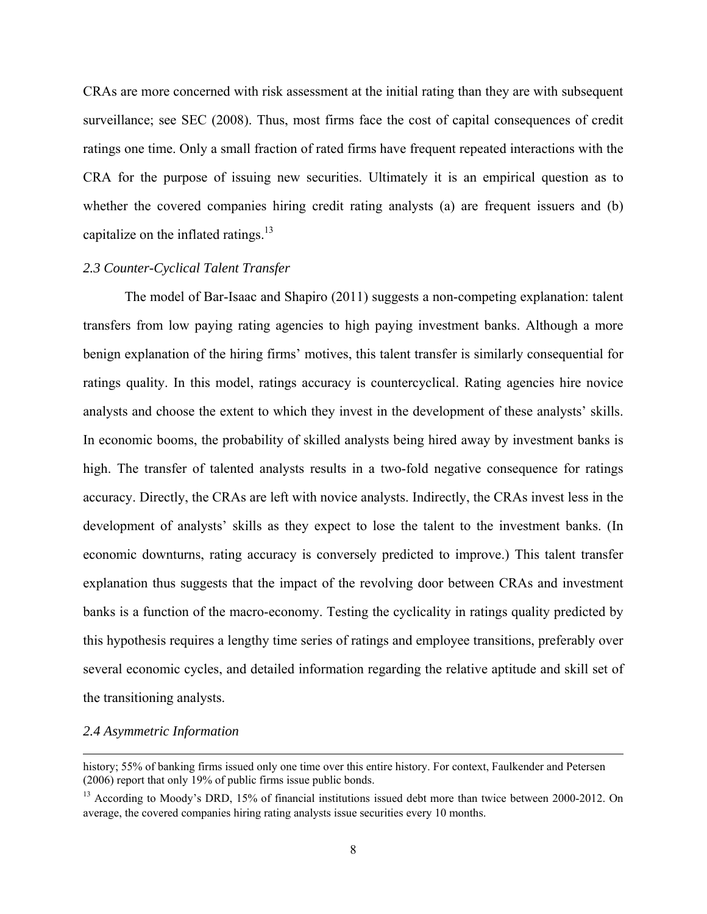CRAs are more concerned with risk assessment at the initial rating than they are with subsequent surveillance; see SEC (2008). Thus, most firms face the cost of capital consequences of credit ratings one time. Only a small fraction of rated firms have frequent repeated interactions with the CRA for the purpose of issuing new securities. Ultimately it is an empirical question as to whether the covered companies hiring credit rating analysts (a) are frequent issuers and (b) capitalize on the inflated ratings.[13]

### *2.3 Counter-Cyclical Talent Transfer*

The model of Bar-Isaac and Shapiro (2011) suggests a non-competing explanation: talent transfers from low paying rating agencies to high paying investment banks. Although a more benign explanation of the hiring firms' motives, this talent transfer is similarly consequential for ratings quality. In this model, ratings accuracy is countercyclical. Rating agencies hire novice analysts and choose the extent to which they invest in the development of these analysts' skills. In economic booms, the probability of skilled analysts being hired away by investment banks is high. The transfer of talented analysts results in a two-fold negative consequence for ratings accuracy. Directly, the CRAs are left with novice analysts. Indirectly, the CRAs invest less in the development of analysts' skills as they expect to lose the talent to the investment banks. (In economic downturns, rating accuracy is conversely predicted to improve.) This talent transfer explanation thus suggests that the impact of the revolving door between CRAs and investment banks is a function of the macro-economy. Testing the cyclicality in ratings quality predicted by this hypothesis requires a lengthy time series of ratings and employee transitions, preferably over several economic cycles, and detailed information regarding the relative aptitude and skill set of the transitioning analysts.

### *2.4 Asymmetric Information*

---

history; 55% of banking firms issued only one time over this entire history. For context, Faulkender and Petersen (2006) report that only 19% of public firms issue public bonds.

[13] According to Moody's DRD, 15% of financial institutions issued debt more than twice between 2000-2012. On average, the covered companies hiring rating analysts issue securities every 10 months.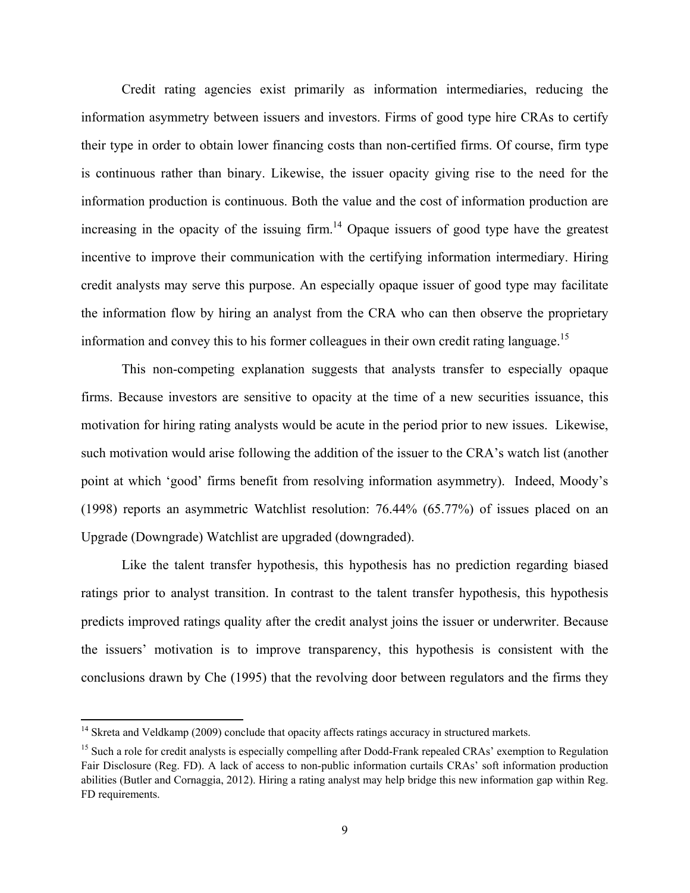Credit rating agencies exist primarily as information intermediaries, reducing the information asymmetry between issuers and investors. Firms of good type hire CRAs to certify their type in order to obtain lower financing costs than non-certified firms. Of course, firm type is continuous rather than binary. Likewise, the issuer opacity giving rise to the need for the information production is continuous. Both the value and the cost of information production are increasing in the opacity of the issuing firm.[14] Opaque issuers of good type have the greatest incentive to improve their communication with the certifying information intermediary. Hiring credit analysts may serve this purpose. An especially opaque issuer of good type may facilitate the information flow by hiring an analyst from the CRA who can then observe the proprietary information and convey this to his former colleagues in their own credit rating language.[15]

This non-competing explanation suggests that analysts transfer to especially opaque firms. Because investors are sensitive to opacity at the time of a new securities issuance, this motivation for hiring rating analysts would be acute in the period prior to new issues. Likewise, such motivation would arise following the addition of the issuer to the CRA's watch list (another point at which 'good' firms benefit from resolving information asymmetry). Indeed, Moody's (1998) reports an asymmetric Watchlist resolution: 76.44% (65.77%) of issues placed on an Upgrade (Downgrade) Watchlist are upgraded (downgraded).

Like the talent transfer hypothesis, this hypothesis has no prediction regarding biased ratings prior to analyst transition. In contrast to the talent transfer hypothesis, this hypothesis predicts improved ratings quality after the credit analyst joins the issuer or underwriter. Because the issuers' motivation is to improve transparency, this hypothesis is consistent with the conclusions drawn by Che (1995) that the revolving door between regulators and the firms they

---

[14] Skreta and Veldkamp (2009) conclude that opacity affects ratings accuracy in structured markets.

[15] Such a role for credit analysts is especially compelling after Dodd-Frank repealed CRAs' exemption to Regulation Fair Disclosure (Reg. FD). A lack of access to non-public information curtails CRAs' soft information production abilities (Butler and Cornaggia, 2012). Hiring a rating analyst may help bridge this new information gap within Reg. FD requirements.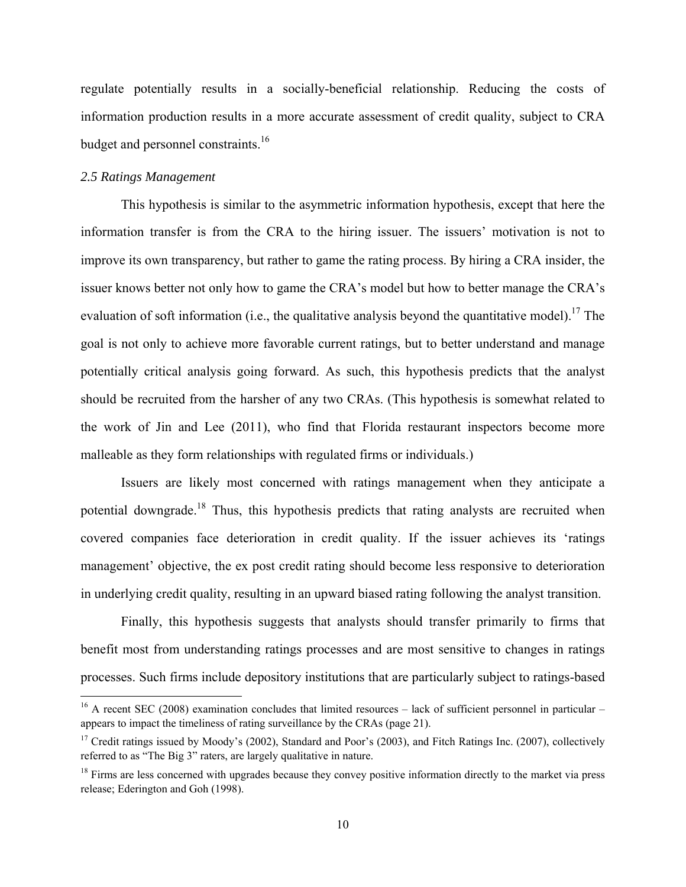regulate potentially results in a socially-beneficial relationship. Reducing the costs of information production results in a more accurate assessment of credit quality, subject to CRA budget and personnel constraints.[16]

*2.5 Ratings Management*

This hypothesis is similar to the asymmetric information hypothesis, except that here the information transfer is from the CRA to the hiring issuer. The issuers' motivation is not to improve its own transparency, but rather to game the rating process. By hiring a CRA insider, the issuer knows better not only how to game the CRA's model but how to better manage the CRA's evaluation of soft information (i.e., the qualitative analysis beyond the quantitative model).[17] The goal is not only to achieve more favorable current ratings, but to better understand and manage potentially critical analysis going forward. As such, this hypothesis predicts that the analyst should be recruited from the harsher of any two CRAs. (This hypothesis is somewhat related to the work of Jin and Lee (2011), who find that Florida restaurant inspectors become more malleable as they form relationships with regulated firms or individuals.)

Issuers are likely most concerned with ratings management when they anticipate a potential downgrade.[18] Thus, this hypothesis predicts that rating analysts are recruited when covered companies face deterioration in credit quality. If the issuer achieves its 'ratings management' objective, the ex post credit rating should become less responsive to deterioration in underlying credit quality, resulting in an upward biased rating following the analyst transition.

Finally, this hypothesis suggests that analysts should transfer primarily to firms that benefit most from understanding ratings processes and are most sensitive to changes in ratings processes. Such firms include depository institutions that are particularly subject to ratings-based

---

[16] A recent SEC (2008) examination concludes that limited resources – lack of sufficient personnel in particular – appears to impact the timeliness of rating surveillance by the CRAs (page 21).

[17] Credit ratings issued by Moody's (2002), Standard and Poor's (2003), and Fitch Ratings Inc. (2007), collectively referred to as "The Big 3" raters, are largely qualitative in nature.

[18] Firms are less concerned with upgrades because they convey positive information directly to the market via press release; Ederington and Goh (1998).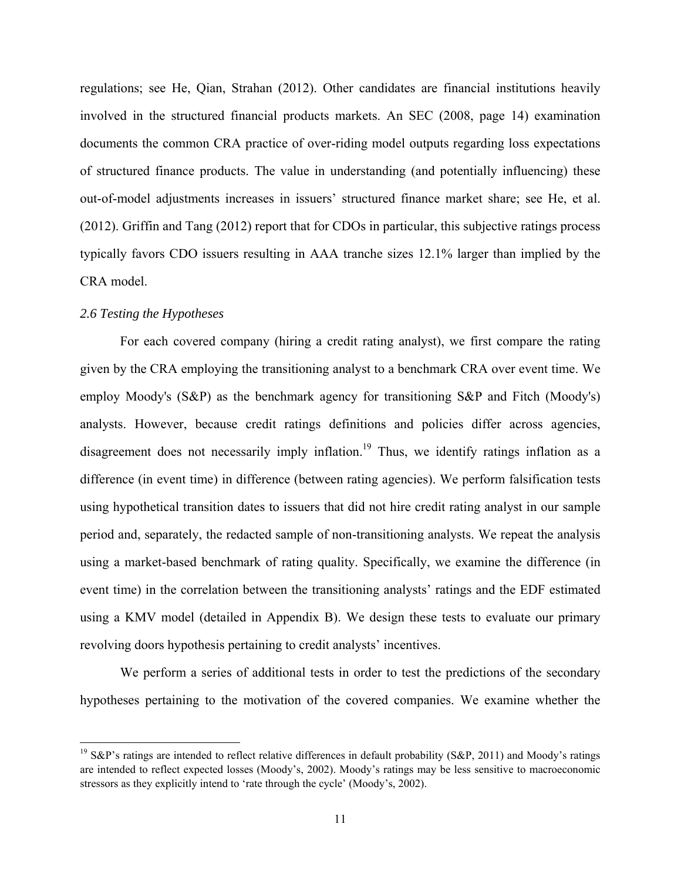regulations; see He, Qian, Strahan (2012). Other candidates are financial institutions heavily involved in the structured financial products markets. An SEC (2008, page 14) examination documents the common CRA practice of over-riding model outputs regarding loss expectations of structured finance products. The value in understanding (and potentially influencing) these out-of-model adjustments increases in issuers' structured finance market share; see He, et al. (2012). Griffin and Tang (2012) report that for CDOs in particular, this subjective ratings process typically favors CDO issuers resulting in AAA tranche sizes 12.1% larger than implied by the CRA model.

### *2.6 Testing the Hypotheses*

For each covered company (hiring a credit rating analyst), we first compare the rating given by the CRA employing the transitioning analyst to a benchmark CRA over event time. We employ Moody's (S&P) as the benchmark agency for transitioning S&P and Fitch (Moody's) analysts. However, because credit ratings definitions and policies differ across agencies, disagreement does not necessarily imply inflation.[19] Thus, we identify ratings inflation as a difference (in event time) in difference (between rating agencies). We perform falsification tests using hypothetical transition dates to issuers that did not hire credit rating analyst in our sample period and, separately, the redacted sample of non-transitioning analysts. We repeat the analysis using a market-based benchmark of rating quality. Specifically, we examine the difference (in event time) in the correlation between the transitioning analysts' ratings and the EDF estimated using a KMV model (detailed in Appendix B). We design these tests to evaluate our primary revolving doors hypothesis pertaining to credit analysts' incentives.

We perform a series of additional tests in order to test the predictions of the secondary hypotheses pertaining to the motivation of the covered companies. We examine whether the

---

[19] S&P's ratings are intended to reflect relative differences in default probability (S&P, 2011) and Moody's ratings are intended to reflect expected losses (Moody's, 2002). Moody's ratings may be less sensitive to macroeconomic stressors as they explicitly intend to 'rate through the cycle' (Moody's, 2002).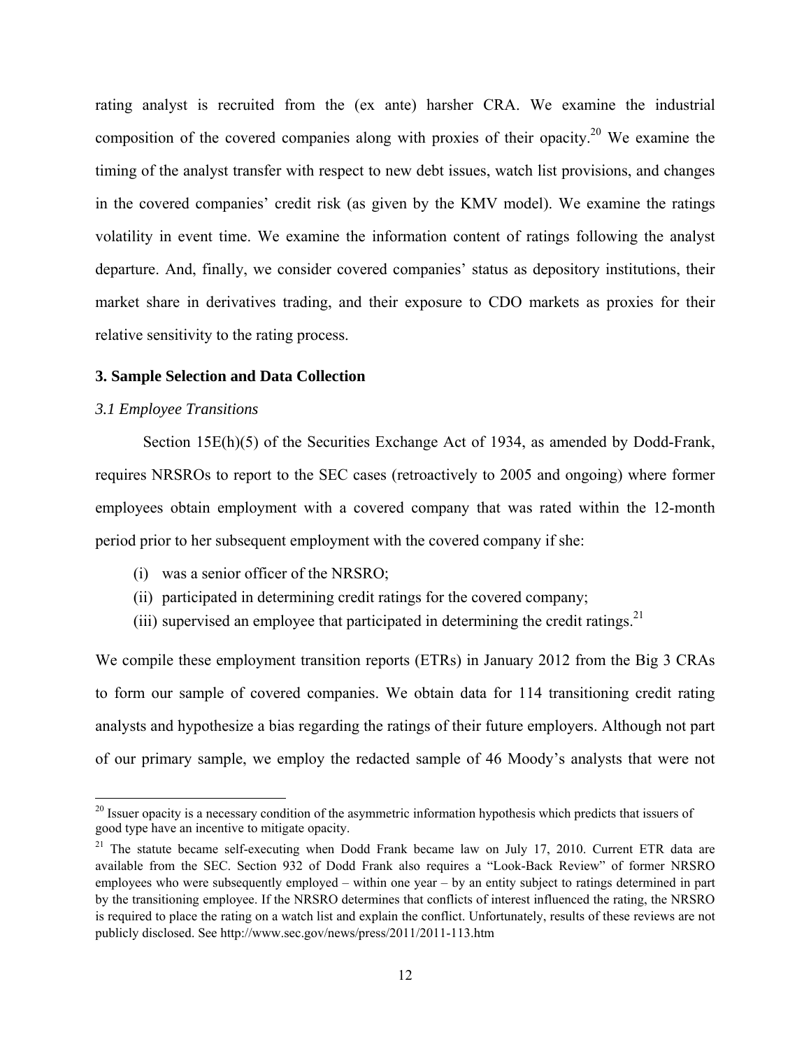rating analyst is recruited from the (ex ante) harsher CRA. We examine the industrial composition of the covered companies along with proxies of their opacity.[20] We examine the timing of the analyst transfer with respect to new debt issues, watch list provisions, and changes in the covered companies' credit risk (as given by the KMV model). We examine the ratings volatility in event time. We examine the information content of ratings following the analyst departure. And, finally, we consider covered companies' status as depository institutions, their market share in derivatives trading, and their exposure to CDO markets as proxies for their relative sensitivity to the rating process.

## 3. Sample Selection and Data Collection

### *3.1 Employee Transitions*

Section 15E(h)(5) of the Securities Exchange Act of 1934, as amended by Dodd-Frank, requires NRSROs to report to the SEC cases (retroactively to 2005 and ongoing) where former employees obtain employment with a covered company that was rated within the 12-month period prior to her subsequent employment with the covered company if she:

(i) was a senior officer of the NRSRO;
(ii) participated in determining credit ratings for the covered company;
(iii) supervised an employee that participated in determining the credit ratings.[21]

We compile these employment transition reports (ETRs) in January 2012 from the Big 3 CRAs to form our sample of covered companies. We obtain data for 114 transitioning credit rating analysts and hypothesize a bias regarding the ratings of their future employers. Although not part of our primary sample, we employ the redacted sample of 46 Moody's analysts that were not

---

[20] Issuer opacity is a necessary condition of the asymmetric information hypothesis which predicts that issuers of good type have an incentive to mitigate opacity.

[21] The statute became self-executing when Dodd Frank became law on July 17, 2010. Current ETR data are available from the SEC. Section 932 of Dodd Frank also requires a "Look-Back Review" of former NRSRO employees who were subsequently employed – within one year – by an entity subject to ratings determined in part by the transitioning employee. If the NRSRO determines that conflicts of interest influenced the rating, the NRSRO is required to place the rating on a watch list and explain the conflict. Unfortunately, results of these reviews are not publicly disclosed. See http://www.sec.gov/news/press/2011/2011-113.htm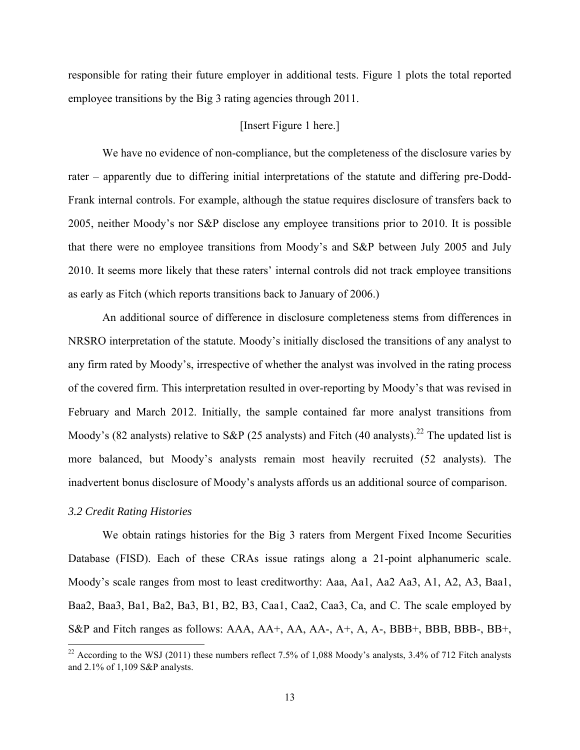responsible for rating their future employer in additional tests. Figure 1 plots the total reported employee transitions by the Big 3 rating agencies through 2011.

[Insert Figure 1 here.]

We have no evidence of non-compliance, but the completeness of the disclosure varies by rater – apparently due to differing initial interpretations of the statute and differing pre-Dodd-Frank internal controls. For example, although the statue requires disclosure of transfers back to 2005, neither Moody's nor S&P disclose any employee transitions prior to 2010. It is possible that there were no employee transitions from Moody's and S&P between July 2005 and July 2010. It seems more likely that these raters' internal controls did not track employee transitions as early as Fitch (which reports transitions back to January of 2006.)

An additional source of difference in disclosure completeness stems from differences in NRSRO interpretation of the statute. Moody's initially disclosed the transitions of any analyst to any firm rated by Moody's, irrespective of whether the analyst was involved in the rating process of the covered firm. This interpretation resulted in over-reporting by Moody's that was revised in February and March 2012. Initially, the sample contained far more analyst transitions from Moody's (82 analysts) relative to S&P (25 analysts) and Fitch (40 analysts).[22] The updated list is more balanced, but Moody's analysts remain most heavily recruited (52 analysts). The inadvertent bonus disclosure of Moody's analysts affords us an additional source of comparison.

### *3.2 Credit Rating Histories*

We obtain ratings histories for the Big 3 raters from Mergent Fixed Income Securities Database (FISD). Each of these CRAs issue ratings along a 21-point alphanumeric scale. Moody's scale ranges from most to least creditworthy: Aaa, Aa1, Aa2 Aa3, A1, A2, A3, Baa1, Baa2, Baa3, Ba1, Ba2, Ba3, B1, B2, B3, Caa1, Caa2, Caa3, Ca, and C. The scale employed by S&P and Fitch ranges as follows: AAA, AA+, AA, AA-, A+, A, A-, BBB+, BBB, BBB-, BB+,

[22] According to the WSJ (2011) these numbers reflect 7.5% of 1,088 Moody's analysts, 3.4% of 712 Fitch analysts and 2.1% of 1,109 S&P analysts.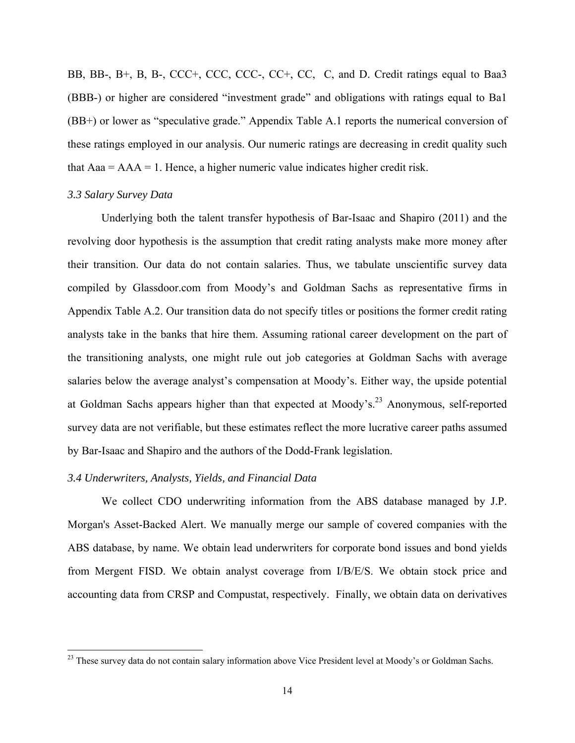BB, BB-, B+, B, B-, CCC+, CCC, CCC-, CC+, CC, C, and D. Credit ratings equal to Baa3 (BBB-) or higher are considered "investment grade" and obligations with ratings equal to Ba1 (BB+) or lower as "speculative grade." Appendix Table A.1 reports the numerical conversion of these ratings employed in our analysis. Our numeric ratings are decreasing in credit quality such that Aaa = AAA = 1. Hence, a higher numeric value indicates higher credit risk.

### *3.3 Salary Survey Data*

Underlying both the talent transfer hypothesis of Bar-Isaac and Shapiro (2011) and the revolving door hypothesis is the assumption that credit rating analysts make more money after their transition. Our data do not contain salaries. Thus, we tabulate unscientific survey data compiled by Glassdoor.com from Moody's and Goldman Sachs as representative firms in Appendix Table A.2. Our transition data do not specify titles or positions the former credit rating analysts take in the banks that hire them. Assuming rational career development on the part of the transitioning analysts, one might rule out job categories at Goldman Sachs with average salaries below the average analyst's compensation at Moody's. Either way, the upside potential at Goldman Sachs appears higher than that expected at Moody's.[23] Anonymous, self-reported survey data are not verifiable, but these estimates reflect the more lucrative career paths assumed by Bar-Isaac and Shapiro and the authors of the Dodd-Frank legislation.

### *3.4 Underwriters, Analysts, Yields, and Financial Data*

We collect CDO underwriting information from the ABS database managed by J.P. Morgan's Asset-Backed Alert. We manually merge our sample of covered companies with the ABS database, by name. We obtain lead underwriters for corporate bond issues and bond yields from Mergent FISD. We obtain analyst coverage from I/B/E/S. We obtain stock price and accounting data from CRSP and Compustat, respectively. Finally, we obtain data on derivatives

[23] These survey data do not contain salary information above Vice President level at Moody's or Goldman Sachs.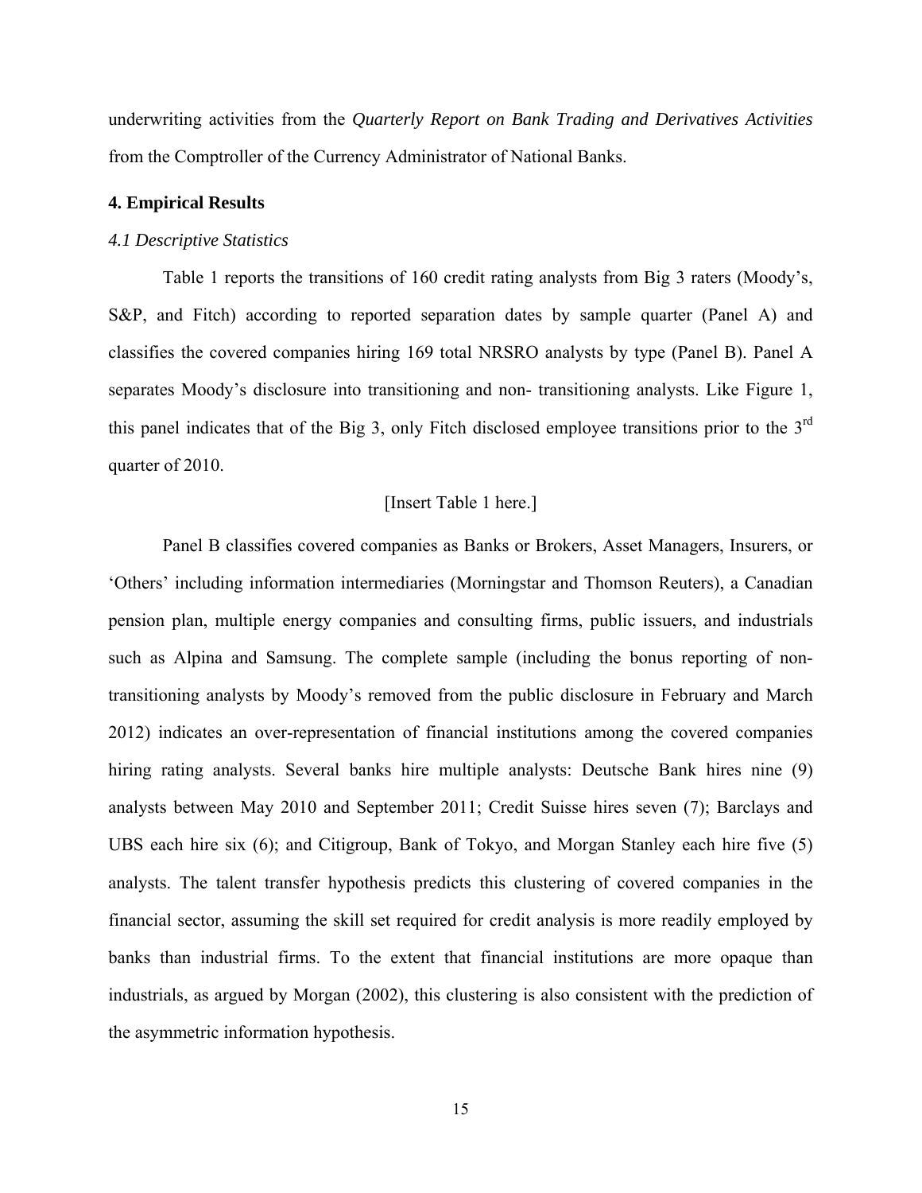underwriting activities from the *Quarterly Report on Bank Trading and Derivatives Activities* from the Comptroller of the Currency Administrator of National Banks.

## 4. Empirical Results

### *4.1 Descriptive Statistics*

Table 1 reports the transitions of 160 credit rating analysts from Big 3 raters (Moody's, S&P, and Fitch) according to reported separation dates by sample quarter (Panel A) and classifies the covered companies hiring 169 total NRSRO analysts by type (Panel B). Panel A separates Moody's disclosure into transitioning and non- transitioning analysts. Like Figure 1, this panel indicates that of the Big 3, only Fitch disclosed employee transitions prior to the 3rd quarter of 2010.

[Insert Table 1 here.]

Panel B classifies covered companies as Banks or Brokers, Asset Managers, Insurers, or 'Others' including information intermediaries (Morningstar and Thomson Reuters), a Canadian pension plan, multiple energy companies and consulting firms, public issuers, and industrials such as Alpina and Samsung. The complete sample (including the bonus reporting of non-transitioning analysts by Moody's removed from the public disclosure in February and March 2012) indicates an over-representation of financial institutions among the covered companies hiring rating analysts. Several banks hire multiple analysts: Deutsche Bank hires nine (9) analysts between May 2010 and September 2011; Credit Suisse hires seven (7); Barclays and UBS each hire six (6); and Citigroup, Bank of Tokyo, and Morgan Stanley each hire five (5) analysts. The talent transfer hypothesis predicts this clustering of covered companies in the financial sector, assuming the skill set required for credit analysis is more readily employed by banks than industrial firms. To the extent that financial institutions are more opaque than industrials, as argued by Morgan (2002), this clustering is also consistent with the prediction of the asymmetric information hypothesis.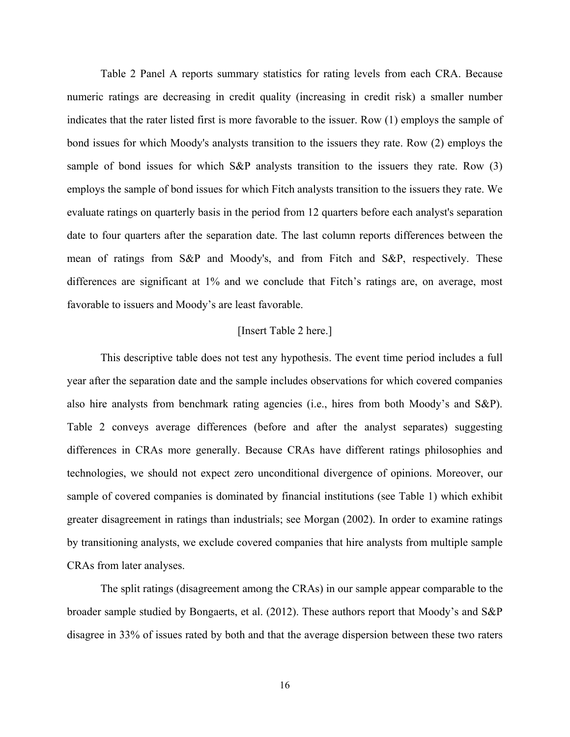Table 2 Panel A reports summary statistics for rating levels from each CRA. Because numeric ratings are decreasing in credit quality (increasing in credit risk) a smaller number indicates that the rater listed first is more favorable to the issuer. Row (1) employs the sample of bond issues for which Moody's analysts transition to the issuers they rate. Row (2) employs the sample of bond issues for which S&P analysts transition to the issuers they rate. Row (3) employs the sample of bond issues for which Fitch analysts transition to the issuers they rate. We evaluate ratings on quarterly basis in the period from 12 quarters before each analyst's separation date to four quarters after the separation date. The last column reports differences between the mean of ratings from S&P and Moody's, and from Fitch and S&P, respectively. These differences are significant at 1% and we conclude that Fitch's ratings are, on average, most favorable to issuers and Moody's are least favorable.

[Insert Table 2 here.]

This descriptive table does not test any hypothesis. The event time period includes a full year after the separation date and the sample includes observations for which covered companies also hire analysts from benchmark rating agencies (i.e., hires from both Moody's and S&P). Table 2 conveys average differences (before and after the analyst separates) suggesting differences in CRAs more generally. Because CRAs have different ratings philosophies and technologies, we should not expect zero unconditional divergence of opinions. Moreover, our sample of covered companies is dominated by financial institutions (see Table 1) which exhibit greater disagreement in ratings than industrials; see Morgan (2002). In order to examine ratings by transitioning analysts, we exclude covered companies that hire analysts from multiple sample CRAs from later analyses.

The split ratings (disagreement among the CRAs) in our sample appear comparable to the broader sample studied by Bongaerts, et al. (2012). These authors report that Moody's and S&P disagree in 33% of issues rated by both and that the average dispersion between these two raters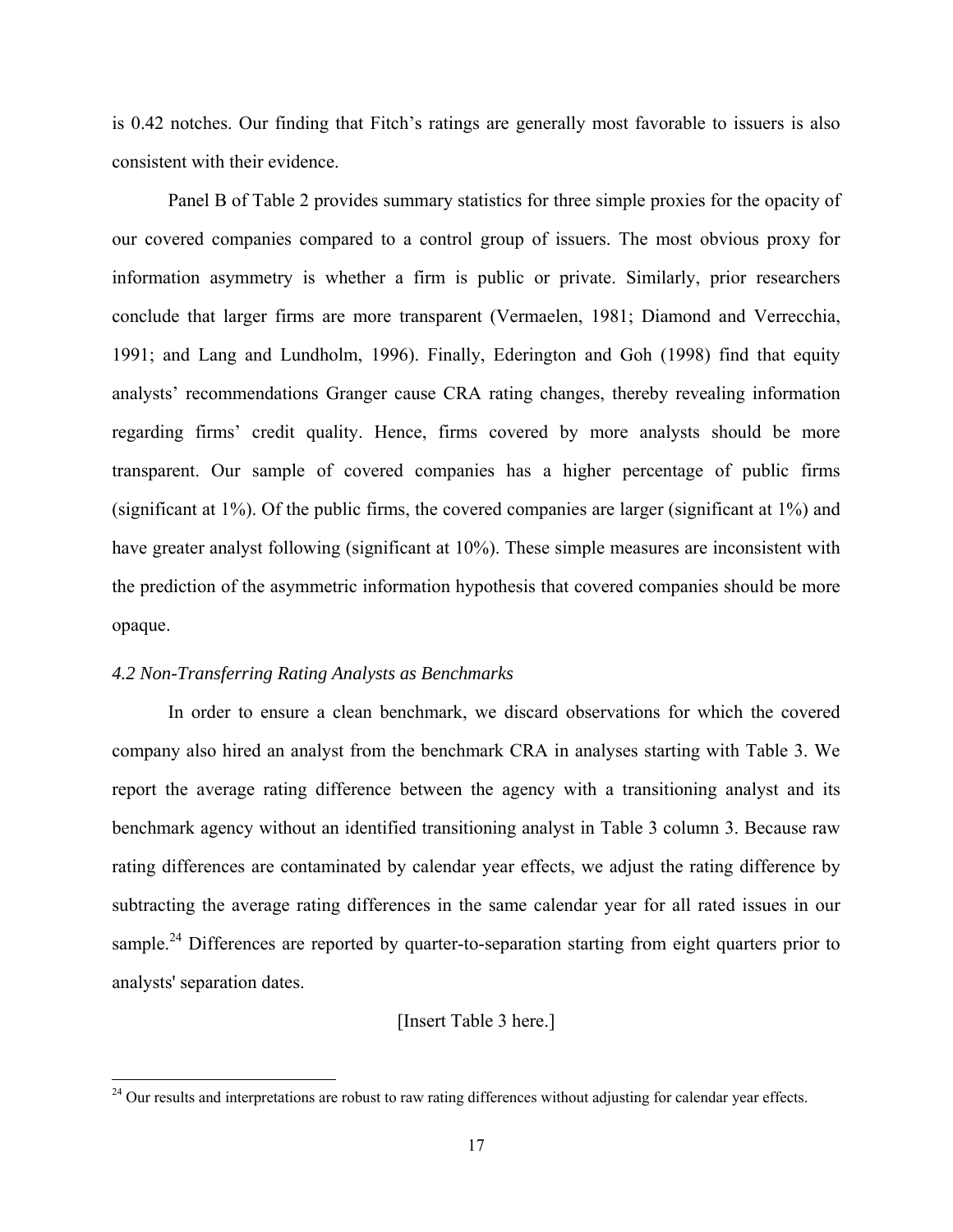is 0.42 notches. Our finding that Fitch's ratings are generally most favorable to issuers is also consistent with their evidence.

Panel B of Table 2 provides summary statistics for three simple proxies for the opacity of our covered companies compared to a control group of issuers. The most obvious proxy for information asymmetry is whether a firm is public or private. Similarly, prior researchers conclude that larger firms are more transparent (Vermaelen, 1981; Diamond and Verrecchia, 1991; and Lang and Lundholm, 1996). Finally, Ederington and Goh (1998) find that equity analysts' recommendations Granger cause CRA rating changes, thereby revealing information regarding firms' credit quality. Hence, firms covered by more analysts should be more transparent. Our sample of covered companies has a higher percentage of public firms (significant at 1%). Of the public firms, the covered companies are larger (significant at 1%) and have greater analyst following (significant at 10%). These simple measures are inconsistent with the prediction of the asymmetric information hypothesis that covered companies should be more opaque.

### *4.2 Non-Transferring Rating Analysts as Benchmarks*

In order to ensure a clean benchmark, we discard observations for which the covered company also hired an analyst from the benchmark CRA in analyses starting with Table 3. We report the average rating difference between the agency with a transitioning analyst and its benchmark agency without an identified transitioning analyst in Table 3 column 3. Because raw rating differences are contaminated by calendar year effects, we adjust the rating difference by subtracting the average rating differences in the same calendar year for all rated issues in our sample.[24] Differences are reported by quarter-to-separation starting from eight quarters prior to analysts' separation dates.

[Insert Table 3 here.]

[24] Our results and interpretations are robust to raw rating differences without adjusting for calendar year effects.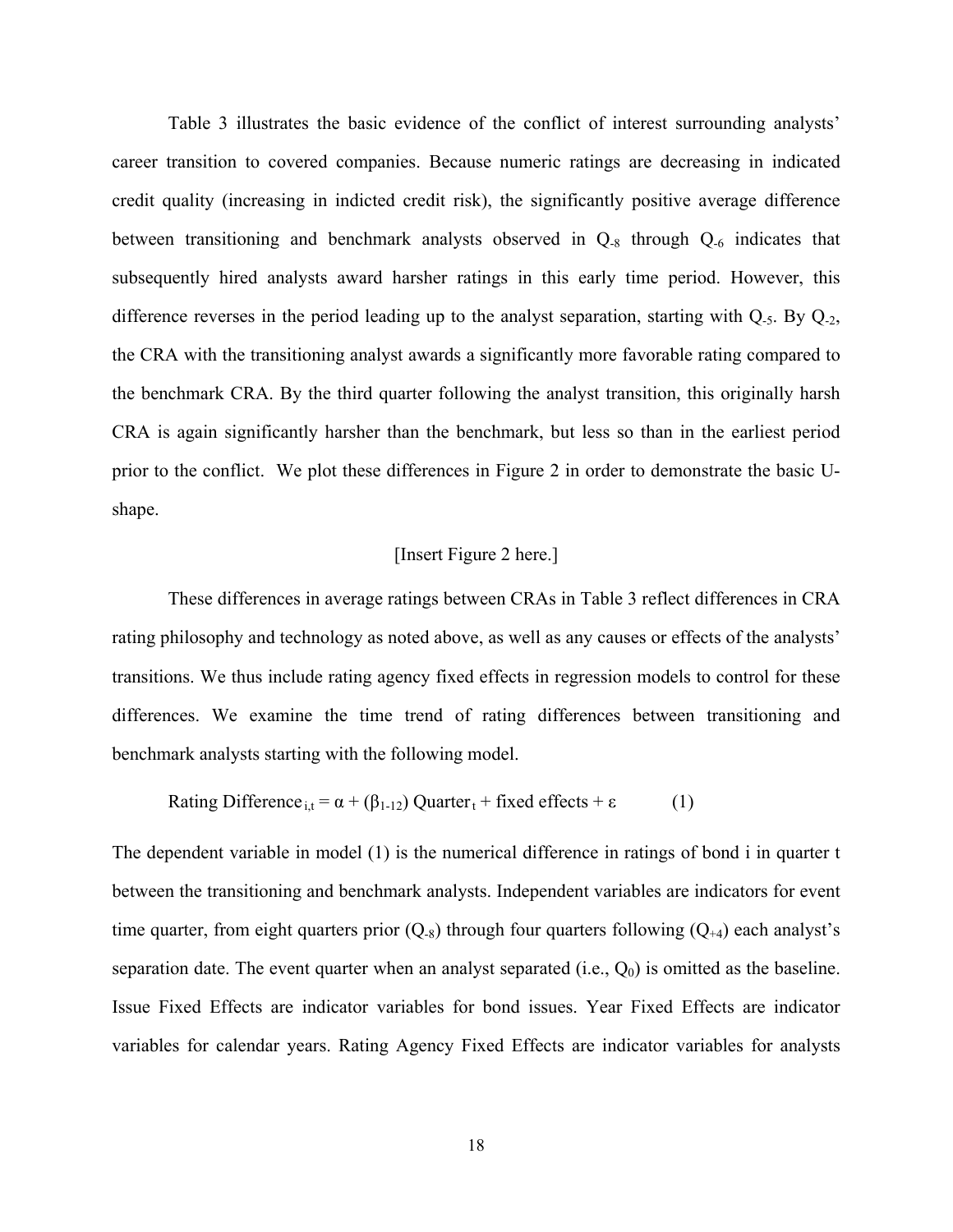Table 3 illustrates the basic evidence of the conflict of interest surrounding analysts' career transition to covered companies. Because numeric ratings are decreasing in indicated credit quality (increasing in indicted credit risk), the significantly positive average difference between transitioning and benchmark analysts observed in $Q_{-8}$ through $Q_{-6}$ indicates that subsequently hired analysts award harsher ratings in this early time period. However, this difference reverses in the period leading up to the analyst separation, starting with $Q_{-5}$. By $Q_{-2}$, the CRA with the transitioning analyst awards a significantly more favorable rating compared to the benchmark CRA. By the third quarter following the analyst transition, this originally harsh CRA is again significantly harsher than the benchmark, but less so than in the earliest period prior to the conflict. We plot these differences in Figure 2 in order to demonstrate the basic U-shape.

[Insert Figure 2 here.]

These differences in average ratings between CRAs in Table 3 reflect differences in CRA rating philosophy and technology as noted above, as well as any causes or effects of the analysts' transitions. We thus include rating agency fixed effects in regression models to control for these differences. We examine the time trend of rating differences between transitioning and benchmark analysts starting with the following model.

$$\text{Rating Difference}_{i,t} = \alpha + (\beta_{1\text{-}12})\ \text{Quarter}_t + \text{fixed effects} + \varepsilon \qquad (1)$$

The dependent variable in model (1) is the numerical difference in ratings of bond i in quarter t between the transitioning and benchmark analysts. Independent variables are indicators for event time quarter, from eight quarters prior ($Q_{-8}$) through four quarters following ($Q_{+4}$) each analyst's separation date. The event quarter when an analyst separated (i.e., $Q_0$) is omitted as the baseline. Issue Fixed Effects are indicator variables for bond issues. Year Fixed Effects are indicator variables for calendar years. Rating Agency Fixed Effects are indicator variables for analysts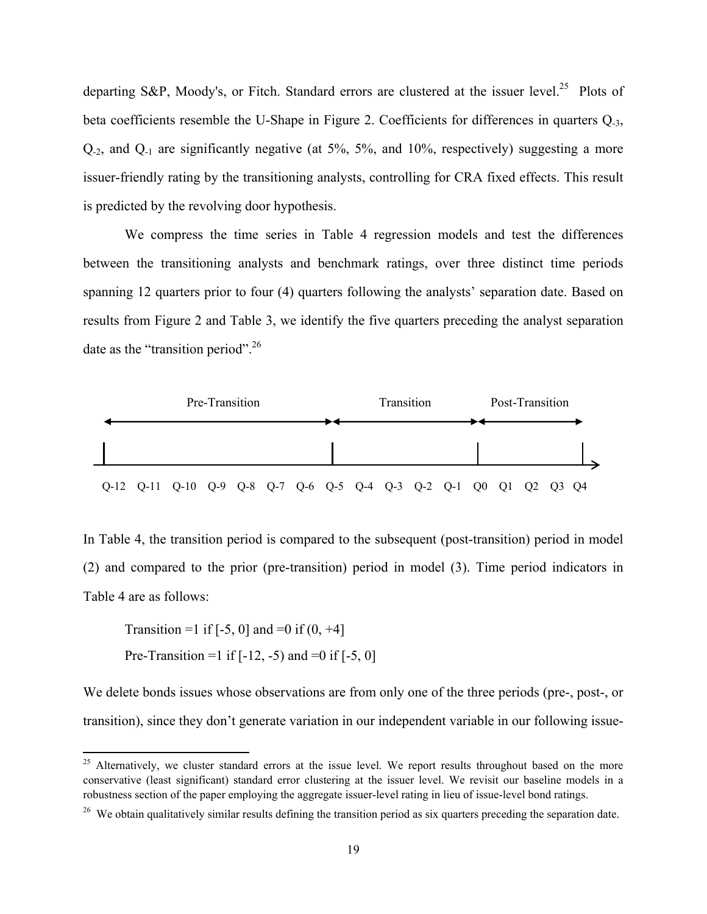departing S&P, Moody's, or Fitch. Standard errors are clustered at the issuer level.[25] Plots of beta coefficients resemble the U-Shape in Figure 2. Coefficients for differences in quarters $Q_{-3}$, $Q_{-2}$, and $Q_{-1}$ are significantly negative (at 5%, 5%, and 10%, respectively) suggesting a more issuer-friendly rating by the transitioning analysts, controlling for CRA fixed effects. This result is predicted by the revolving door hypothesis.

We compress the time series in Table 4 regression models and test the differences between the transitioning analysts and benchmark ratings, over three distinct time periods spanning 12 quarters prior to four (4) quarters following the analysts' separation date. Based on results from Figure 2 and Table 3, we identify the five quarters preceding the analyst separation date as the "transition period".[26]

Pre-Transition ←→ Q-12 to Q-5 | Transition ←→ Q-5 to Q0 | Post-Transition ←→ Q0 to Q4

Q-12 Q-11 Q-10 Q-9 Q-8 Q-7 Q-6 Q-5 Q-4 Q-3 Q-2 Q-1 Q0 Q1 Q2 Q3 Q4

In Table 4, the transition period is compared to the subsequent (post-transition) period in model (2) and compared to the prior (pre-transition) period in model (3). Time period indicators in Table 4 are as follows:

Transition =1 if [-5, 0] and =0 if (0, +4]

Pre-Transition =1 if [-12, -5) and =0 if [-5, 0]

We delete bonds issues whose observations are from only one of the three periods (pre-, post-, or transition), since they don't generate variation in our independent variable in our following issue-

---

[25] Alternatively, we cluster standard errors at the issue level. We report results throughout based on the more conservative (least significant) standard error clustering at the issuer level. We revisit our baseline models in a robustness section of the paper employing the aggregate issuer-level rating in lieu of issue-level bond ratings.

[26] We obtain qualitatively similar results defining the transition period as six quarters preceding the separation date.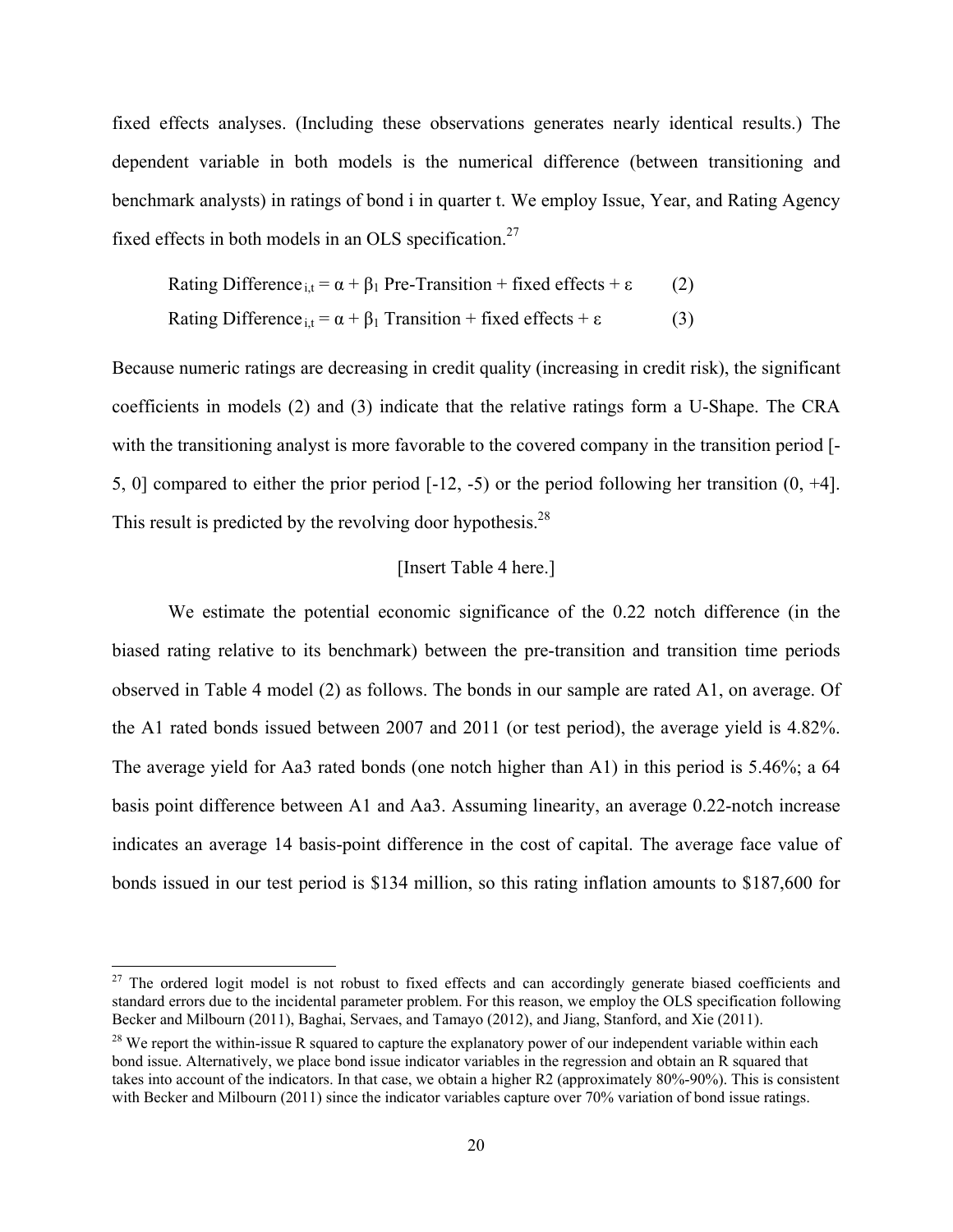fixed effects analyses. (Including these observations generates nearly identical results.) The dependent variable in both models is the numerical difference (between transitioning and benchmark analysts) in ratings of bond i in quarter t. We employ Issue, Year, and Rating Agency fixed effects in both models in an OLS specification.[27]

$$\text{Rating Difference}_{i,t} = \alpha + \beta_1 \text{ Pre-Transition} + \text{fixed effects} + \varepsilon \qquad (2)$$

$$\text{Rating Difference}_{i,t} = \alpha + \beta_1 \text{ Transition} + \text{fixed effects} + \varepsilon \qquad (3)$$

Because numeric ratings are decreasing in credit quality (increasing in credit risk), the significant coefficients in models (2) and (3) indicate that the relative ratings form a U-Shape. The CRA with the transitioning analyst is more favorable to the covered company in the transition period [-5, 0] compared to either the prior period [-12, -5) or the period following her transition (0, +4]. This result is predicted by the revolving door hypothesis.[28]

[Insert Table 4 here.]

We estimate the potential economic significance of the 0.22 notch difference (in the biased rating relative to its benchmark) between the pre-transition and transition time periods observed in Table 4 model (2) as follows. The bonds in our sample are rated A1, on average. Of the A1 rated bonds issued between 2007 and 2011 (or test period), the average yield is 4.82%. The average yield for Aa3 rated bonds (one notch higher than A1) in this period is 5.46%; a 64 basis point difference between A1 and Aa3. Assuming linearity, an average 0.22-notch increase indicates an average 14 basis-point difference in the cost of capital. The average face value of bonds issued in our test period is $134 million, so this rating inflation amounts to $187,600 for

---

[27] The ordered logit model is not robust to fixed effects and can accordingly generate biased coefficients and standard errors due to the incidental parameter problem. For this reason, we employ the OLS specification following Becker and Milbourn (2011), Baghai, Servaes, and Tamayo (2012), and Jiang, Stanford, and Xie (2011).

[28] We report the within-issue R squared to capture the explanatory power of our independent variable within each bond issue. Alternatively, we place bond issue indicator variables in the regression and obtain an R squared that takes into account of the indicators. In that case, we obtain a higher $R^2$ (approximately 80%-90%). This is consistent with Becker and Milbourn (2011) since the indicator variables capture over 70% variation of bond issue ratings.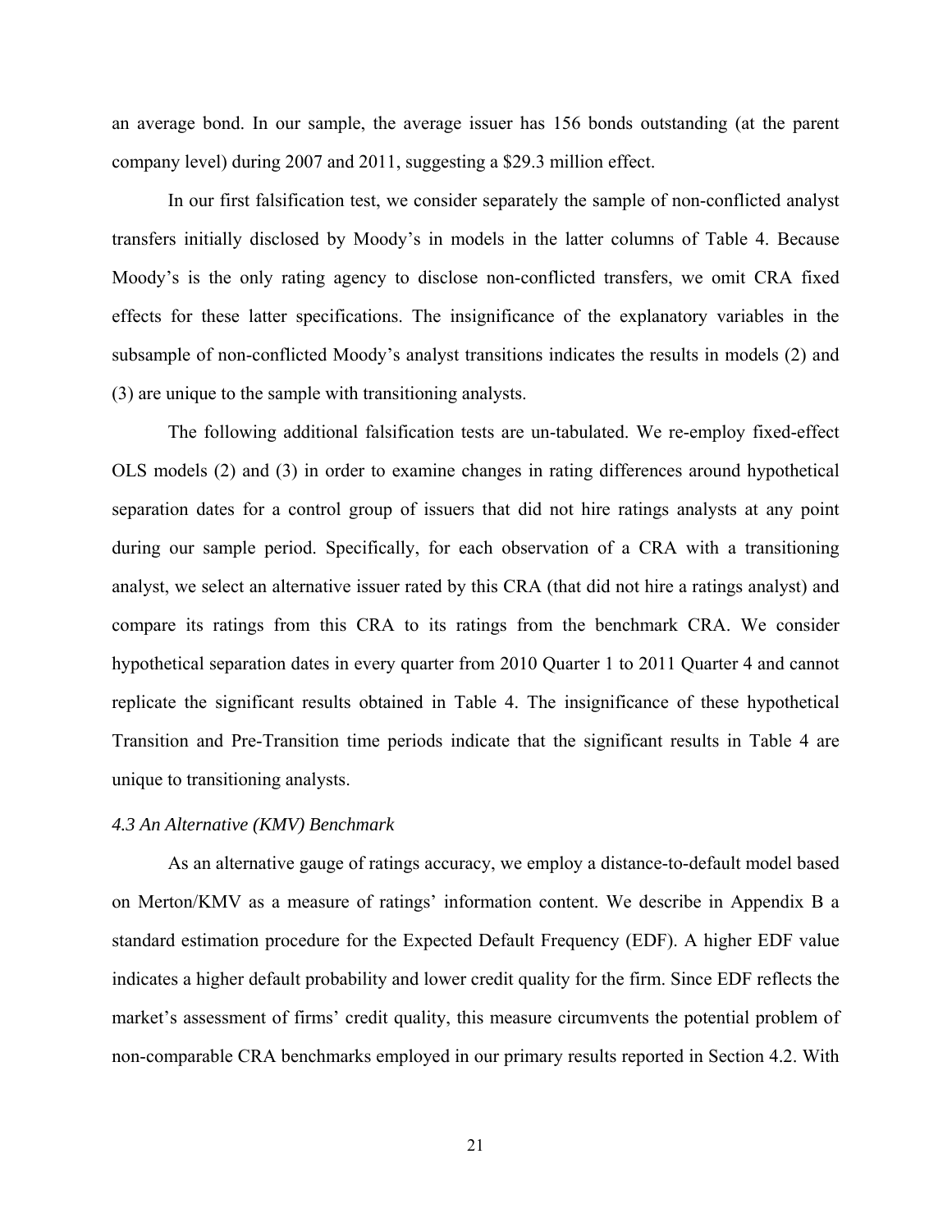an average bond. In our sample, the average issuer has 156 bonds outstanding (at the parent company level) during 2007 and 2011, suggesting a $29.3 million effect.

In our first falsification test, we consider separately the sample of non-conflicted analyst transfers initially disclosed by Moody's in models in the latter columns of Table 4. Because Moody's is the only rating agency to disclose non-conflicted transfers, we omit CRA fixed effects for these latter specifications. The insignificance of the explanatory variables in the subsample of non-conflicted Moody's analyst transitions indicates the results in models (2) and (3) are unique to the sample with transitioning analysts.

The following additional falsification tests are un-tabulated. We re-employ fixed-effect OLS models (2) and (3) in order to examine changes in rating differences around hypothetical separation dates for a control group of issuers that did not hire ratings analysts at any point during our sample period. Specifically, for each observation of a CRA with a transitioning analyst, we select an alternative issuer rated by this CRA (that did not hire a ratings analyst) and compare its ratings from this CRA to its ratings from the benchmark CRA. We consider hypothetical separation dates in every quarter from 2010 Quarter 1 to 2011 Quarter 4 and cannot replicate the significant results obtained in Table 4. The insignificance of these hypothetical Transition and Pre-Transition time periods indicate that the significant results in Table 4 are unique to transitioning analysts.

### *4.3 An Alternative (KMV) Benchmark*

As an alternative gauge of ratings accuracy, we employ a distance-to-default model based on Merton/KMV as a measure of ratings' information content. We describe in Appendix B a standard estimation procedure for the Expected Default Frequency (EDF). A higher EDF value indicates a higher default probability and lower credit quality for the firm. Since EDF reflects the market's assessment of firms' credit quality, this measure circumvents the potential problem of non-comparable CRA benchmarks employed in our primary results reported in Section 4.2. With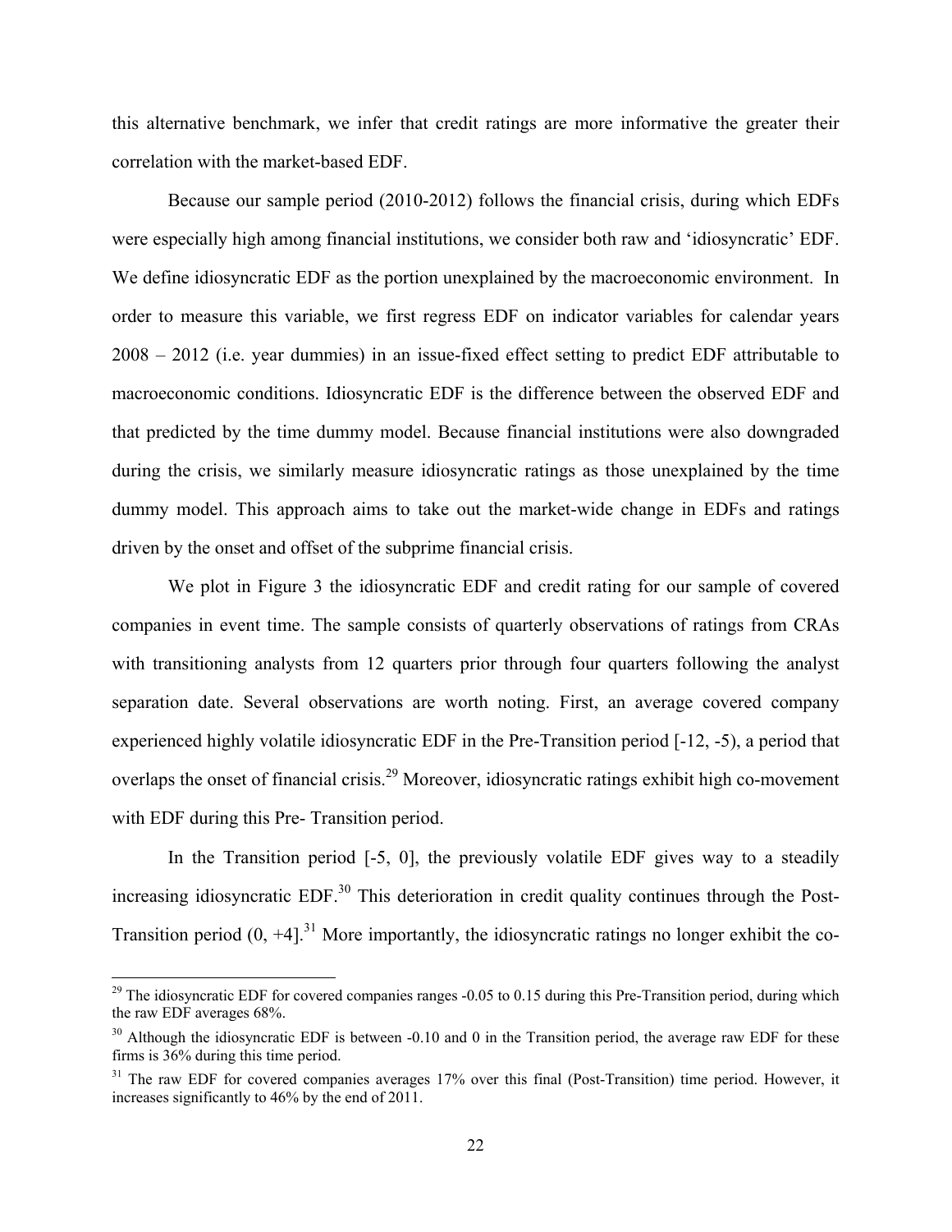this alternative benchmark, we infer that credit ratings are more informative the greater their correlation with the market-based EDF.

Because our sample period (2010-2012) follows the financial crisis, during which EDFs were especially high among financial institutions, we consider both raw and 'idiosyncratic' EDF. We define idiosyncratic EDF as the portion unexplained by the macroeconomic environment. In order to measure this variable, we first regress EDF on indicator variables for calendar years 2008 – 2012 (i.e. year dummies) in an issue-fixed effect setting to predict EDF attributable to macroeconomic conditions. Idiosyncratic EDF is the difference between the observed EDF and that predicted by the time dummy model. Because financial institutions were also downgraded during the crisis, we similarly measure idiosyncratic ratings as those unexplained by the time dummy model. This approach aims to take out the market-wide change in EDFs and ratings driven by the onset and offset of the subprime financial crisis.

We plot in Figure 3 the idiosyncratic EDF and credit rating for our sample of covered companies in event time. The sample consists of quarterly observations of ratings from CRAs with transitioning analysts from 12 quarters prior through four quarters following the analyst separation date. Several observations are worth noting. First, an average covered company experienced highly volatile idiosyncratic EDF in the Pre-Transition period [-12, -5), a period that overlaps the onset of financial crisis.[29] Moreover, idiosyncratic ratings exhibit high co-movement with EDF during this Pre- Transition period.

In the Transition period [-5, 0], the previously volatile EDF gives way to a steadily increasing idiosyncratic EDF.[30] This deterioration in credit quality continues through the Post-Transition period (0, +4].[31] More importantly, the idiosyncratic ratings no longer exhibit the co-

---

[29] The idiosyncratic EDF for covered companies ranges -0.05 to 0.15 during this Pre-Transition period, during which the raw EDF averages 68%.

[30] Although the idiosyncratic EDF is between -0.10 and 0 in the Transition period, the average raw EDF for these firms is 36% during this time period.

[31] The raw EDF for covered companies averages 17% over this final (Post-Transition) time period. However, it increases significantly to 46% by the end of 2011.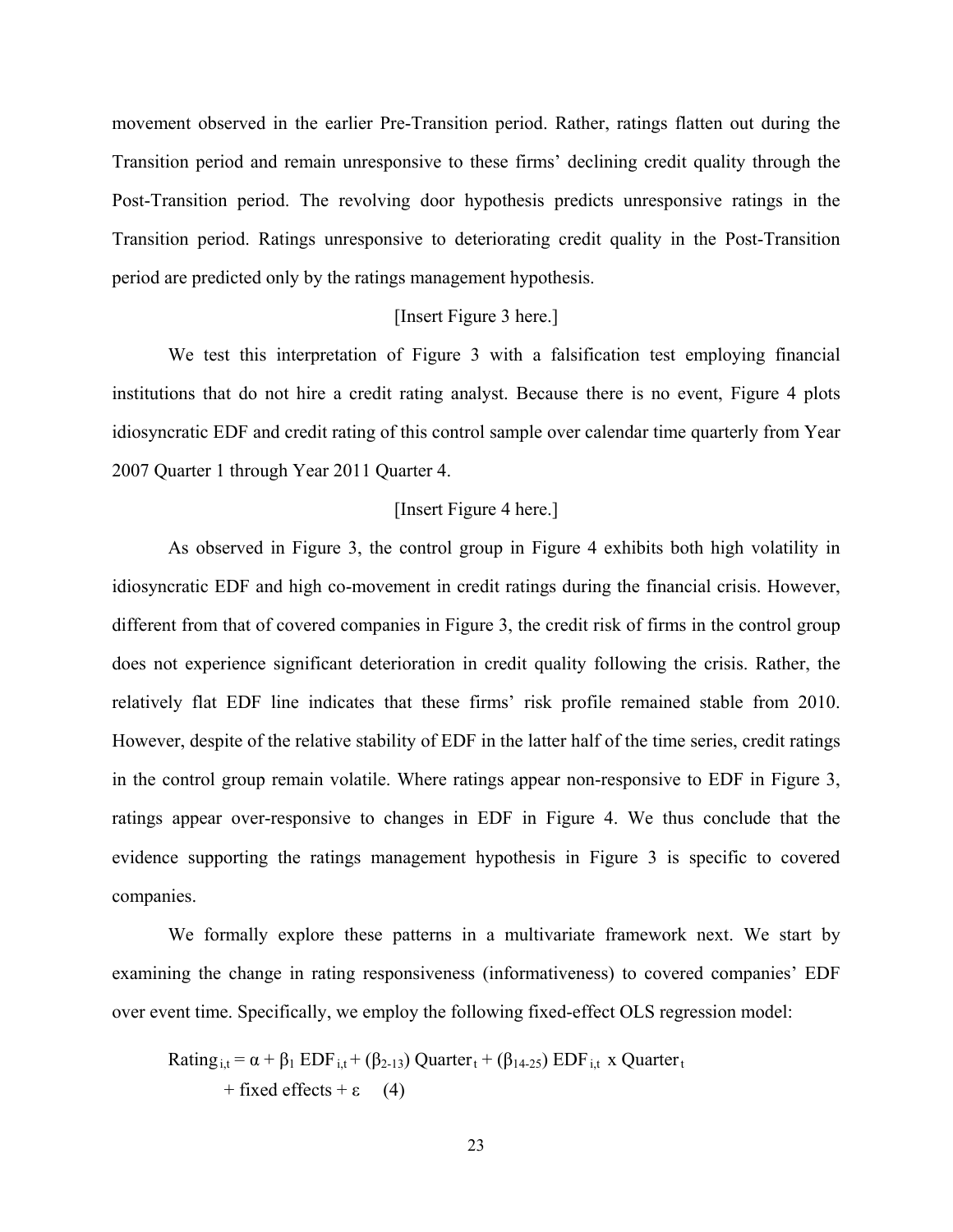movement observed in the earlier Pre-Transition period. Rather, ratings flatten out during the Transition period and remain unresponsive to these firms' declining credit quality through the Post-Transition period. The revolving door hypothesis predicts unresponsive ratings in the Transition period. Ratings unresponsive to deteriorating credit quality in the Post-Transition period are predicted only by the ratings management hypothesis.

[Insert Figure 3 here.]

We test this interpretation of Figure 3 with a falsification test employing financial institutions that do not hire a credit rating analyst. Because there is no event, Figure 4 plots idiosyncratic EDF and credit rating of this control sample over calendar time quarterly from Year 2007 Quarter 1 through Year 2011 Quarter 4.

[Insert Figure 4 here.]

As observed in Figure 3, the control group in Figure 4 exhibits both high volatility in idiosyncratic EDF and high co-movement in credit ratings during the financial crisis. However, different from that of covered companies in Figure 3, the credit risk of firms in the control group does not experience significant deterioration in credit quality following the crisis. Rather, the relatively flat EDF line indicates that these firms' risk profile remained stable from 2010. However, despite of the relative stability of EDF in the latter half of the time series, credit ratings in the control group remain volatile. Where ratings appear non-responsive to EDF in Figure 3, ratings appear over-responsive to changes in EDF in Figure 4. We thus conclude that the evidence supporting the ratings management hypothesis in Figure 3 is specific to covered companies.

We formally explore these patterns in a multivariate framework next. We start by examining the change in rating responsiveness (informativeness) to covered companies' EDF over event time. Specifically, we employ the following fixed-effect OLS regression model:

$$\text{Rating}_{i,t} = \alpha + \beta_1 \text{ EDF}_{i,t} + (\beta_{2\text{-}13}) \text{ Quarter}_t + (\beta_{14\text{-}25}) \text{ EDF}_{i,t} \text{ x Quarter}_t + \text{fixed effects} + \varepsilon \quad (4)$$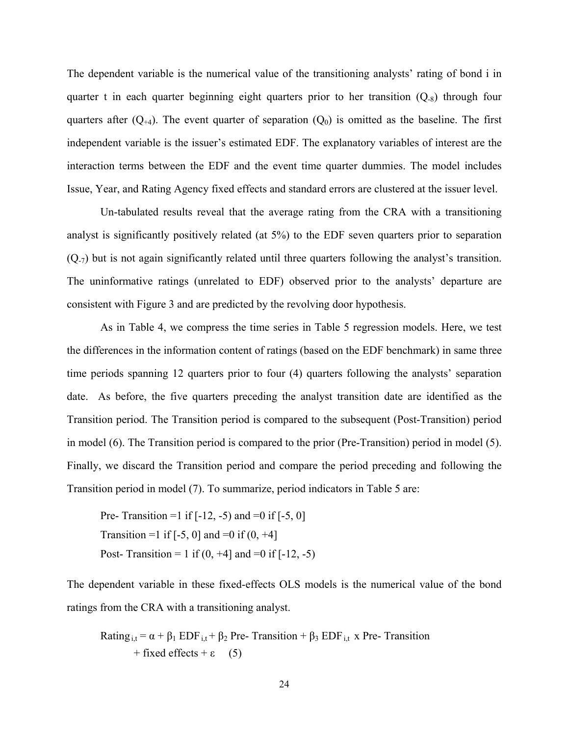The dependent variable is the numerical value of the transitioning analysts' rating of bond i in quarter t in each quarter beginning eight quarters prior to her transition ($Q_{-8}$) through four quarters after ($Q_{+4}$). The event quarter of separation ($Q_0$) is omitted as the baseline. The first independent variable is the issuer's estimated EDF. The explanatory variables of interest are the interaction terms between the EDF and the event time quarter dummies. The model includes Issue, Year, and Rating Agency fixed effects and standard errors are clustered at the issuer level.

Un-tabulated results reveal that the average rating from the CRA with a transitioning analyst is significantly positively related (at 5%) to the EDF seven quarters prior to separation ($Q_{-7}$) but is not again significantly related until three quarters following the analyst's transition. The uninformative ratings (unrelated to EDF) observed prior to the analysts' departure are consistent with Figure 3 and are predicted by the revolving door hypothesis.

As in Table 4, we compress the time series in Table 5 regression models. Here, we test the differences in the information content of ratings (based on the EDF benchmark) in same three time periods spanning 12 quarters prior to four (4) quarters following the analysts' separation date. As before, the five quarters preceding the analyst transition date are identified as the Transition period. The Transition period is compared to the subsequent (Post-Transition) period in model (6). The Transition period is compared to the prior (Pre-Transition) period in model (5). Finally, we discard the Transition period and compare the period preceding and following the Transition period in model (7). To summarize, period indicators in Table 5 are:

Pre- Transition =1 if [-12, -5) and =0 if [-5, 0]

Transition =1 if [-5, 0] and =0 if (0, +4]

Post- Transition = 1 if (0, +4] and =0 if [-12, -5)

The dependent variable in these fixed-effects OLS models is the numerical value of the bond ratings from the CRA with a transitioning analyst.

$$\text{Rating}_{i,t} = \alpha + \beta_1 \text{ EDF}_{i,t} + \beta_2 \text{ Pre- Transition} + \beta_3 \text{ EDF}_{i,t} \text{ x Pre- Transition} + \text{fixed effects} + \varepsilon \quad (5)$$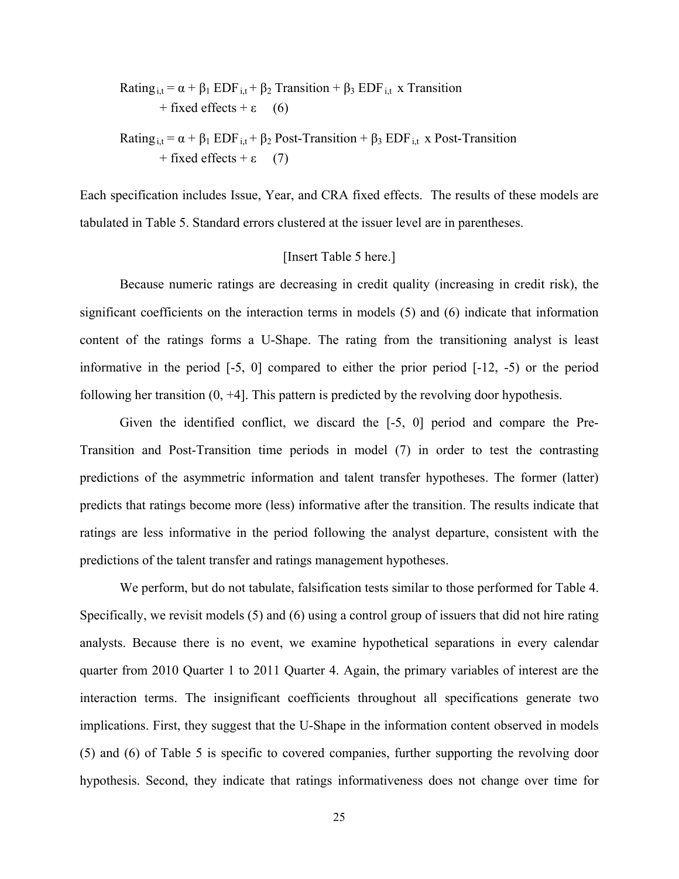$$\text{Rating}_{i,t} = \alpha + \beta_1 \text{ EDF}_{i,t} + \beta_2 \text{ Transition} + \beta_3 \text{ EDF}_{i,t} \text{ x Transition} + \text{fixed effects} + \varepsilon \quad (6)$$

$$\text{Rating}_{i,t} = \alpha + \beta_1 \text{ EDF}_{i,t} + \beta_2 \text{ Post-Transition} + \beta_3 \text{ EDF}_{i,t} \text{ x Post-Transition} + \text{fixed effects} + \varepsilon \quad (7)$$

Each specification includes Issue, Year, and CRA fixed effects. The results of these models are tabulated in Table 5. Standard errors clustered at the issuer level are in parentheses.

[Insert Table 5 here.]

Because numeric ratings are decreasing in credit quality (increasing in credit risk), the significant coefficients on the interaction terms in models (5) and (6) indicate that information content of the ratings forms a U-Shape. The rating from the transitioning analyst is least informative in the period [-5, 0] compared to either the prior period [-12, -5) or the period following her transition (0, +4]. This pattern is predicted by the revolving door hypothesis.

Given the identified conflict, we discard the [-5, 0] period and compare the Pre-Transition and Post-Transition time periods in model (7) in order to test the contrasting predictions of the asymmetric information and talent transfer hypotheses. The former (latter) predicts that ratings become more (less) informative after the transition. The results indicate that ratings are less informative in the period following the analyst departure, consistent with the predictions of the talent transfer and ratings management hypotheses.

We perform, but do not tabulate, falsification tests similar to those performed for Table 4. Specifically, we revisit models (5) and (6) using a control group of issuers that did not hire rating analysts. Because there is no event, we examine hypothetical separations in every calendar quarter from 2010 Quarter 1 to 2011 Quarter 4. Again, the primary variables of interest are the interaction terms. The insignificant coefficients throughout all specifications generate two implications. First, they suggest that the U-Shape in the information content observed in models (5) and (6) of Table 5 is specific to covered companies, further supporting the revolving door hypothesis. Second, they indicate that ratings informativeness does not change over time for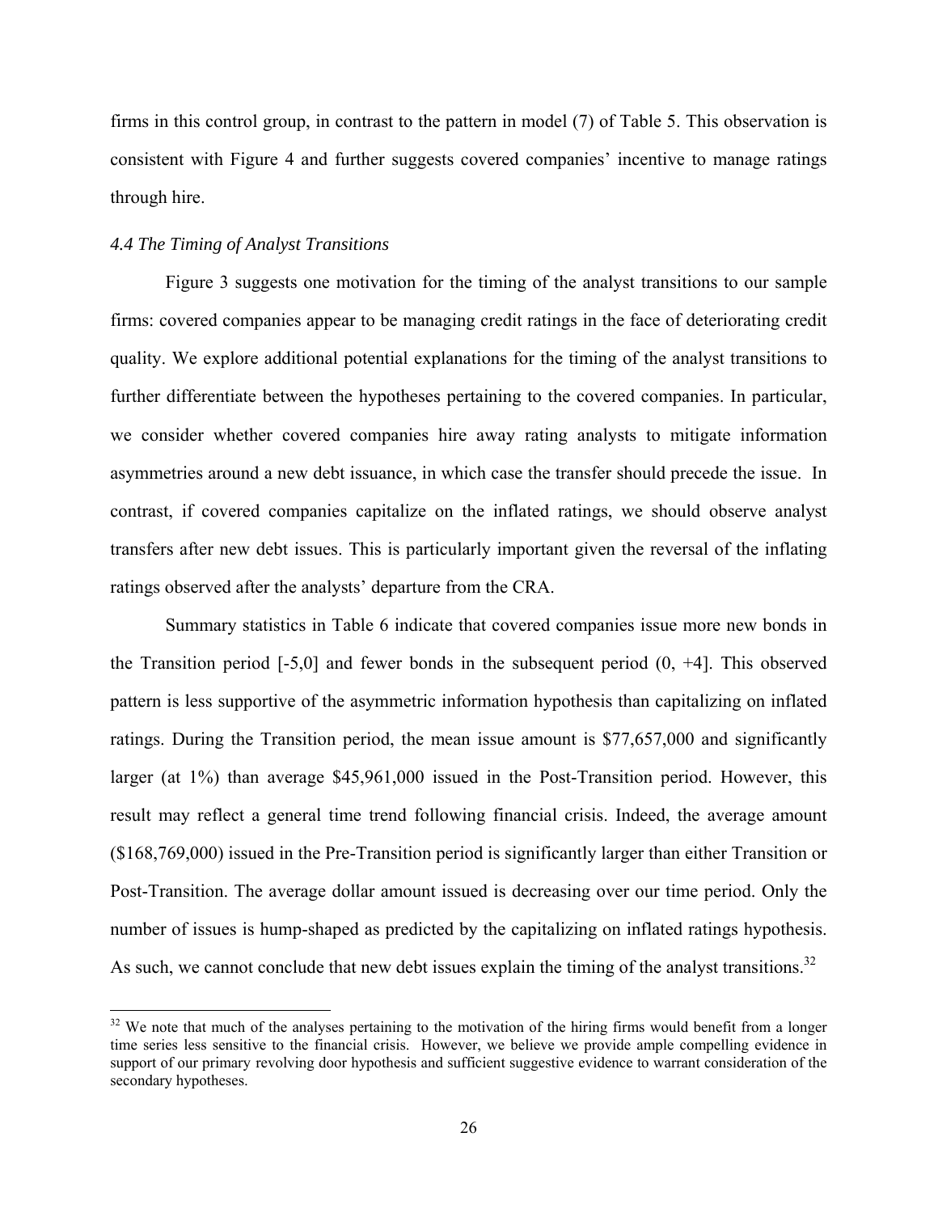firms in this control group, in contrast to the pattern in model (7) of Table 5. This observation is consistent with Figure 4 and further suggests covered companies' incentive to manage ratings through hire.

### *4.4 The Timing of Analyst Transitions*

Figure 3 suggests one motivation for the timing of the analyst transitions to our sample firms: covered companies appear to be managing credit ratings in the face of deteriorating credit quality. We explore additional potential explanations for the timing of the analyst transitions to further differentiate between the hypotheses pertaining to the covered companies. In particular, we consider whether covered companies hire away rating analysts to mitigate information asymmetries around a new debt issuance, in which case the transfer should precede the issue. In contrast, if covered companies capitalize on the inflated ratings, we should observe analyst transfers after new debt issues. This is particularly important given the reversal of the inflating ratings observed after the analysts' departure from the CRA.

Summary statistics in Table 6 indicate that covered companies issue more new bonds in the Transition period [-5,0] and fewer bonds in the subsequent period (0, +4]. This observed pattern is less supportive of the asymmetric information hypothesis than capitalizing on inflated ratings. During the Transition period, the mean issue amount is \$77,657,000 and significantly larger (at 1%) than average \$45,961,000 issued in the Post-Transition period. However, this result may reflect a general time trend following financial crisis. Indeed, the average amount (\$168,769,000) issued in the Pre-Transition period is significantly larger than either Transition or Post-Transition. The average dollar amount issued is decreasing over our time period. Only the number of issues is hump-shaped as predicted by the capitalizing on inflated ratings hypothesis. As such, we cannot conclude that new debt issues explain the timing of the analyst transitions.[32]

[32] We note that much of the analyses pertaining to the motivation of the hiring firms would benefit from a longer time series less sensitive to the financial crisis. However, we believe we provide ample compelling evidence in support of our primary revolving door hypothesis and sufficient suggestive evidence to warrant consideration of the secondary hypotheses.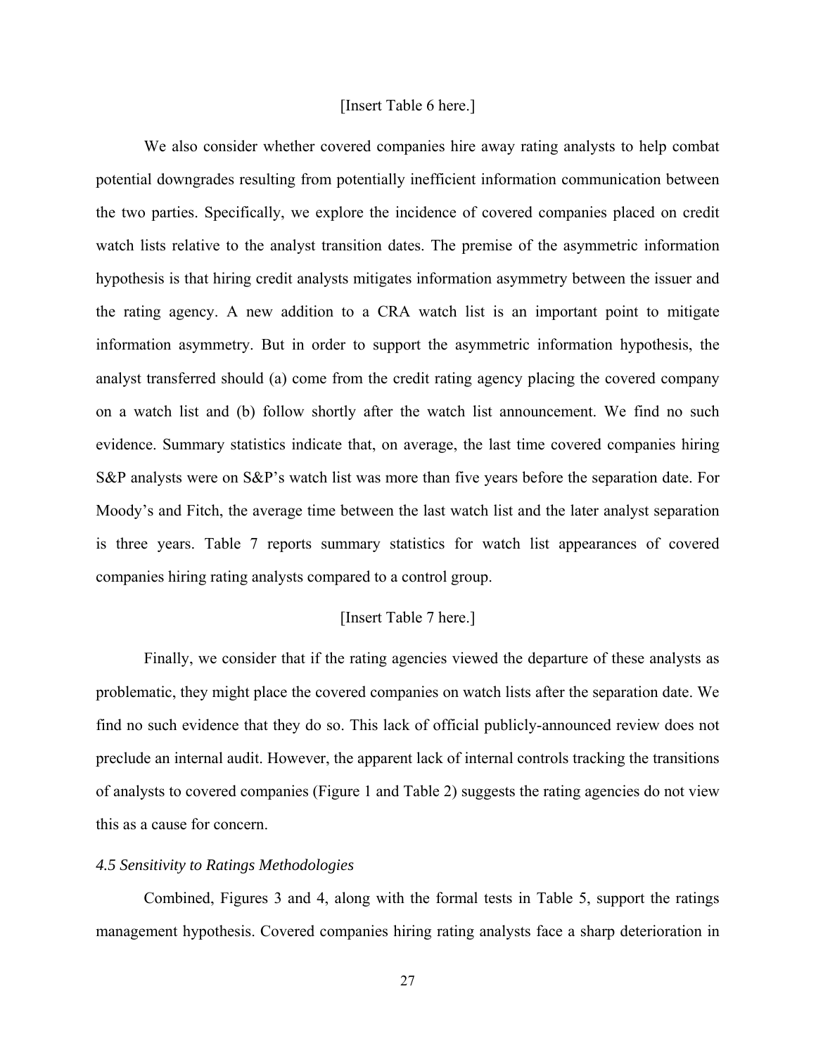[Insert Table 6 here.]

We also consider whether covered companies hire away rating analysts to help combat potential downgrades resulting from potentially inefficient information communication between the two parties. Specifically, we explore the incidence of covered companies placed on credit watch lists relative to the analyst transition dates. The premise of the asymmetric information hypothesis is that hiring credit analysts mitigates information asymmetry between the issuer and the rating agency. A new addition to a CRA watch list is an important point to mitigate information asymmetry. But in order to support the asymmetric information hypothesis, the analyst transferred should (a) come from the credit rating agency placing the covered company on a watch list and (b) follow shortly after the watch list announcement. We find no such evidence. Summary statistics indicate that, on average, the last time covered companies hiring S&P analysts were on S&P's watch list was more than five years before the separation date. For Moody's and Fitch, the average time between the last watch list and the later analyst separation is three years. Table 7 reports summary statistics for watch list appearances of covered companies hiring rating analysts compared to a control group.

[Insert Table 7 here.]

Finally, we consider that if the rating agencies viewed the departure of these analysts as problematic, they might place the covered companies on watch lists after the separation date. We find no such evidence that they do so. This lack of official publicly-announced review does not preclude an internal audit. However, the apparent lack of internal controls tracking the transitions of analysts to covered companies (Figure 1 and Table 2) suggests the rating agencies do not view this as a cause for concern.

### *4.5 Sensitivity to Ratings Methodologies*

Combined, Figures 3 and 4, along with the formal tests in Table 5, support the ratings management hypothesis. Covered companies hiring rating analysts face a sharp deterioration in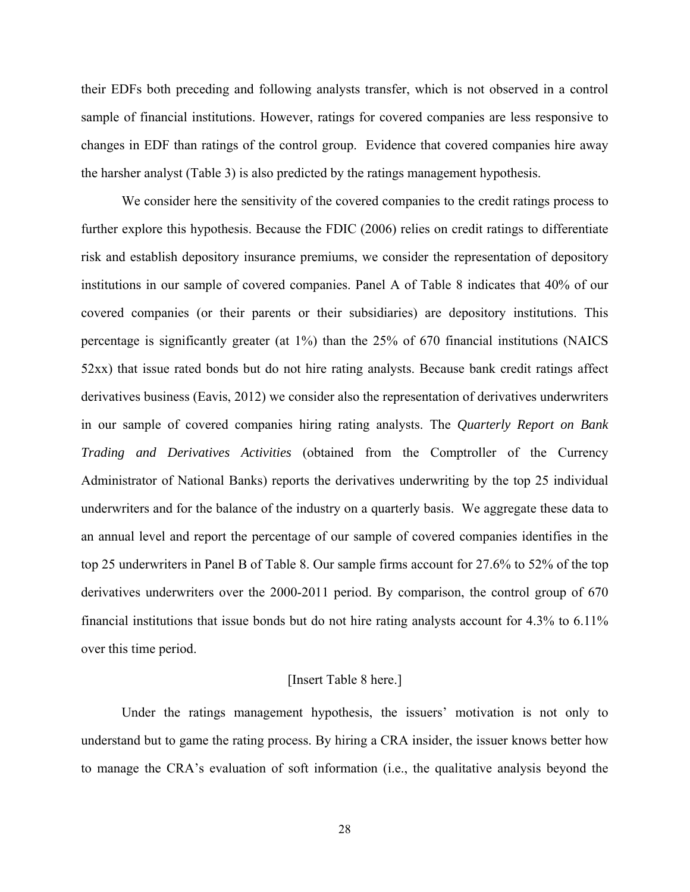their EDFs both preceding and following analysts transfer, which is not observed in a control sample of financial institutions. However, ratings for covered companies are less responsive to changes in EDF than ratings of the control group. Evidence that covered companies hire away the harsher analyst (Table 3) is also predicted by the ratings management hypothesis.

We consider here the sensitivity of the covered companies to the credit ratings process to further explore this hypothesis. Because the FDIC (2006) relies on credit ratings to differentiate risk and establish depository insurance premiums, we consider the representation of depository institutions in our sample of covered companies. Panel A of Table 8 indicates that 40% of our covered companies (or their parents or their subsidiaries) are depository institutions. This percentage is significantly greater (at 1%) than the 25% of 670 financial institutions (NAICS 52xx) that issue rated bonds but do not hire rating analysts. Because bank credit ratings affect derivatives business (Eavis, 2012) we consider also the representation of derivatives underwriters in our sample of covered companies hiring rating analysts. The *Quarterly Report on Bank Trading and Derivatives Activities* (obtained from the Comptroller of the Currency Administrator of National Banks) reports the derivatives underwriting by the top 25 individual underwriters and for the balance of the industry on a quarterly basis. We aggregate these data to an annual level and report the percentage of our sample of covered companies identifies in the top 25 underwriters in Panel B of Table 8. Our sample firms account for 27.6% to 52% of the top derivatives underwriters over the 2000-2011 period. By comparison, the control group of 670 financial institutions that issue bonds but do not hire rating analysts account for 4.3% to 6.11% over this time period.

[Insert Table 8 here.]

Under the ratings management hypothesis, the issuers' motivation is not only to understand but to game the rating process. By hiring a CRA insider, the issuer knows better how to manage the CRA's evaluation of soft information (i.e., the qualitative analysis beyond the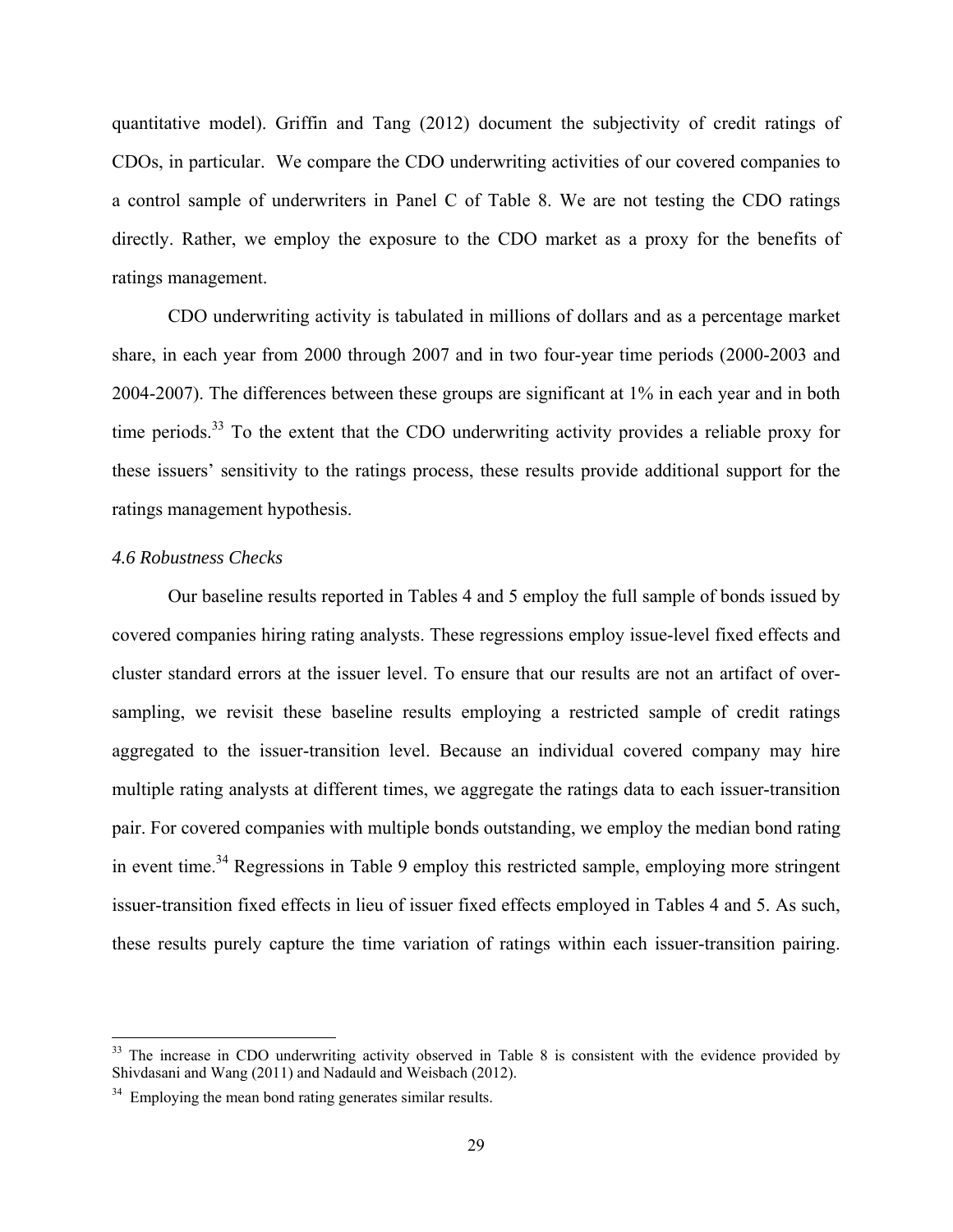quantitative model). Griffin and Tang (2012) document the subjectivity of credit ratings of CDOs, in particular. We compare the CDO underwriting activities of our covered companies to a control sample of underwriters in Panel C of Table 8. We are not testing the CDO ratings directly. Rather, we employ the exposure to the CDO market as a proxy for the benefits of ratings management.

CDO underwriting activity is tabulated in millions of dollars and as a percentage market share, in each year from 2000 through 2007 and in two four-year time periods (2000-2003 and 2004-2007). The differences between these groups are significant at 1% in each year and in both time periods.[33] To the extent that the CDO underwriting activity provides a reliable proxy for these issuers' sensitivity to the ratings process, these results provide additional support for the ratings management hypothesis.

### *4.6 Robustness Checks*

Our baseline results reported in Tables 4 and 5 employ the full sample of bonds issued by covered companies hiring rating analysts. These regressions employ issue-level fixed effects and cluster standard errors at the issuer level. To ensure that our results are not an artifact of over-sampling, we revisit these baseline results employing a restricted sample of credit ratings aggregated to the issuer-transition level. Because an individual covered company may hire multiple rating analysts at different times, we aggregate the ratings data to each issuer-transition pair. For covered companies with multiple bonds outstanding, we employ the median bond rating in event time.[34] Regressions in Table 9 employ this restricted sample, employing more stringent issuer-transition fixed effects in lieu of issuer fixed effects employed in Tables 4 and 5. As such, these results purely capture the time variation of ratings within each issuer-transition pairing.

[33] The increase in CDO underwriting activity observed in Table 8 is consistent with the evidence provided by Shivdasani and Wang (2011) and Nadauld and Weisbach (2012).

[34] Employing the mean bond rating generates similar results.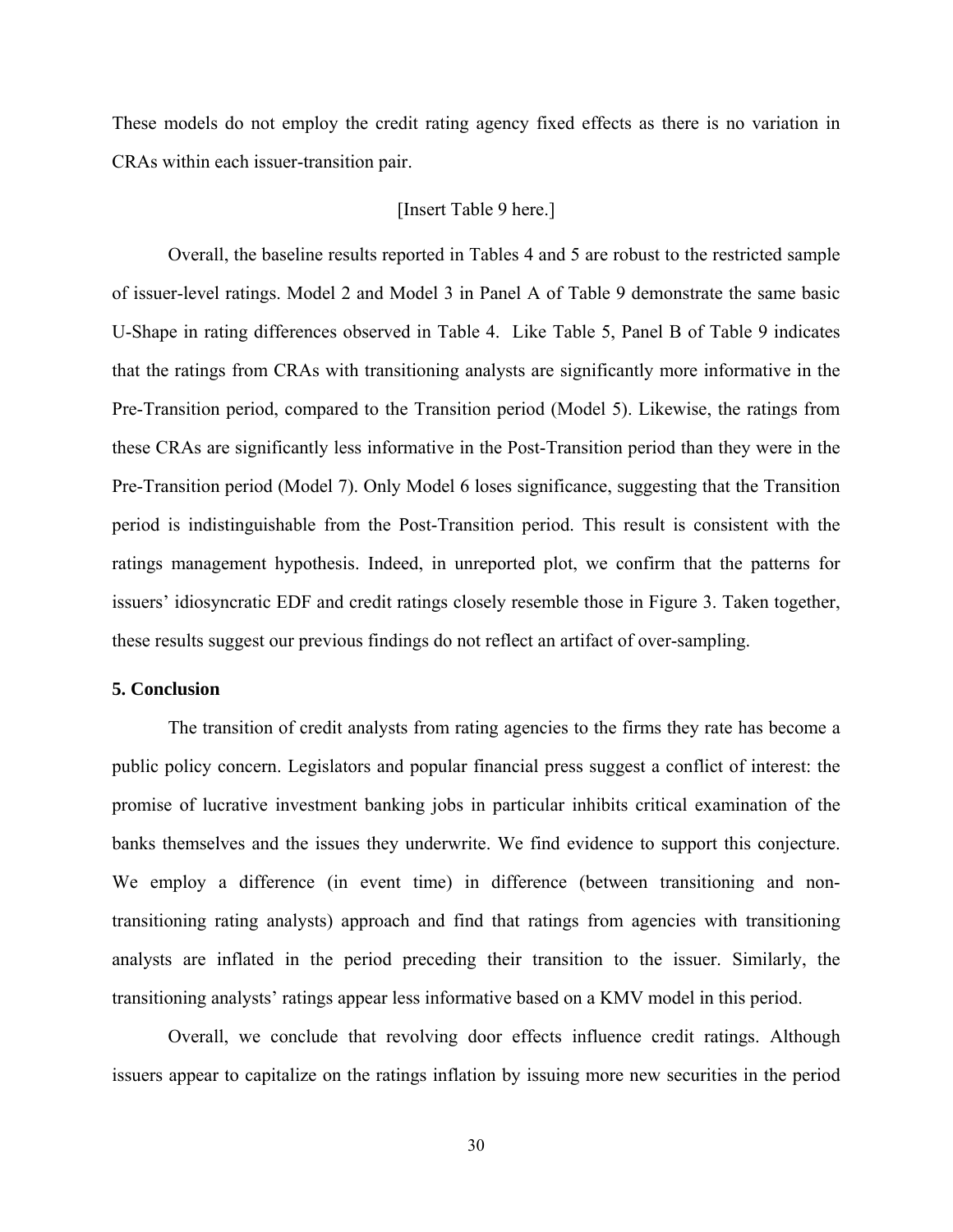These models do not employ the credit rating agency fixed effects as there is no variation in CRAs within each issuer-transition pair.

[Insert Table 9 here.]

Overall, the baseline results reported in Tables 4 and 5 are robust to the restricted sample of issuer-level ratings. Model 2 and Model 3 in Panel A of Table 9 demonstrate the same basic U-Shape in rating differences observed in Table 4. Like Table 5, Panel B of Table 9 indicates that the ratings from CRAs with transitioning analysts are significantly more informative in the Pre-Transition period, compared to the Transition period (Model 5). Likewise, the ratings from these CRAs are significantly less informative in the Post-Transition period than they were in the Pre-Transition period (Model 7). Only Model 6 loses significance, suggesting that the Transition period is indistinguishable from the Post-Transition period. This result is consistent with the ratings management hypothesis. Indeed, in unreported plot, we confirm that the patterns for issuers' idiosyncratic EDF and credit ratings closely resemble those in Figure 3. Taken together, these results suggest our previous findings do not reflect an artifact of over-sampling.

## 5. Conclusion

The transition of credit analysts from rating agencies to the firms they rate has become a public policy concern. Legislators and popular financial press suggest a conflict of interest: the promise of lucrative investment banking jobs in particular inhibits critical examination of the banks themselves and the issues they underwrite. We find evidence to support this conjecture. We employ a difference (in event time) in difference (between transitioning and non-transitioning rating analysts) approach and find that ratings from agencies with transitioning analysts are inflated in the period preceding their transition to the issuer. Similarly, the transitioning analysts' ratings appear less informative based on a KMV model in this period.

Overall, we conclude that revolving door effects influence credit ratings. Although issuers appear to capitalize on the ratings inflation by issuing more new securities in the period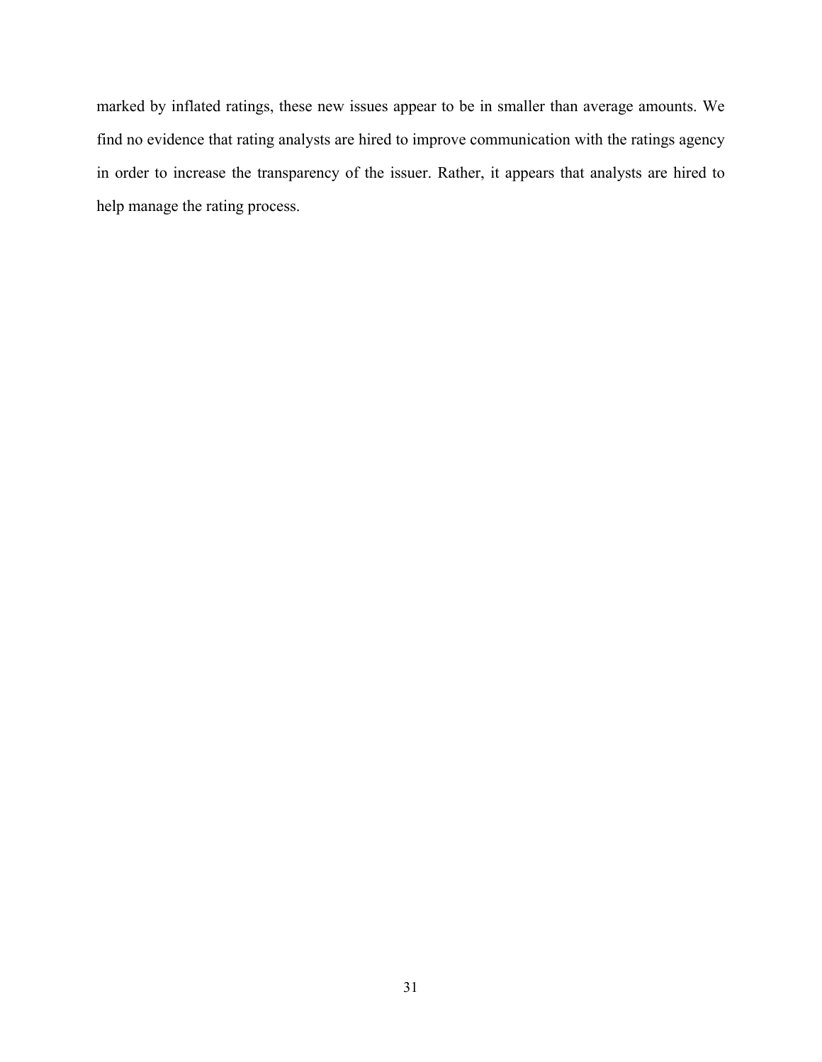marked by inflated ratings, these new issues appear to be in smaller than average amounts. We find no evidence that rating analysts are hired to improve communication with the ratings agency in order to increase the transparency of the issuer. Rather, it appears that analysts are hired to help manage the rating process.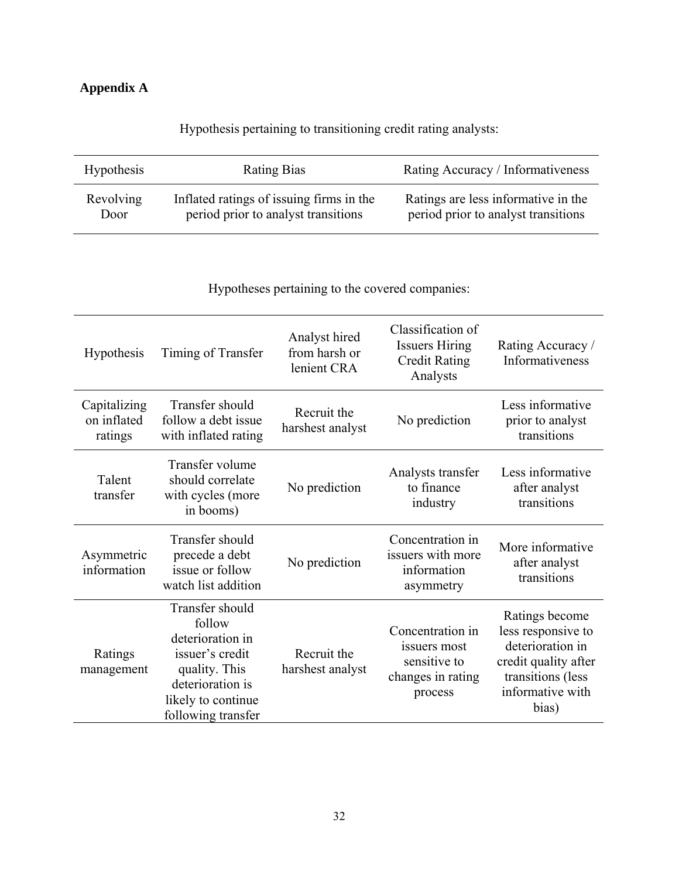## Appendix A

Hypothesis pertaining to transitioning credit rating analysts:

| Hypothesis | Rating Bias | Rating Accuracy / Informativeness |
|---|---|---|
| Revolving Door | Inflated ratings of issuing firms in the period prior to analyst transitions | Ratings are less informative in the period prior to analyst transitions |

Hypotheses pertaining to the covered companies:

| Hypothesis | Timing of Transfer | Analyst hired from harsh or lenient CRA | Classification of Issuers Hiring Credit Rating Analysts | Rating Accuracy / Informativeness |
|---|---|---|---|---|
| Capitalizing on inflated ratings | Transfer should follow a debt issue with inflated rating | Recruit the harshest analyst | No prediction | Less informative prior to analyst transitions |
| Talent transfer | Transfer volume should correlate with cycles (more in booms) | No prediction | Analysts transfer to finance industry | Less informative after analyst transitions |
| Asymmetric information | Transfer should precede a debt issue or follow watch list addition | No prediction | Concentration in issuers with more information asymmetry | More informative after analyst transitions |
| Ratings management | Transfer should follow deterioration in issuer's credit quality. This deterioration is likely to continue following transfer | Recruit the harshest analyst | Concentration in issuers most sensitive to changes in rating process | Ratings become less responsive to deterioration in credit quality after transitions (less informative with bias) |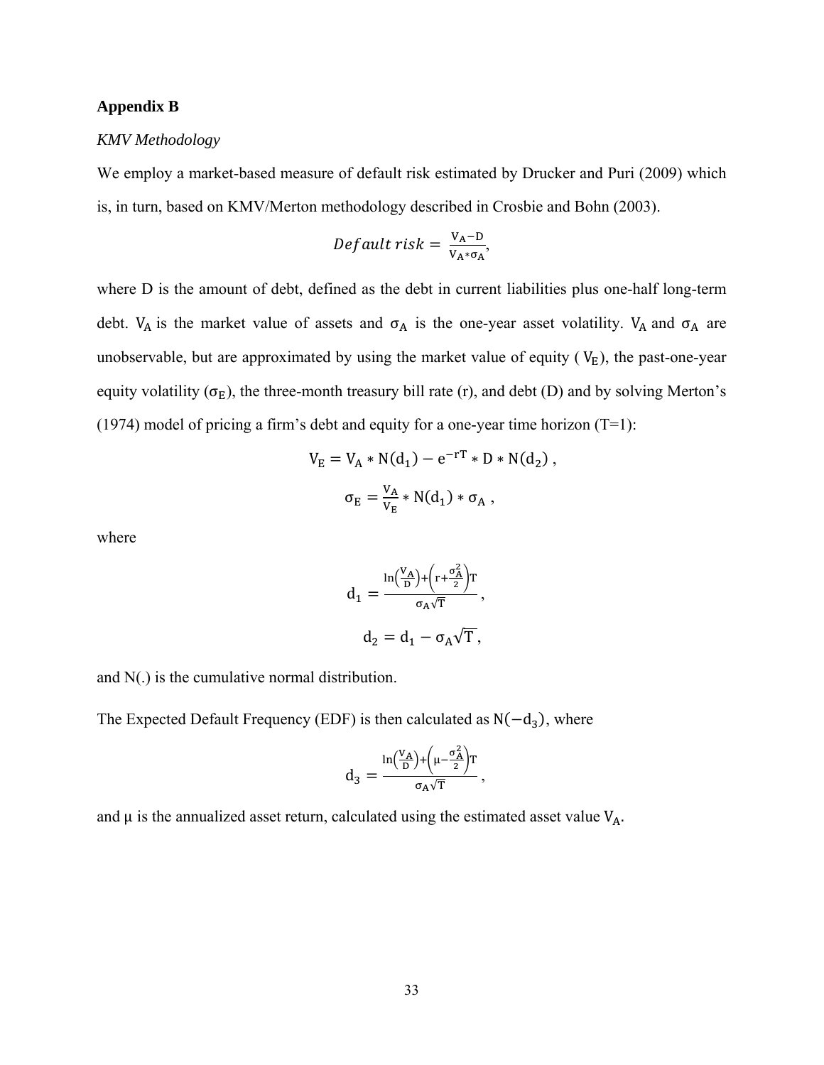## Appendix B

*KMV Methodology*

We employ a market-based measure of default risk estimated by Drucker and Puri (2009) which is, in turn, based on KMV/Merton methodology described in Crosbie and Bohn (2003).

$$Default\ risk = \frac{V_A - D}{V_A * \sigma_A},$$

where D is the amount of debt, defined as the debt in current liabilities plus one-half long-term debt. $V_A$ is the market value of assets and $\sigma_A$ is the one-year asset volatility. $V_A$ and $\sigma_A$ are unobservable, but are approximated by using the market value of equity ( $V_E$), the past-one-year equity volatility ($\sigma_E$), the three-month treasury bill rate (r), and debt (D) and by solving Merton's (1974) model of pricing a firm's debt and equity for a one-year time horizon (T=1):

$$V_E = V_A * N(d_1) - e^{-rT} * D * N(d_2) ,$$

$$\sigma_E = \frac{V_A}{V_E} * N(d_1) * \sigma_A ,$$

where

$$d_1 = \frac{\ln\left(\frac{V_A}{D}\right) + \left(r + \frac{\sigma_A^2}{2}\right)T}{\sigma_A\sqrt{T}} ,$$

$$d_2 = d_1 - \sigma_A\sqrt{T} ,$$

and N(.) is the cumulative normal distribution.

The Expected Default Frequency (EDF) is then calculated as $N(-d_3)$, where

$$d_3 = \frac{\ln\left(\frac{V_A}{D}\right) + \left(\mu - \frac{\sigma_A^2}{2}\right)T}{\sigma_A\sqrt{T}} ,$$

and μ is the annualized asset return, calculated using the estimated asset value $V_A$.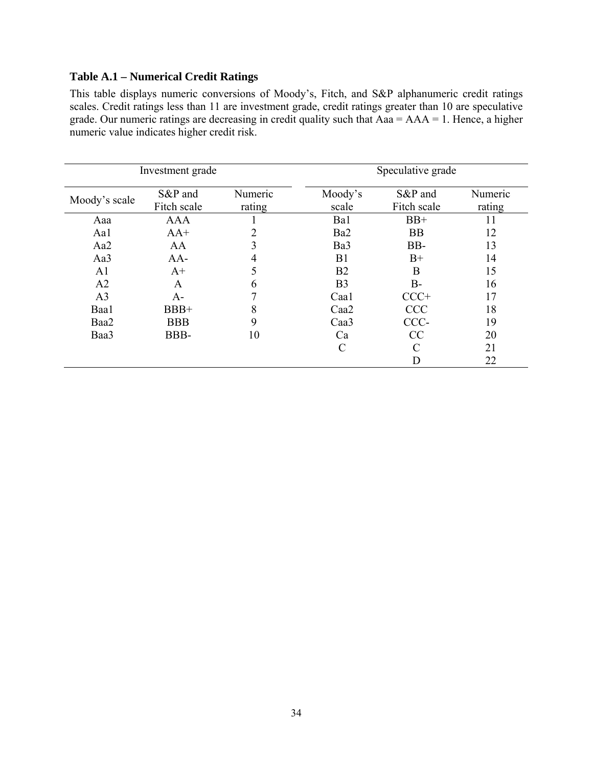**Table A.1 – Numerical Credit Ratings**

This table displays numeric conversions of Moody's, Fitch, and S&P alphanumeric credit ratings scales. Credit ratings less than 11 are investment grade, credit ratings greater than 10 are speculative grade. Our numeric ratings are decreasing in credit quality such that Aaa = AAA = 1. Hence, a higher numeric value indicates higher credit risk.

| Investment grade | | | Speculative grade | | |
|---|---|---|---|---|---|
| Moody's scale | S&P and Fitch scale | Numeric rating | Moody's scale | S&P and Fitch scale | Numeric rating |
| Aaa | AAA | 1 | Ba1 | BB+ | 11 |
| Aa1 | AA+ | 2 | Ba2 | BB | 12 |
| Aa2 | AA | 3 | Ba3 | BB- | 13 |
| Aa3 | AA- | 4 | B1 | B+ | 14 |
| A1 | A+ | 5 | B2 | B | 15 |
| A2 | A | 6 | B3 | B- | 16 |
| A3 | A- | 7 | Caa1 | CCC+ | 17 |
| Baa1 | BBB+ | 8 | Caa2 | CCC | 18 |
| Baa2 | BBB | 9 | Caa3 | CCC- | 19 |
| Baa3 | BBB- | 10 | Ca | CC | 20 |
| | | | C | C | 21 |
| | | | | D | 22 |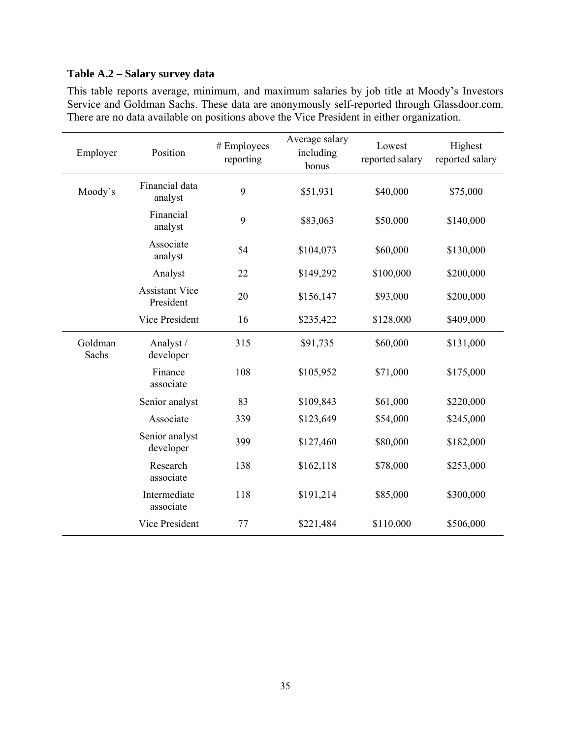**Table A.2 – Salary survey data**

This table reports average, minimum, and maximum salaries by job title at Moody's Investors Service and Goldman Sachs. These data are anonymously self-reported through Glassdoor.com. There are no data available on positions above the Vice President in either organization.

| Employer | Position | # Employees reporting | Average salary including bonus | Lowest reported salary | Highest reported salary |
|---|---|---|---|---|---|
| Moody's | Financial data analyst | 9 | $51,931 | $40,000 | $75,000 |
| | Financial analyst | 9 | $83,063 | $50,000 | $140,000 |
| | Associate analyst | 54 | $104,073 | $60,000 | $130,000 |
| | Analyst | 22 | $149,292 | $100,000 | $200,000 |
| | Assistant Vice President | 20 | $156,147 | $93,000 | $200,000 |
| | Vice President | 16 | $235,422 | $128,000 | $409,000 |
| Goldman Sachs | Analyst / developer | 315 | $91,735 | $60,000 | $131,000 |
| | Finance associate | 108 | $105,952 | $71,000 | $175,000 |
| | Senior analyst | 83 | $109,843 | $61,000 | $220,000 |
| | Associate | 339 | $123,649 | $54,000 | $245,000 |
| | Senior analyst developer | 399 | $127,460 | $80,000 | $182,000 |
| | Research associate | 138 | $162,118 | $78,000 | $253,000 |
| | Intermediate associate | 118 | $191,214 | $85,000 | $300,000 |
| | Vice President | 77 | $221,484 | $110,000 | $506,000 |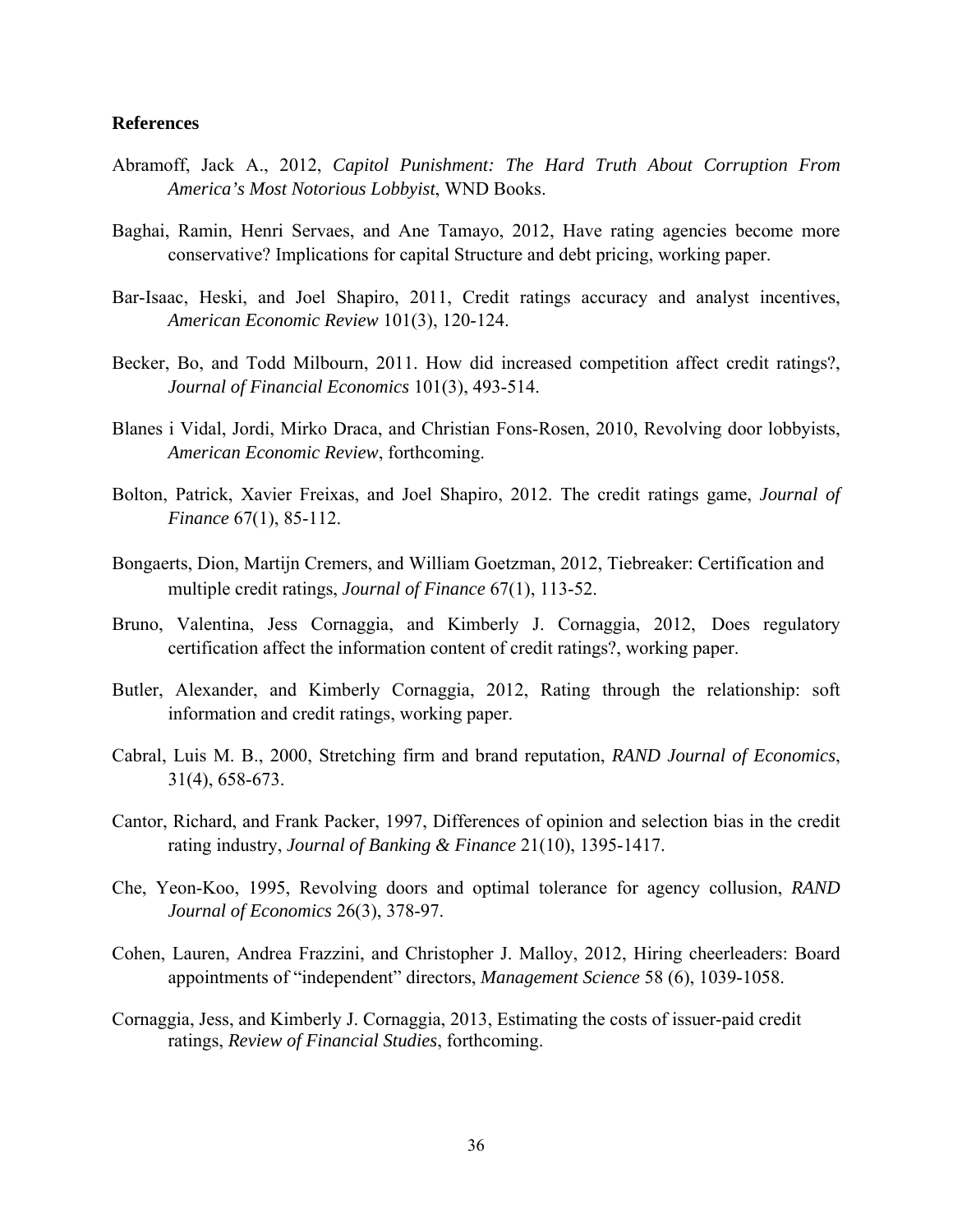## References

Abramoff, Jack A., 2012, *Capitol Punishment: The Hard Truth About Corruption From America's Most Notorious Lobbyist*, WND Books.

Baghai, Ramin, Henri Servaes, and Ane Tamayo, 2012, Have rating agencies become more conservative? Implications for capital Structure and debt pricing, working paper.

Bar-Isaac, Heski, and Joel Shapiro, 2011, Credit ratings accuracy and analyst incentives, *American Economic Review* 101(3), 120-124.

Becker, Bo, and Todd Milbourn, 2011. How did increased competition affect credit ratings?, *Journal of Financial Economics* 101(3), 493-514.

Blanes i Vidal, Jordi, Mirko Draca, and Christian Fons-Rosen, 2010, Revolving door lobbyists, *American Economic Review*, forthcoming.

Bolton, Patrick, Xavier Freixas, and Joel Shapiro, 2012. The credit ratings game, *Journal of Finance* 67(1), 85-112.

Bongaerts, Dion, Martijn Cremers, and William Goetzman, 2012, Tiebreaker: Certification and multiple credit ratings, *Journal of Finance* 67(1), 113-52.

Bruno, Valentina, Jess Cornaggia, and Kimberly J. Cornaggia, 2012, Does regulatory certification affect the information content of credit ratings?, working paper.

Butler, Alexander, and Kimberly Cornaggia, 2012, Rating through the relationship: soft information and credit ratings, working paper.

Cabral, Luis M. B., 2000, Stretching firm and brand reputation, *RAND Journal of Economics*, 31(4), 658-673.

Cantor, Richard, and Frank Packer, 1997, Differences of opinion and selection bias in the credit rating industry, *Journal of Banking & Finance* 21(10), 1395-1417.

Che, Yeon-Koo, 1995, Revolving doors and optimal tolerance for agency collusion, *RAND Journal of Economics* 26(3), 378-97.

Cohen, Lauren, Andrea Frazzini, and Christopher J. Malloy, 2012, Hiring cheerleaders: Board appointments of "independent" directors, *Management Science* 58 (6), 1039-1058.

Cornaggia, Jess, and Kimberly J. Cornaggia, 2013, Estimating the costs of issuer-paid credit ratings, *Review of Financial Studies*, forthcoming.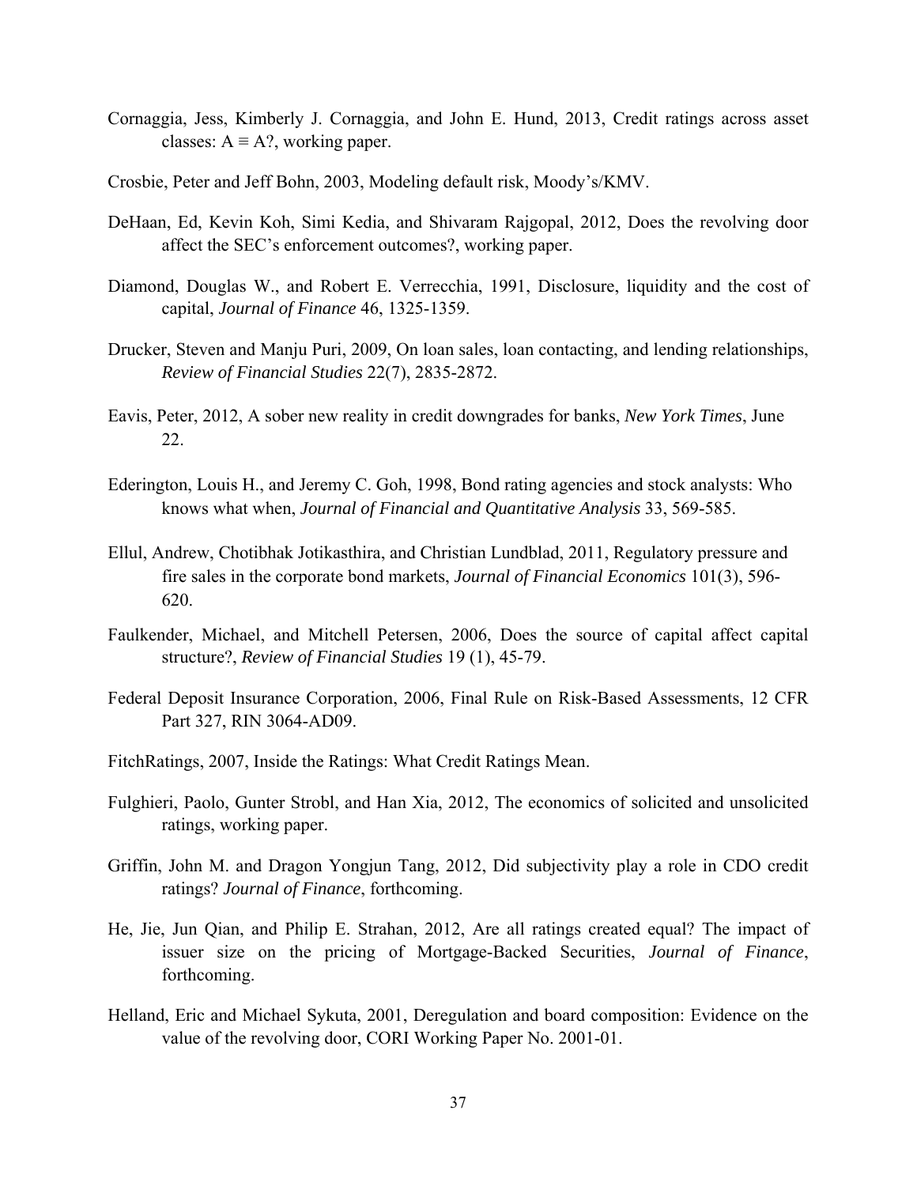Cornaggia, Jess, Kimberly J. Cornaggia, and John E. Hund, 2013, Credit ratings across asset classes: A ≡ A?, working paper.

Crosbie, Peter and Jeff Bohn, 2003, Modeling default risk, Moody's/KMV.

DeHaan, Ed, Kevin Koh, Simi Kedia, and Shivaram Rajgopal, 2012, Does the revolving door affect the SEC's enforcement outcomes?, working paper.

Diamond, Douglas W., and Robert E. Verrecchia, 1991, Disclosure, liquidity and the cost of capital, *Journal of Finance* 46, 1325-1359.

Drucker, Steven and Manju Puri, 2009, On loan sales, loan contacting, and lending relationships, *Review of Financial Studies* 22(7), 2835-2872.

Eavis, Peter, 2012, A sober new reality in credit downgrades for banks, *New York Times*, June 22.

Ederington, Louis H., and Jeremy C. Goh, 1998, Bond rating agencies and stock analysts: Who knows what when, *Journal of Financial and Quantitative Analysis* 33, 569-585.

Ellul, Andrew, Chotibhak Jotikasthira, and Christian Lundblad, 2011, Regulatory pressure and fire sales in the corporate bond markets, *Journal of Financial Economics* 101(3), 596-620.

Faulkender, Michael, and Mitchell Petersen, 2006, Does the source of capital affect capital structure?, *Review of Financial Studies* 19 (1), 45-79.

Federal Deposit Insurance Corporation, 2006, Final Rule on Risk-Based Assessments, 12 CFR Part 327, RIN 3064-AD09.

FitchRatings, 2007, Inside the Ratings: What Credit Ratings Mean.

Fulghieri, Paolo, Gunter Strobl, and Han Xia, 2012, The economics of solicited and unsolicited ratings, working paper.

Griffin, John M. and Dragon Yongjun Tang, 2012, Did subjectivity play a role in CDO credit ratings? *Journal of Finance*, forthcoming.

He, Jie, Jun Qian, and Philip E. Strahan, 2012, Are all ratings created equal? The impact of issuer size on the pricing of Mortgage-Backed Securities, *Journal of Finance*, forthcoming.

Helland, Eric and Michael Sykuta, 2001, Deregulation and board composition: Evidence on the value of the revolving door, CORI Working Paper No. 2001-01.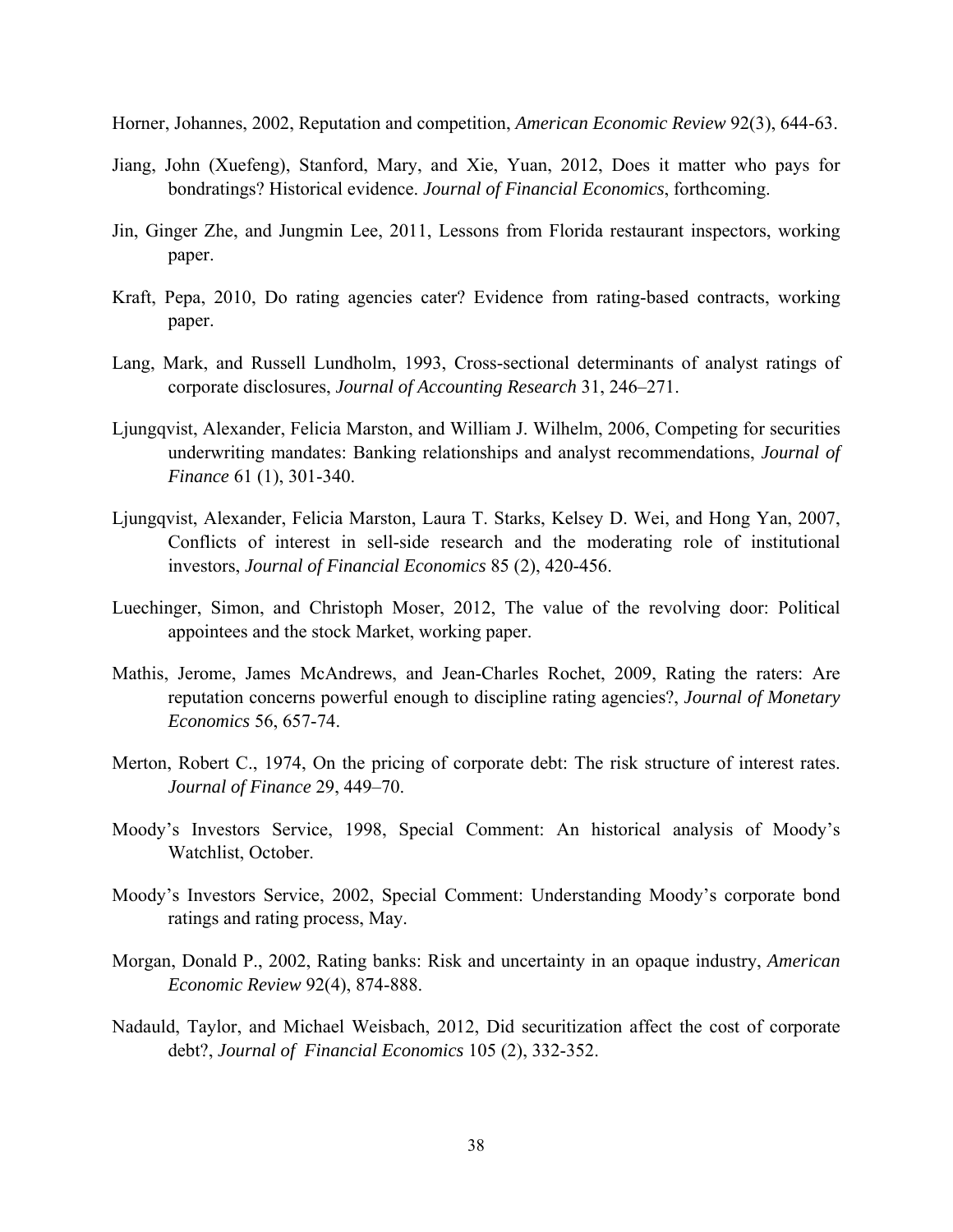Horner, Johannes, 2002, Reputation and competition, *American Economic Review* 92(3), 644-63.

Jiang, John (Xuefeng), Stanford, Mary, and Xie, Yuan, 2012, Does it matter who pays for bondratings? Historical evidence. *Journal of Financial Economics*, forthcoming.

Jin, Ginger Zhe, and Jungmin Lee, 2011, Lessons from Florida restaurant inspectors, working paper.

Kraft, Pepa, 2010, Do rating agencies cater? Evidence from rating-based contracts, working paper.

Lang, Mark, and Russell Lundholm, 1993, Cross-sectional determinants of analyst ratings of corporate disclosures, *Journal of Accounting Research* 31, 246–271.

Ljungqvist, Alexander, Felicia Marston, and William J. Wilhelm, 2006, Competing for securities underwriting mandates: Banking relationships and analyst recommendations, *Journal of Finance* 61 (1), 301-340.

Ljungqvist, Alexander, Felicia Marston, Laura T. Starks, Kelsey D. Wei, and Hong Yan, 2007, Conflicts of interest in sell-side research and the moderating role of institutional investors, *Journal of Financial Economics* 85 (2), 420-456.

Luechinger, Simon, and Christoph Moser, 2012, The value of the revolving door: Political appointees and the stock Market, working paper.

Mathis, Jerome, James McAndrews, and Jean-Charles Rochet, 2009, Rating the raters: Are reputation concerns powerful enough to discipline rating agencies?, *Journal of Monetary Economics* 56, 657-74.

Merton, Robert C., 1974, On the pricing of corporate debt: The risk structure of interest rates. *Journal of Finance* 29, 449–70.

Moody's Investors Service, 1998, Special Comment: An historical analysis of Moody's Watchlist, October.

Moody's Investors Service, 2002, Special Comment: Understanding Moody's corporate bond ratings and rating process, May.

Morgan, Donald P., 2002, Rating banks: Risk and uncertainty in an opaque industry, *American Economic Review* 92(4), 874-888.

Nadauld, Taylor, and Michael Weisbach, 2012, Did securitization affect the cost of corporate debt?, *Journal of Financial Economics* 105 (2), 332-352.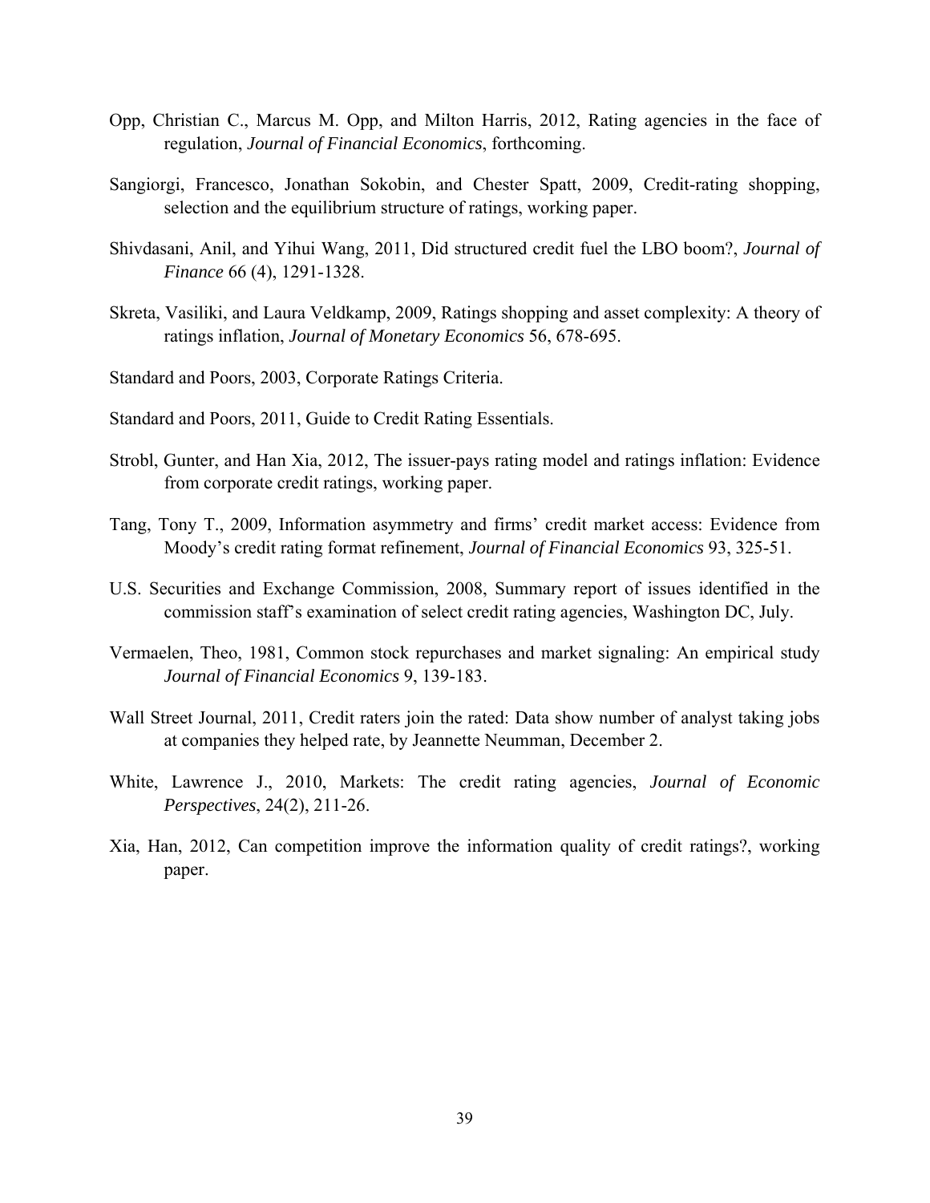Opp, Christian C., Marcus M. Opp, and Milton Harris, 2012, Rating agencies in the face of regulation, *Journal of Financial Economics*, forthcoming.

Sangiorgi, Francesco, Jonathan Sokobin, and Chester Spatt, 2009, Credit-rating shopping, selection and the equilibrium structure of ratings, working paper.

Shivdasani, Anil, and Yihui Wang, 2011, Did structured credit fuel the LBO boom?, *Journal of Finance* 66 (4), 1291-1328.

Skreta, Vasiliki, and Laura Veldkamp, 2009, Ratings shopping and asset complexity: A theory of ratings inflation, *Journal of Monetary Economics* 56, 678-695.

Standard and Poors, 2003, Corporate Ratings Criteria.

Standard and Poors, 2011, Guide to Credit Rating Essentials.

Strobl, Gunter, and Han Xia, 2012, The issuer-pays rating model and ratings inflation: Evidence from corporate credit ratings, working paper.

Tang, Tony T., 2009, Information asymmetry and firms' credit market access: Evidence from Moody's credit rating format refinement, *Journal of Financial Economics* 93, 325-51.

U.S. Securities and Exchange Commission, 2008, Summary report of issues identified in the commission staff's examination of select credit rating agencies, Washington DC, July.

Vermaelen, Theo, 1981, Common stock repurchases and market signaling: An empirical study *Journal of Financial Economics* 9, 139-183.

Wall Street Journal, 2011, Credit raters join the rated: Data show number of analyst taking jobs at companies they helped rate, by Jeannette Neumman, December 2.

White, Lawrence J., 2010, Markets: The credit rating agencies, *Journal of Economic Perspectives*, 24(2), 211-26.

Xia, Han, 2012, Can competition improve the information quality of credit ratings?, working paper.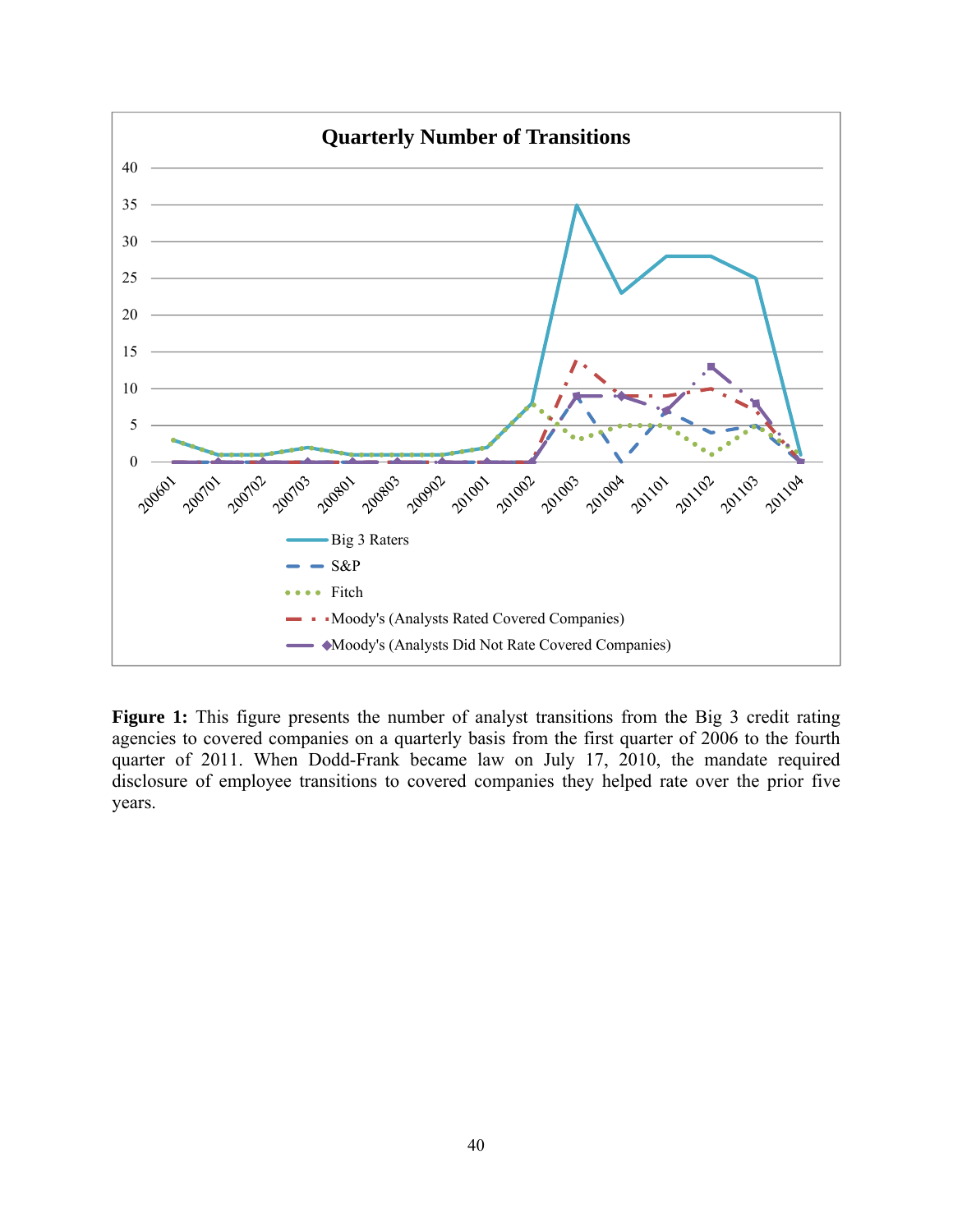**Quarterly Number of Transitions**

**Figure 1:** This figure presents the number of analyst transitions from the Big 3 credit rating agencies to covered companies on a quarterly basis from the first quarter of 2006 to the fourth quarter of 2011. When Dodd-Frank became law on July 17, 2010, the mandate required disclosure of employee transitions to covered companies they helped rate over the prior five years.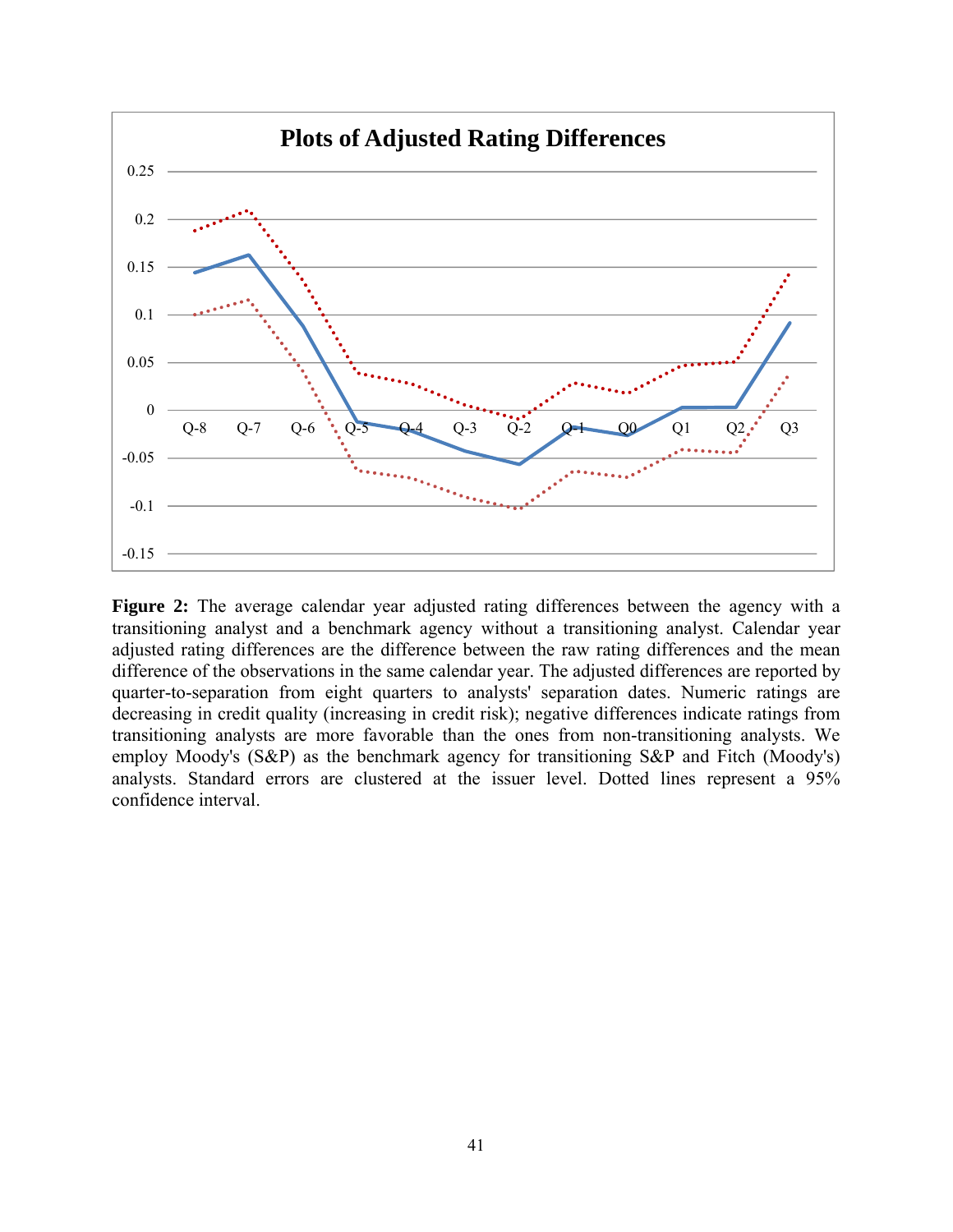**Figure 2:** The average calendar year adjusted rating differences between the agency with a transitioning analyst and a benchmark agency without a transitioning analyst. Calendar year adjusted rating differences are the difference between the raw rating differences and the mean difference of the observations in the same calendar year. The adjusted differences are reported by quarter-to-separation from eight quarters to analysts' separation dates. Numeric ratings are decreasing in credit quality (increasing in credit risk); negative differences indicate ratings from transitioning analysts are more favorable than the ones from non-transitioning analysts. We employ Moody's (S&P) as the benchmark agency for transitioning S&P and Fitch (Moody's) analysts. Standard errors are clustered at the issuer level. Dotted lines represent a 95% confidence interval.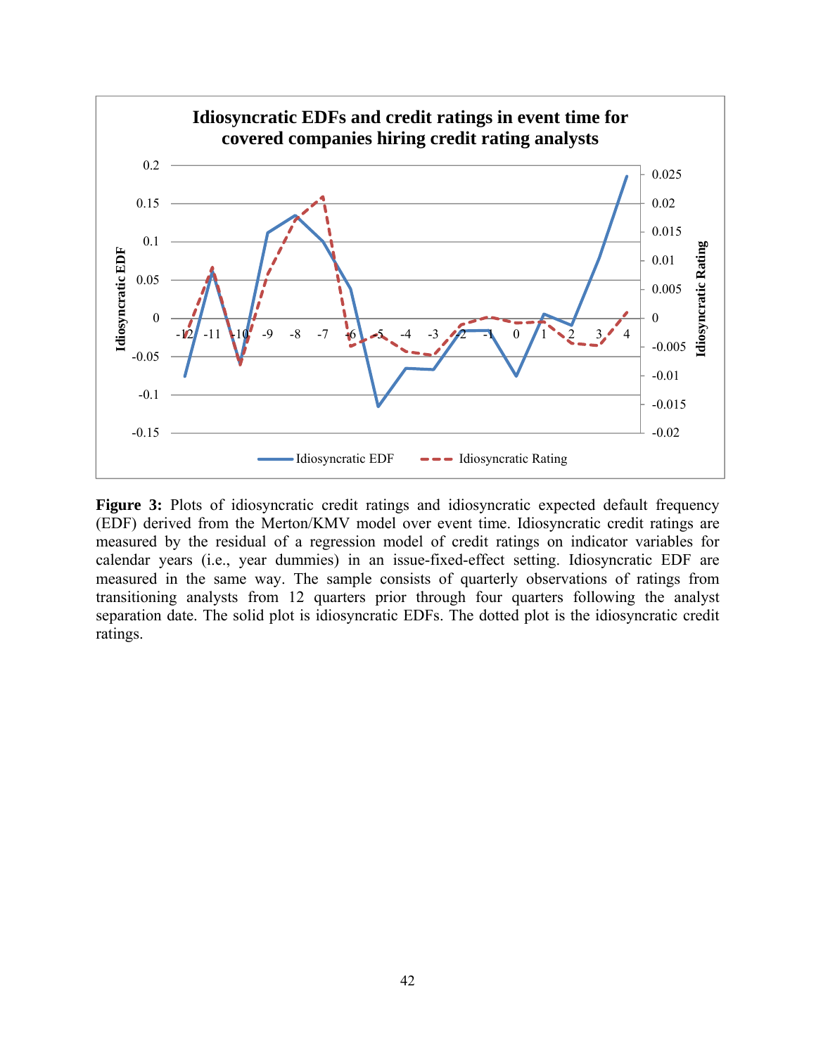**Figure 3:** Plots of idiosyncratic credit ratings and idiosyncratic expected default frequency (EDF) derived from the Merton/KMV model over event time. Idiosyncratic credit ratings are measured by the residual of a regression model of credit ratings on indicator variables for calendar years (i.e., year dummies) in an issue-fixed-effect setting. Idiosyncratic EDF are measured in the same way. The sample consists of quarterly observations of ratings from transitioning analysts from 12 quarters prior through four quarters following the analyst separation date. The solid plot is idiosyncratic EDFs. The dotted plot is the idiosyncratic credit ratings.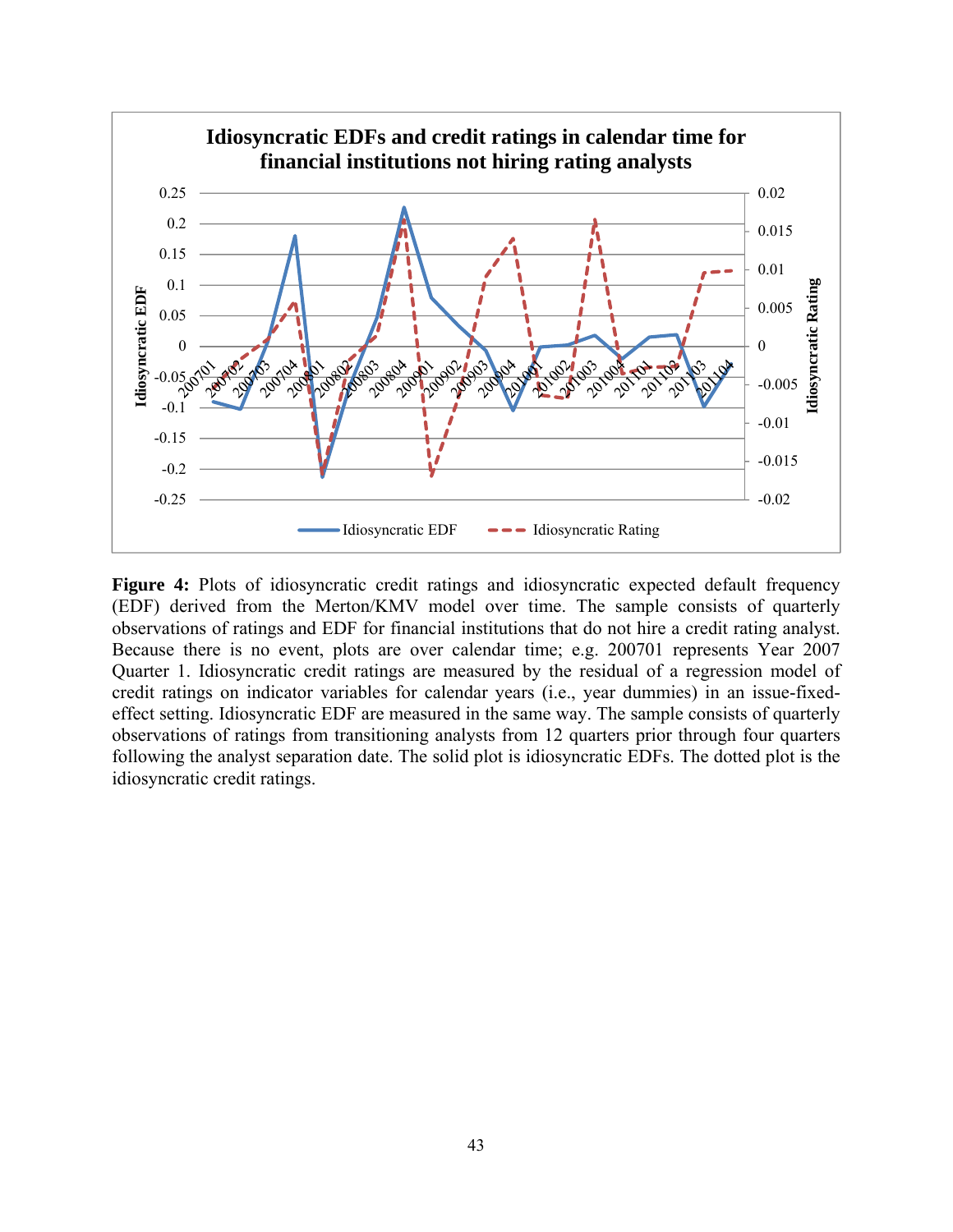**Figure 4:** Plots of idiosyncratic credit ratings and idiosyncratic expected default frequency (EDF) derived from the Merton/KMV model over time. The sample consists of quarterly observations of ratings and EDF for financial institutions that do not hire a credit rating analyst. Because there is no event, plots are over calendar time; e.g. 200701 represents Year 2007 Quarter 1. Idiosyncratic credit ratings are measured by the residual of a regression model of credit ratings on indicator variables for calendar years (i.e., year dummies) in an issue-fixed-effect setting. Idiosyncratic EDF are measured in the same way. The sample consists of quarterly observations of ratings from transitioning analysts from 12 quarters prior through four quarters following the analyst separation date. The solid plot is idiosyncratic EDFs. The dotted plot is the idiosyncratic credit ratings.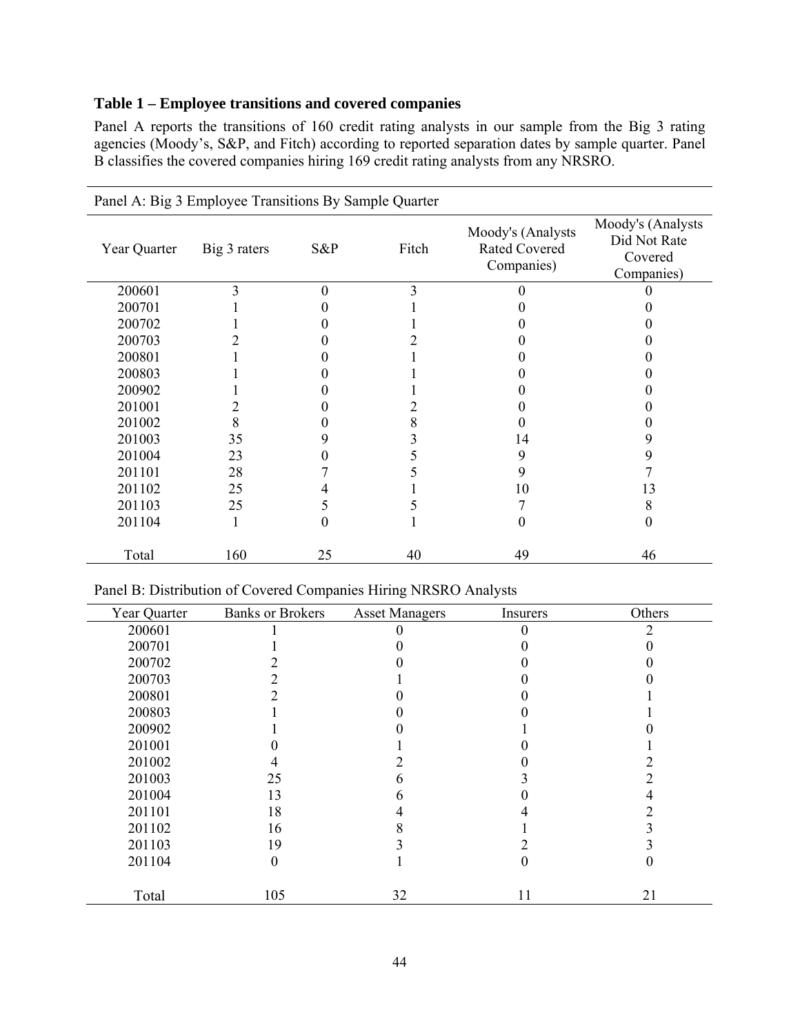**Table 1 – Employee transitions and covered companies**

Panel A reports the transitions of 160 credit rating analysts in our sample from the Big 3 rating agencies (Moody's, S&P, and Fitch) according to reported separation dates by sample quarter. Panel B classifies the covered companies hiring 169 credit rating analysts from any NRSRO.

Panel A: Big 3 Employee Transitions By Sample Quarter

| Year Quarter | Big 3 raters | S&P | Fitch | Moody's (Analysts Rated Covered Companies) | Moody's (Analysts Did Not Rate Covered Companies) |
|---|---|---|---|---|---|
| 200601 | 3 | 0 | 3 | 0 | 0 |
| 200701 | 1 | 0 | 1 | 0 | 0 |
| 200702 | 1 | 0 | 1 | 0 | 0 |
| 200703 | 2 | 0 | 2 | 0 | 0 |
| 200801 | 1 | 0 | 1 | 0 | 0 |
| 200803 | 1 | 0 | 1 | 0 | 0 |
| 200902 | 1 | 0 | 1 | 0 | 0 |
| 201001 | 2 | 0 | 2 | 0 | 0 |
| 201002 | 8 | 0 | 8 | 0 | 0 |
| 201003 | 35 | 9 | 3 | 14 | 9 |
| 201004 | 23 | 0 | 5 | 9 | 9 |
| 201101 | 28 | 7 | 5 | 9 | 7 |
| 201102 | 25 | 4 | 1 | 10 | 13 |
| 201103 | 25 | 5 | 5 | 7 | 8 |
| 201104 | 1 | 0 | 1 | 0 | 0 |
| Total | 160 | 25 | 40 | 49 | 46 |

Panel B: Distribution of Covered Companies Hiring NRSRO Analysts

| Year Quarter | Banks or Brokers | Asset Managers | Insurers | Others |
|---|---|---|---|---|
| 200601 | 1 | 0 | 0 | 2 |
| 200701 | 1 | 0 | 0 | 0 |
| 200702 | 2 | 0 | 0 | 0 |
| 200703 | 2 | 1 | 0 | 0 |
| 200801 | 2 | 0 | 0 | 1 |
| 200803 | 1 | 0 | 0 | 1 |
| 200902 | 1 | 0 | 1 | 0 |
| 201001 | 0 | 1 | 0 | 1 |
| 201002 | 4 | 2 | 0 | 2 |
| 201003 | 25 | 6 | 3 | 2 |
| 201004 | 13 | 6 | 0 | 4 |
| 201101 | 18 | 4 | 4 | 2 |
| 201102 | 16 | 8 | 1 | 3 |
| 201103 | 19 | 3 | 2 | 3 |
| 201104 | 0 | 1 | 0 | 0 |
| Total | 105 | 32 | 11 | 21 |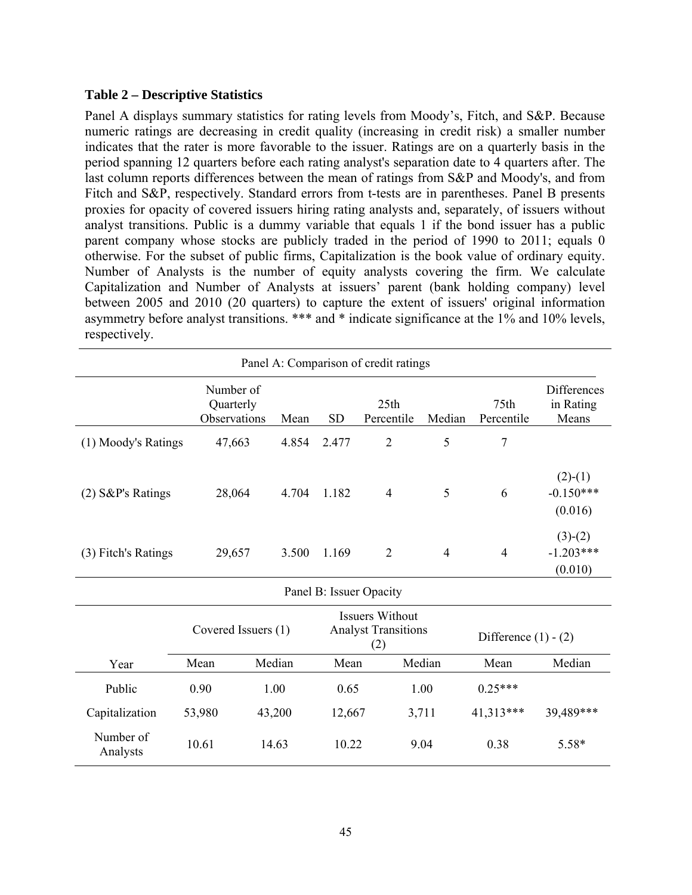**Table 2 – Descriptive Statistics**

Panel A displays summary statistics for rating levels from Moody's, Fitch, and S&P. Because numeric ratings are decreasing in credit quality (increasing in credit risk) a smaller number indicates that the rater is more favorable to the issuer. Ratings are on a quarterly basis in the period spanning 12 quarters before each rating analyst's separation date to 4 quarters after. The last column reports differences between the mean of ratings from S&P and Moody's, and from Fitch and S&P, respectively. Standard errors from t-tests are in parentheses. Panel B presents proxies for opacity of covered issuers hiring rating analysts and, separately, of issuers without analyst transitions. Public is a dummy variable that equals 1 if the bond issuer has a public parent company whose stocks are publicly traded in the period of 1990 to 2011; equals 0 otherwise. For the subset of public firms, Capitalization is the book value of ordinary equity. Number of Analysts is the number of equity analysts covering the firm. We calculate Capitalization and Number of Analysts at issuers' parent (bank holding company) level between 2005 and 2010 (20 quarters) to capture the extent of issuers' original information asymmetry before analyst transitions. *** and * indicate significance at the 1% and 10% levels, respectively.

Panel A: Comparison of credit ratings

| | Number of Quarterly Observations | Mean | SD | 25th Percentile | Median | 75th Percentile | Differences in Rating Means |
|---|---|---|---|---|---|---|---|
| (1) Moody's Ratings | 47,663 | 4.854 | 2.477 | 2 | 5 | 7 | |
| (2) S&P's Ratings | 28,064 | 4.704 | 1.182 | 4 | 5 | 6 | (2)-(1) -0.150*** (0.016) |
| (3) Fitch's Ratings | 29,657 | 3.500 | 1.169 | 2 | 4 | 4 | (3)-(2) -1.203*** (0.010) |

Panel B: Issuer Opacity

| | Covered Issuers (1) | | Issuers Without Analyst Transitions (2) | | Difference (1) - (2) | |
|---|---|---|---|---|---|---|
| Year | Mean | Median | Mean | Median | Mean | Median |
| Public | 0.90 | 1.00 | 0.65 | 1.00 | 0.25*** | |
| Capitalization | 53,980 | 43,200 | 12,667 | 3,711 | 41,313*** | 39,489*** |
| Number of Analysts | 10.61 | 14.63 | 10.22 | 9.04 | 0.38 | 5.58* |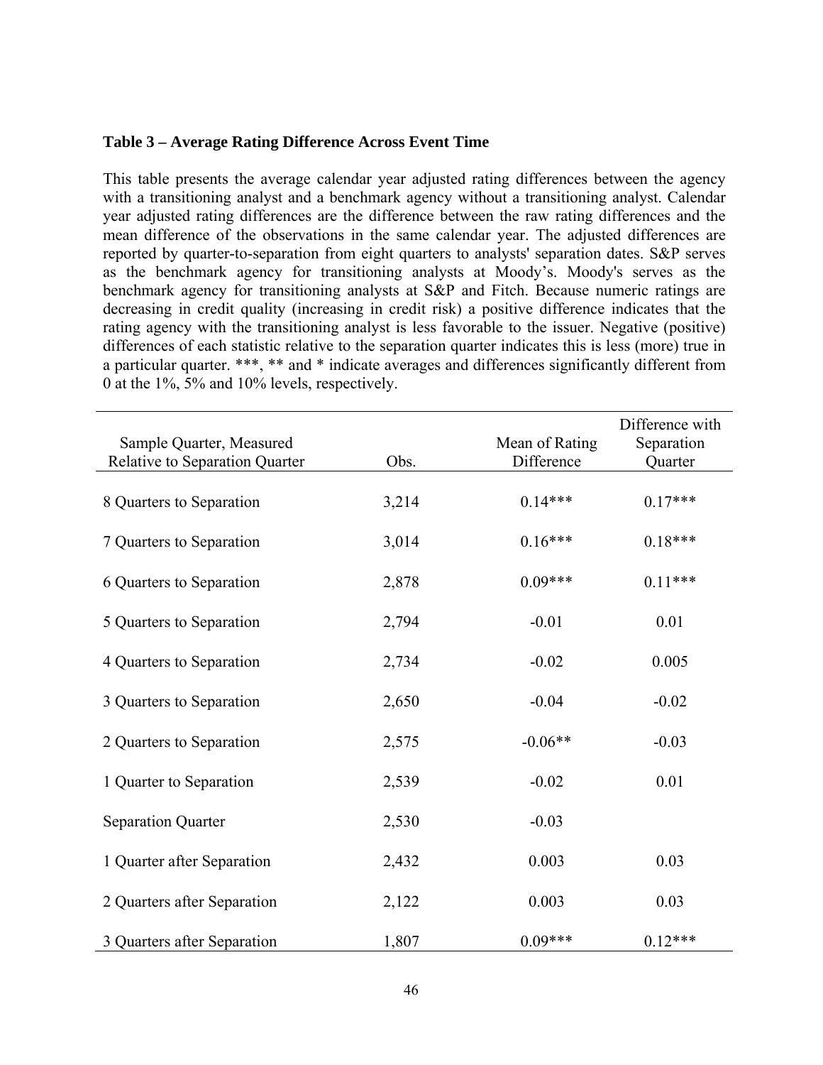**Table 3 – Average Rating Difference Across Event Time**

This table presents the average calendar year adjusted rating differences between the agency with a transitioning analyst and a benchmark agency without a transitioning analyst. Calendar year adjusted rating differences are the difference between the raw rating differences and the mean difference of the observations in the same calendar year. The adjusted differences are reported by quarter-to-separation from eight quarters to analysts' separation dates. S&P serves as the benchmark agency for transitioning analysts at Moody's. Moody's serves as the benchmark agency for transitioning analysts at S&P and Fitch. Because numeric ratings are decreasing in credit quality (increasing in credit risk) a positive difference indicates that the rating agency with the transitioning analyst is less favorable to the issuer. Negative (positive) differences of each statistic relative to the separation quarter indicates this is less (more) true in a particular quarter. ***, ** and * indicate averages and differences significantly different from 0 at the 1%, 5% and 10% levels, respectively.

| Sample Quarter, Measured Relative to Separation Quarter | Obs. | Mean of Rating Difference | Difference with Separation Quarter |
|---|---|---|---|
| 8 Quarters to Separation | 3,214 | 0.14*** | 0.17*** |
| 7 Quarters to Separation | 3,014 | 0.16*** | 0.18*** |
| 6 Quarters to Separation | 2,878 | 0.09*** | 0.11*** |
| 5 Quarters to Separation | 2,794 | -0.01 | 0.01 |
| 4 Quarters to Separation | 2,734 | -0.02 | 0.005 |
| 3 Quarters to Separation | 2,650 | -0.04 | -0.02 |
| 2 Quarters to Separation | 2,575 | -0.06** | -0.03 |
| 1 Quarter to Separation | 2,539 | -0.02 | 0.01 |
| Separation Quarter | 2,530 | -0.03 | |
| 1 Quarter after Separation | 2,432 | 0.003 | 0.03 |
| 2 Quarters after Separation | 2,122 | 0.003 | 0.03 |
| 3 Quarters after Separation | 1,807 | 0.09*** | 0.12*** |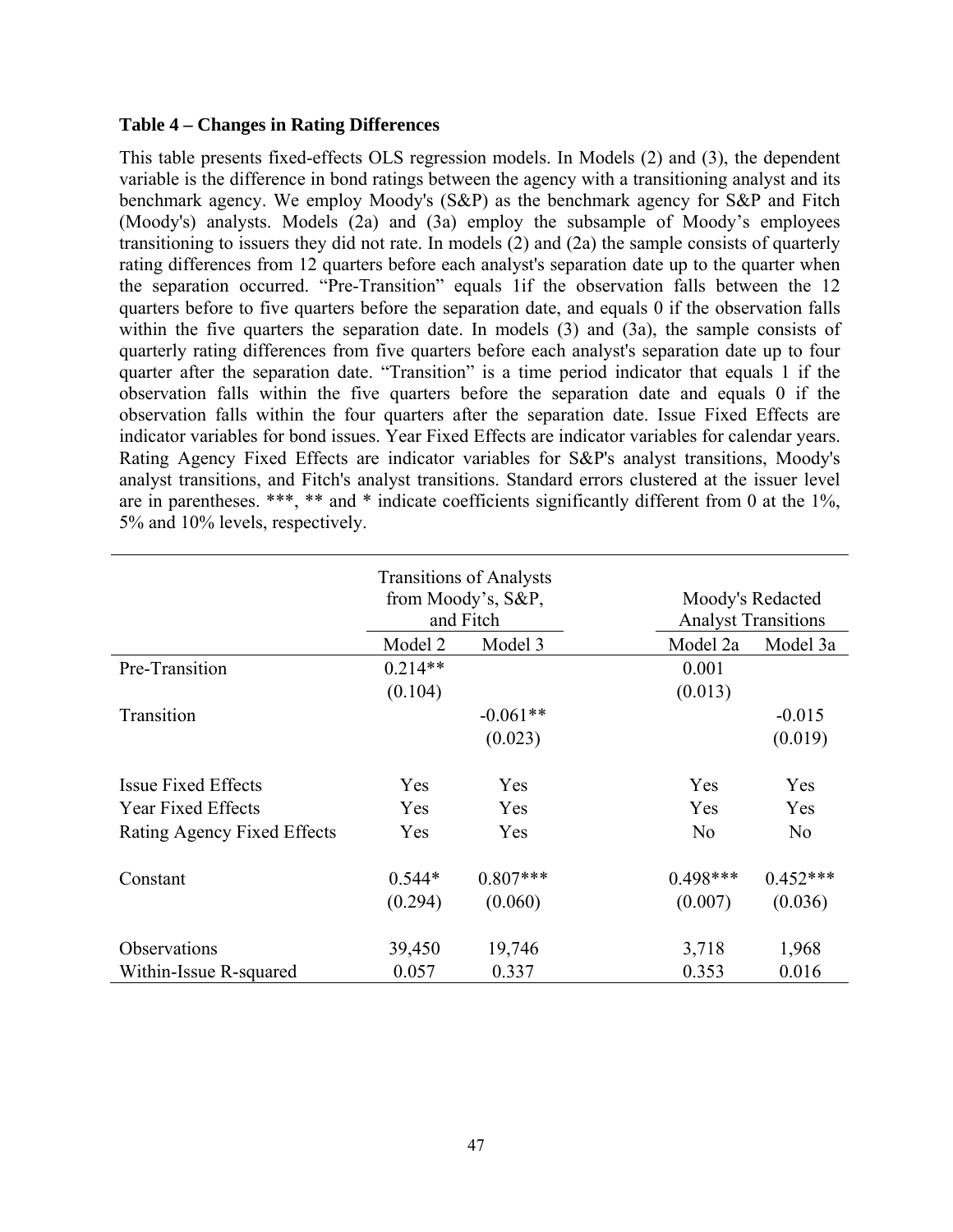**Table 4 – Changes in Rating Differences**

This table presents fixed-effects OLS regression models. In Models (2) and (3), the dependent variable is the difference in bond ratings between the agency with a transitioning analyst and its benchmark agency. We employ Moody's (S&P) as the benchmark agency for S&P and Fitch (Moody's) analysts. Models (2a) and (3a) employ the subsample of Moody's employees transitioning to issuers they did not rate. In models (2) and (2a) the sample consists of quarterly rating differences from 12 quarters before each analyst's separation date up to the quarter when the separation occurred. "Pre-Transition" equals 1if the observation falls between the 12 quarters before to five quarters before the separation date, and equals 0 if the observation falls within the five quarters the separation date. In models (3) and (3a), the sample consists of quarterly rating differences from five quarters before each analyst's separation date up to four quarter after the separation date. "Transition" is a time period indicator that equals 1 if the observation falls within the five quarters before the separation date and equals 0 if the observation falls within the four quarters after the separation date. Issue Fixed Effects are indicator variables for bond issues. Year Fixed Effects are indicator variables for calendar years. Rating Agency Fixed Effects are indicator variables for S&P's analyst transitions, Moody's analyst transitions, and Fitch's analyst transitions. Standard errors clustered at the issuer level are in parentheses. ***, ** and * indicate coefficients significantly different from 0 at the 1%, 5% and 10% levels, respectively.

| | Transitions of Analysts from Moody's, S&P, and Fitch | | Moody's Redacted Analyst Transitions | |
|---|---|---|---|---|
| | Model 2 | Model 3 | Model 2a | Model 3a |
| Pre-Transition | 0.214** | | 0.001 | |
| | (0.104) | | (0.013) | |
| Transition | | -0.061** | | -0.015 |
| | | (0.023) | | (0.019) |
| Issue Fixed Effects | Yes | Yes | Yes | Yes |
| Year Fixed Effects | Yes | Yes | Yes | Yes |
| Rating Agency Fixed Effects | Yes | Yes | No | No |
| Constant | 0.544* | 0.807*** | 0.498*** | 0.452*** |
| | (0.294) | (0.060) | (0.007) | (0.036) |
| Observations | 39,450 | 19,746 | 3,718 | 1,968 |
| Within-Issue R-squared | 0.057 | 0.337 | 0.353 | 0.016 |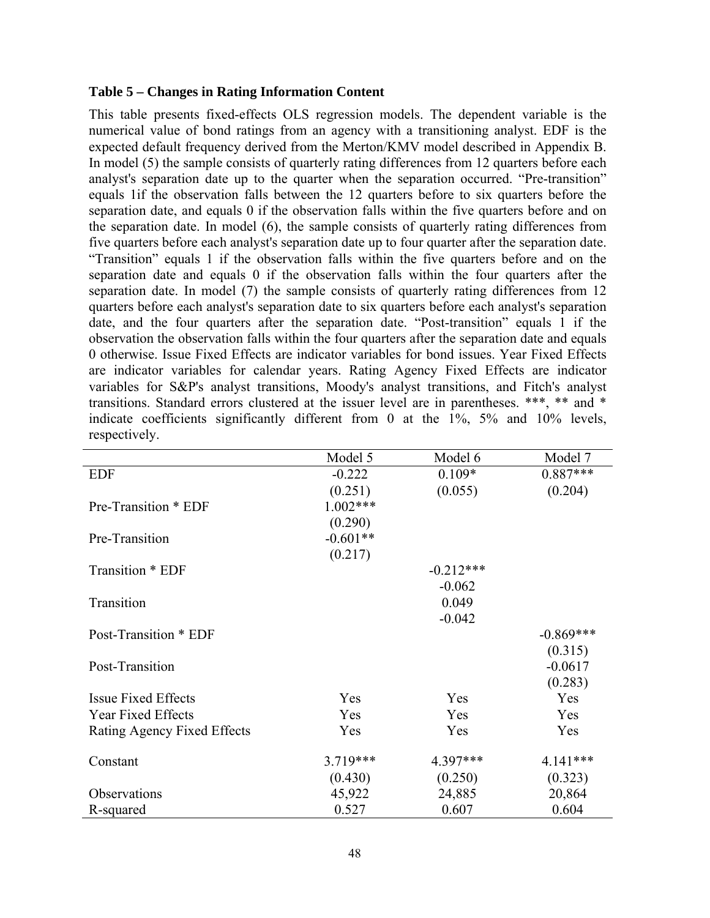**Table 5 – Changes in Rating Information Content**

This table presents fixed-effects OLS regression models. The dependent variable is the numerical value of bond ratings from an agency with a transitioning analyst. EDF is the expected default frequency derived from the Merton/KMV model described in Appendix B. In model (5) the sample consists of quarterly rating differences from 12 quarters before each analyst's separation date up to the quarter when the separation occurred. "Pre-transition" equals 1if the observation falls between the 12 quarters before to six quarters before the separation date, and equals 0 if the observation falls within the five quarters before and on the separation date. In model (6), the sample consists of quarterly rating differences from five quarters before each analyst's separation date up to four quarter after the separation date. "Transition" equals 1 if the observation falls within the five quarters before and on the separation date and equals 0 if the observation falls within the four quarters after the separation date. In model (7) the sample consists of quarterly rating differences from 12 quarters before each analyst's separation date to six quarters before each analyst's separation date, and the four quarters after the separation date. "Post-transition" equals 1 if the observation the observation falls within the four quarters after the separation date and equals 0 otherwise. Issue Fixed Effects are indicator variables for bond issues. Year Fixed Effects are indicator variables for calendar years. Rating Agency Fixed Effects are indicator variables for S&P's analyst transitions, Moody's analyst transitions, and Fitch's analyst transitions. Standard errors clustered at the issuer level are in parentheses. ***, ** and * indicate coefficients significantly different from 0 at the 1%, 5% and 10% levels, respectively.

| | Model 5 | Model 6 | Model 7 |
|---|---|---|---|
| EDF | -0.222 | 0.109* | 0.887*** |
| | (0.251) | (0.055) | (0.204) |
| Pre-Transition * EDF | 1.002*** | | |
| | (0.290) | | |
| Pre-Transition | -0.601** | | |
| | (0.217) | | |
| Transition * EDF | | -0.212*** | |
| | | -0.062 | |
| Transition | | 0.049 | |
| | | -0.042 | |
| Post-Transition * EDF | | | -0.869*** |
| | | | (0.315) |
| Post-Transition | | | -0.0617 |
| | | | (0.283) |
| Issue Fixed Effects | Yes | Yes | Yes |
| Year Fixed Effects | Yes | Yes | Yes |
| Rating Agency Fixed Effects | Yes | Yes | Yes |
| Constant | 3.719*** | 4.397*** | 4.141*** |
| | (0.430) | (0.250) | (0.323) |
| Observations | 45,922 | 24,885 | 20,864 |
| R-squared | 0.527 | 0.607 | 0.604 |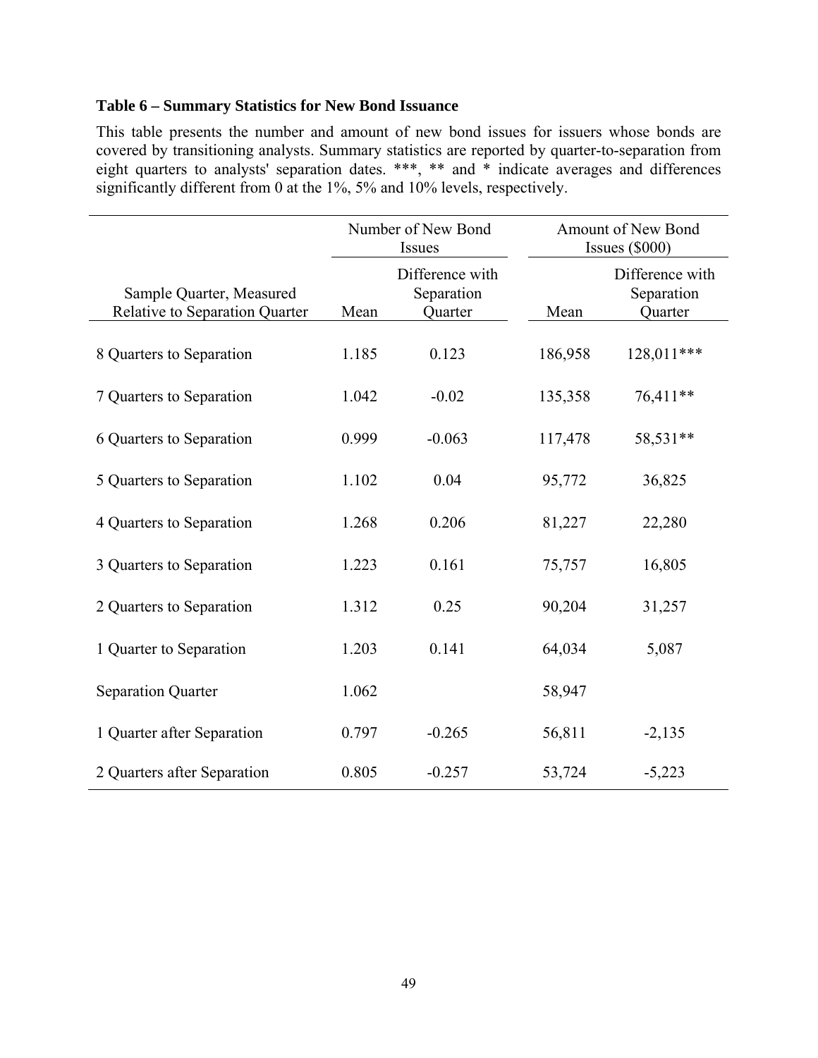**Table 6 – Summary Statistics for New Bond Issuance**

This table presents the number and amount of new bond issues for issuers whose bonds are covered by transitioning analysts. Summary statistics are reported by quarter-to-separation from eight quarters to analysts' separation dates. ***, ** and * indicate averages and differences significantly different from 0 at the 1%, 5% and 10% levels, respectively.

| | Number of New Bond Issues | | Amount of New Bond Issues ($000) | |
|---|---|---|---|---|
| Sample Quarter, Measured Relative to Separation Quarter | Mean | Difference with Separation Quarter | Mean | Difference with Separation Quarter |
| 8 Quarters to Separation | 1.185 | 0.123 | 186,958 | 128,011*** |
| 7 Quarters to Separation | 1.042 | -0.02 | 135,358 | 76,411** |
| 6 Quarters to Separation | 0.999 | -0.063 | 117,478 | 58,531** |
| 5 Quarters to Separation | 1.102 | 0.04 | 95,772 | 36,825 |
| 4 Quarters to Separation | 1.268 | 0.206 | 81,227 | 22,280 |
| 3 Quarters to Separation | 1.223 | 0.161 | 75,757 | 16,805 |
| 2 Quarters to Separation | 1.312 | 0.25 | 90,204 | 31,257 |
| 1 Quarter to Separation | 1.203 | 0.141 | 64,034 | 5,087 |
| Separation Quarter | 1.062 | | 58,947 | |
| 1 Quarter after Separation | 0.797 | -0.265 | 56,811 | -2,135 |
| 2 Quarters after Separation | 0.805 | -0.257 | 53,724 | -5,223 |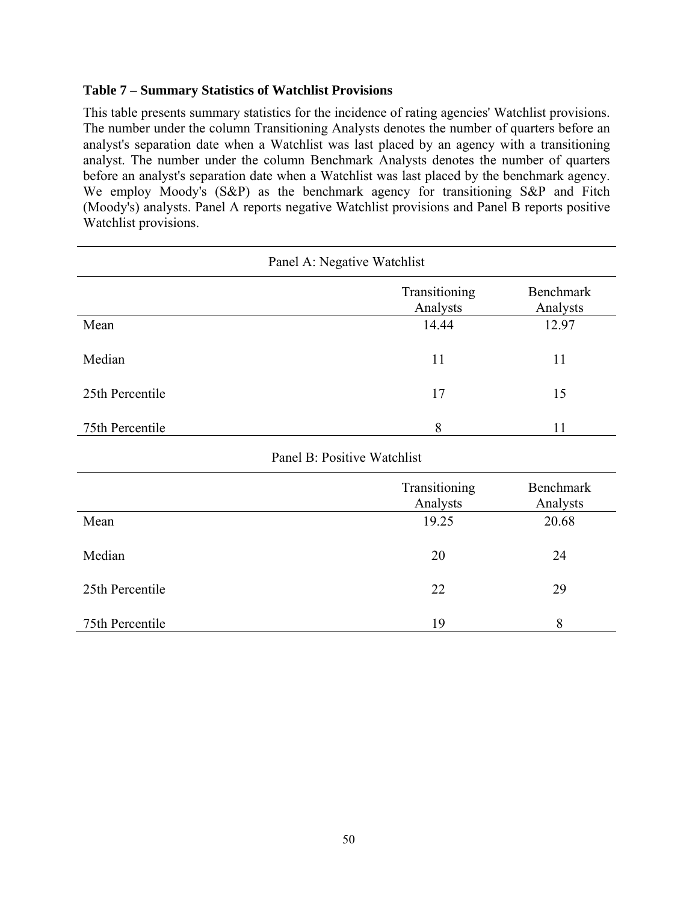**Table 7 – Summary Statistics of Watchlist Provisions**

This table presents summary statistics for the incidence of rating agencies' Watchlist provisions. The number under the column Transitioning Analysts denotes the number of quarters before an analyst's separation date when a Watchlist was last placed by an agency with a transitioning analyst. The number under the column Benchmark Analysts denotes the number of quarters before an analyst's separation date when a Watchlist was last placed by the benchmark agency. We employ Moody's (S&P) as the benchmark agency for transitioning S&P and Fitch (Moody's) analysts. Panel A reports negative Watchlist provisions and Panel B reports positive Watchlist provisions.

| Panel A: Negative Watchlist | | |
|---|---|---|
| | Transitioning Analysts | Benchmark Analysts |
| Mean | 14.44 | 12.97 |
| Median | 11 | 11 |
| 25th Percentile | 17 | 15 |
| 75th Percentile | 8 | 11 |
| **Panel B: Positive Watchlist** | | |
| | Transitioning Analysts | Benchmark Analysts |
| Mean | 19.25 | 20.68 |
| Median | 20 | 24 |
| 25th Percentile | 22 | 29 |
| 75th Percentile | 19 | 8 |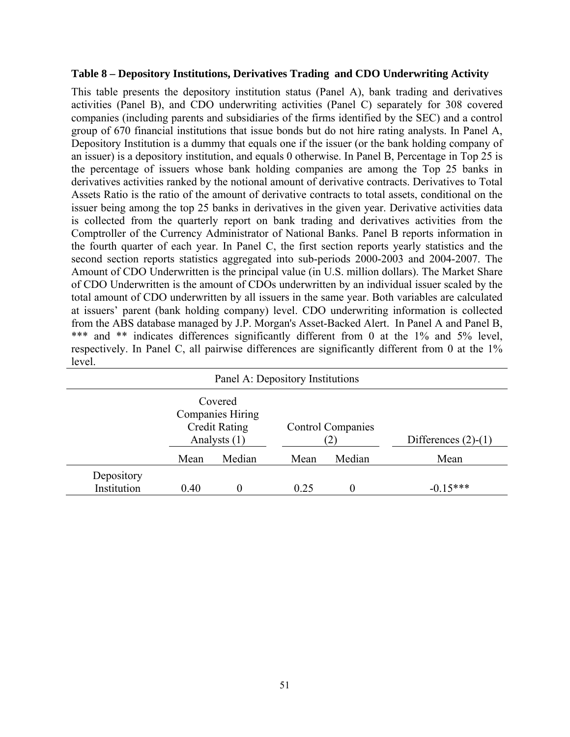**Table 8 – Depository Institutions, Derivatives Trading and CDO Underwriting Activity**

This table presents the depository institution status (Panel A), bank trading and derivatives activities (Panel B), and CDO underwriting activities (Panel C) separately for 308 covered companies (including parents and subsidiaries of the firms identified by the SEC) and a control group of 670 financial institutions that issue bonds but do not hire rating analysts. In Panel A, Depository Institution is a dummy that equals one if the issuer (or the bank holding company of an issuer) is a depository institution, and equals 0 otherwise. In Panel B, Percentage in Top 25 is the percentage of issuers whose bank holding companies are among the Top 25 banks in derivatives activities ranked by the notional amount of derivative contracts. Derivatives to Total Assets Ratio is the ratio of the amount of derivative contracts to total assets, conditional on the issuer being among the top 25 banks in derivatives in the given year. Derivative activities data is collected from the quarterly report on bank trading and derivatives activities from the Comptroller of the Currency Administrator of National Banks. Panel B reports information in the fourth quarter of each year. In Panel C, the first section reports yearly statistics and the second section reports statistics aggregated into sub-periods 2000-2003 and 2004-2007. The Amount of CDO Underwritten is the principal value (in U.S. million dollars). The Market Share of CDO Underwritten is the amount of CDOs underwritten by an individual issuer scaled by the total amount of CDO underwritten by all issuers in the same year. Both variables are calculated at issuers' parent (bank holding company) level. CDO underwriting information is collected from the ABS database managed by J.P. Morgan's Asset-Backed Alert. In Panel A and Panel B, *** and ** indicates differences significantly different from 0 at the 1% and 5% level, respectively. In Panel C, all pairwise differences are significantly different from 0 at the 1% level.

Panel A: Depository Institutions

| | Covered Companies Hiring Credit Rating Analysts (1) | | Control Companies (2) | | Differences (2)-(1) |
|---|---|---|---|---|---|
| | Mean | Median | Mean | Median | Mean |
| Depository Institution | 0.40 | 0 | 0.25 | 0 | -0.15*** |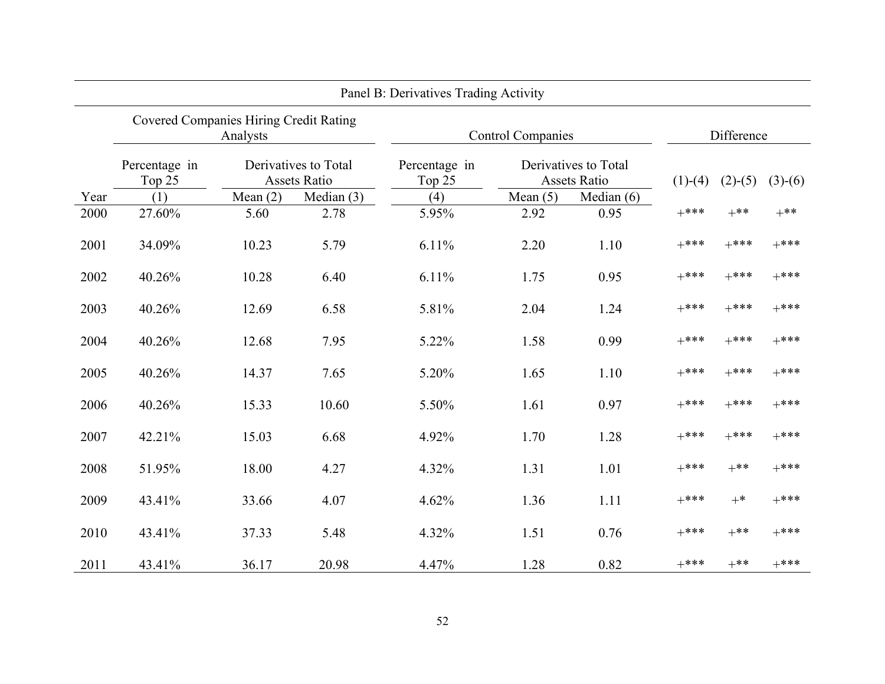| Panel B: Derivatives Trading Activity | | | | | | | | | |
|---|---|---|---|---|---|---|---|---|---|
| | Covered Companies Hiring Credit Rating Analysts | | | Control Companies | | | Difference | | |
| | Percentage in Top 25 | Derivatives to Total Assets Ratio | | Percentage in Top 25 | Derivatives to Total Assets Ratio | | | | |
| Year | (1) | Mean (2) | Median (3) | (4) | Mean (5) | Median (6) | (1)-(4) | (2)-(5) | (3)-(6) |
| 2000 | 27.60% | 5.60 | 2.78 | 5.95% | 2.92 | 0.95 | +*** | +** | +** |
| 2001 | 34.09% | 10.23 | 5.79 | 6.11% | 2.20 | 1.10 | +*** | +*** | +*** |
| 2002 | 40.26% | 10.28 | 6.40 | 6.11% | 1.75 | 0.95 | +*** | +*** | +*** |
| 2003 | 40.26% | 12.69 | 6.58 | 5.81% | 2.04 | 1.24 | +*** | +*** | +*** |
| 2004 | 40.26% | 12.68 | 7.95 | 5.22% | 1.58 | 0.99 | +*** | +*** | +*** |
| 2005 | 40.26% | 14.37 | 7.65 | 5.20% | 1.65 | 1.10 | +*** | +*** | +*** |
| 2006 | 40.26% | 15.33 | 10.60 | 5.50% | 1.61 | 0.97 | +*** | +*** | +*** |
| 2007 | 42.21% | 15.03 | 6.68 | 4.92% | 1.70 | 1.28 | +*** | +*** | +*** |
| 2008 | 51.95% | 18.00 | 4.27 | 4.32% | 1.31 | 1.01 | +*** | +** | +*** |
| 2009 | 43.41% | 33.66 | 4.07 | 4.62% | 1.36 | 1.11 | +*** | +* | +*** |
| 2010 | 43.41% | 37.33 | 5.48 | 4.32% | 1.51 | 0.76 | +*** | +** | +*** |
| 2011 | 43.41% | 36.17 | 20.98 | 4.47% | 1.28 | 0.82 | +*** | +** | +*** |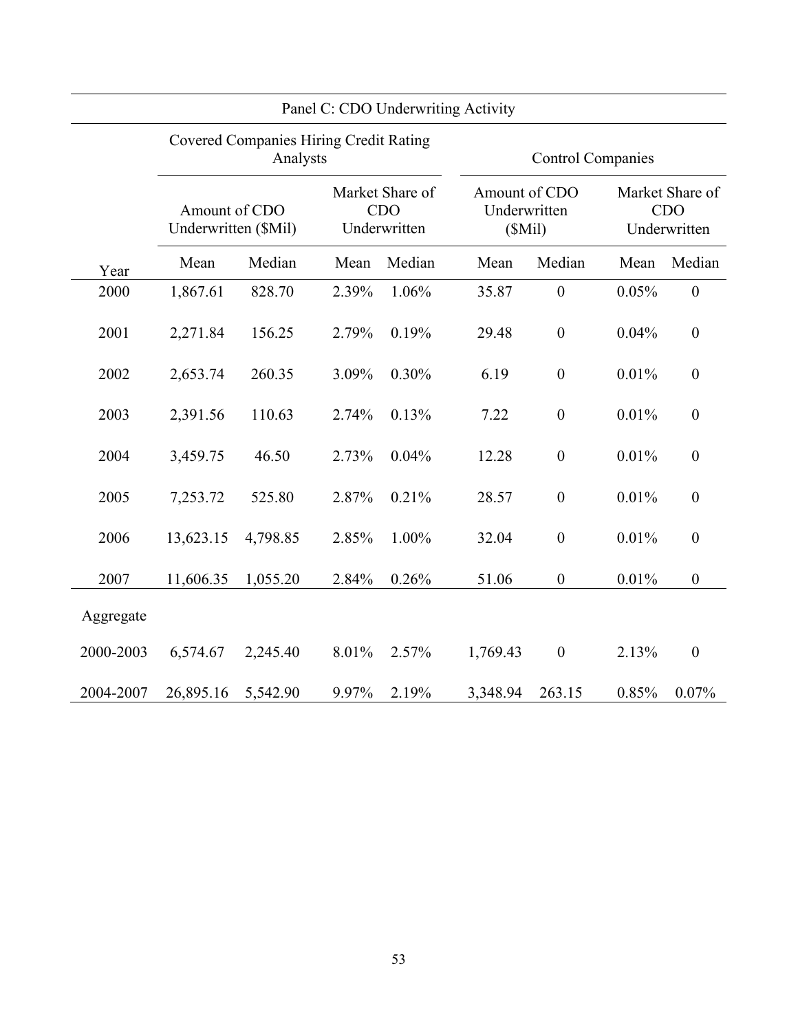| Panel C: CDO Underwriting Activity | | | | | | | | |
|---|---|---|---|---|---|---|---|---|
| | Covered Companies Hiring Credit Rating Analysts | | | | Control Companies | | | |
| | Amount of CDO Underwritten ($Mil) | | Market Share of CDO Underwritten | | Amount of CDO Underwritten ($Mil) | | Market Share of CDO Underwritten | |
| Year | Mean | Median | Mean | Median | Mean | Median | Mean | Median |
| 2000 | 1,867.61 | 828.70 | 2.39% | 1.06% | 35.87 | 0 | 0.05% | 0 |
| 2001 | 2,271.84 | 156.25 | 2.79% | 0.19% | 29.48 | 0 | 0.04% | 0 |
| 2002 | 2,653.74 | 260.35 | 3.09% | 0.30% | 6.19 | 0 | 0.01% | 0 |
| 2003 | 2,391.56 | 110.63 | 2.74% | 0.13% | 7.22 | 0 | 0.01% | 0 |
| 2004 | 3,459.75 | 46.50 | 2.73% | 0.04% | 12.28 | 0 | 0.01% | 0 |
| 2005 | 7,253.72 | 525.80 | 2.87% | 0.21% | 28.57 | 0 | 0.01% | 0 |
| 2006 | 13,623.15 | 4,798.85 | 2.85% | 1.00% | 32.04 | 0 | 0.01% | 0 |
| 2007 | 11,606.35 | 1,055.20 | 2.84% | 0.26% | 51.06 | 0 | 0.01% | 0 |
| Aggregate | | | | | | | | |
| 2000-2003 | 6,574.67 | 2,245.40 | 8.01% | 2.57% | 1,769.43 | 0 | 2.13% | 0 |
| 2004-2007 | 26,895.16 | 5,542.90 | 9.97% | 2.19% | 3,348.94 | 263.15 | 0.85% | 0.07% |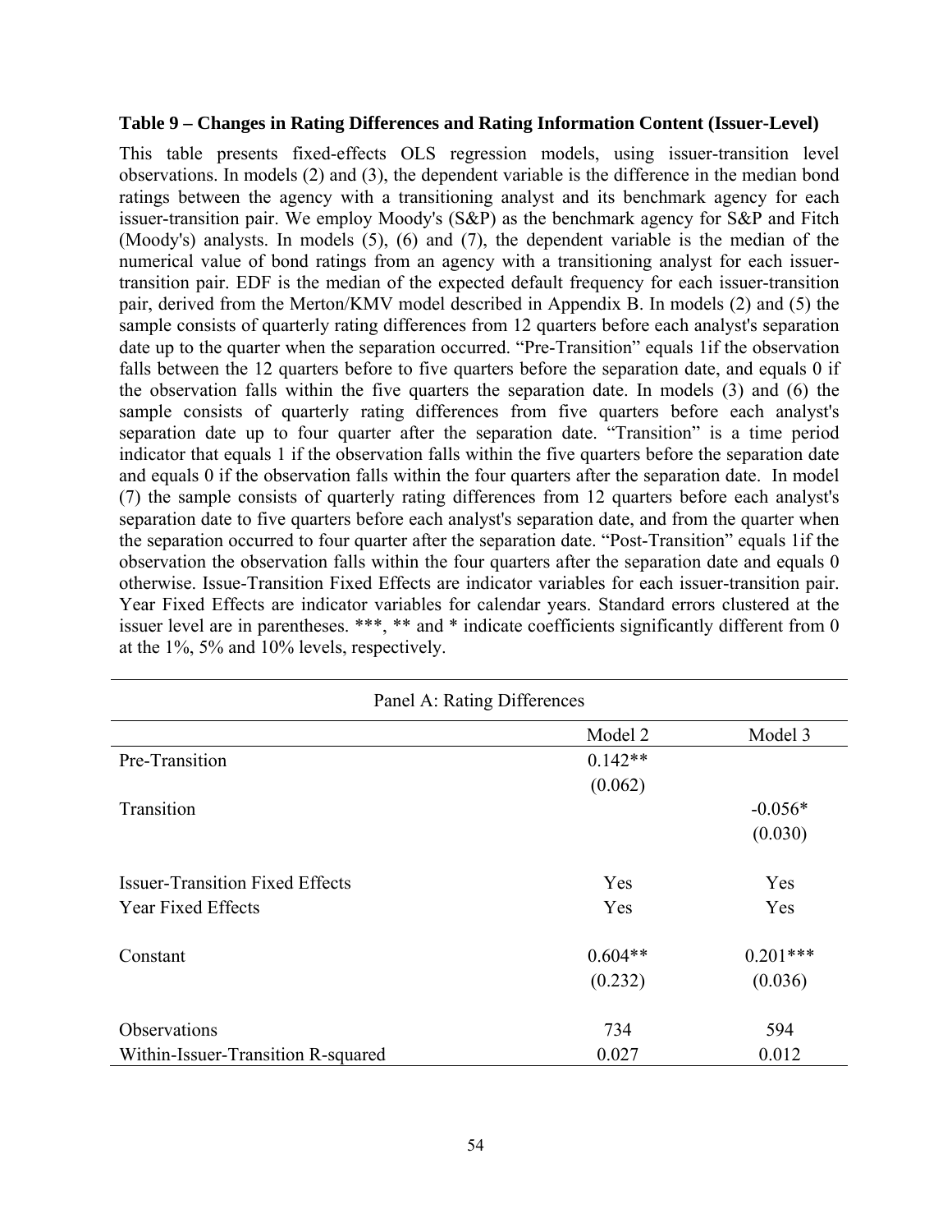**Table 9 – Changes in Rating Differences and Rating Information Content (Issuer-Level)**

This table presents fixed-effects OLS regression models, using issuer-transition level observations. In models (2) and (3), the dependent variable is the difference in the median bond ratings between the agency with a transitioning analyst and its benchmark agency for each issuer-transition pair. We employ Moody's (S&P) as the benchmark agency for S&P and Fitch (Moody's) analysts. In models (5), (6) and (7), the dependent variable is the median of the numerical value of bond ratings from an agency with a transitioning analyst for each issuer-transition pair. EDF is the median of the expected default frequency for each issuer-transition pair, derived from the Merton/KMV model described in Appendix B. In models (2) and (5) the sample consists of quarterly rating differences from 12 quarters before each analyst's separation date up to the quarter when the separation occurred. "Pre-Transition" equals 1if the observation falls between the 12 quarters before to five quarters before the separation date, and equals 0 if the observation falls within the five quarters the separation date. In models (3) and (6) the sample consists of quarterly rating differences from five quarters before each analyst's separation date up to four quarter after the separation date. "Transition" is a time period indicator that equals 1 if the observation falls within the five quarters before the separation date and equals 0 if the observation falls within the four quarters after the separation date. In model (7) the sample consists of quarterly rating differences from 12 quarters before each analyst's separation date to five quarters before each analyst's separation date, and from the quarter when the separation occurred to four quarter after the separation date. "Post-Transition" equals 1if the observation the observation falls within the four quarters after the separation date and equals 0 otherwise. Issue-Transition Fixed Effects are indicator variables for each issuer-transition pair. Year Fixed Effects are indicator variables for calendar years. Standard errors clustered at the issuer level are in parentheses. ***, ** and * indicate coefficients significantly different from 0 at the 1%, 5% and 10% levels, respectively.

| Panel A: Rating Differences | | |
|---|---|---|
| | Model 2 | Model 3 |
| Pre-Transition | 0.142** | |
| | (0.062) | |
| Transition | | -0.056* |
| | | (0.030) |
| Issuer-Transition Fixed Effects | Yes | Yes |
| Year Fixed Effects | Yes | Yes |
| Constant | 0.604** | 0.201*** |
| | (0.232) | (0.036) |
| Observations | 734 | 594 |
| Within-Issuer-Transition R-squared | 0.027 | 0.012 |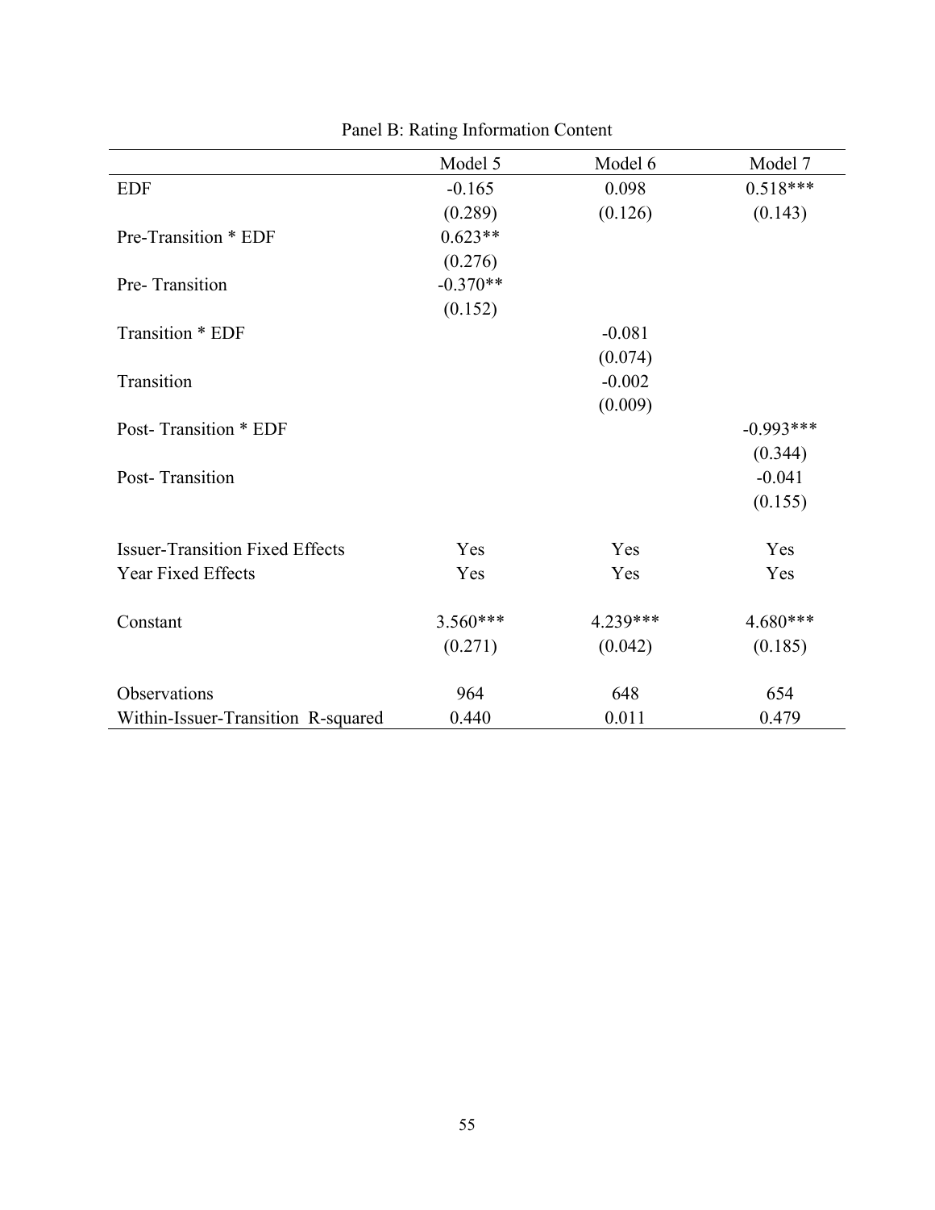Panel B: Rating Information Content

| | Model 5 | Model 6 | Model 7 |
|---|---|---|---|
| EDF | -0.165 | 0.098 | 0.518*** |
| | (0.289) | (0.126) | (0.143) |
| Pre-Transition * EDF | 0.623** | | |
| | (0.276) | | |
| Pre- Transition | -0.370** | | |
| | (0.152) | | |
| Transition * EDF | | -0.081 | |
| | | (0.074) | |
| Transition | | -0.002 | |
| | | (0.009) | |
| Post- Transition * EDF | | | -0.993*** |
| | | | (0.344) |
| Post- Transition | | | -0.041 |
| | | | (0.155) |
| | | | |
| Issuer-Transition Fixed Effects | Yes | Yes | Yes |
| Year Fixed Effects | Yes | Yes | Yes |
| | | | |
| Constant | 3.560*** | 4.239*** | 4.680*** |
| | (0.271) | (0.042) | (0.185) |
| | | | |
| Observations | 964 | 648 | 654 |
| Within-Issuer-Transition R-squared | 0.440 | 0.011 | 0.479 |